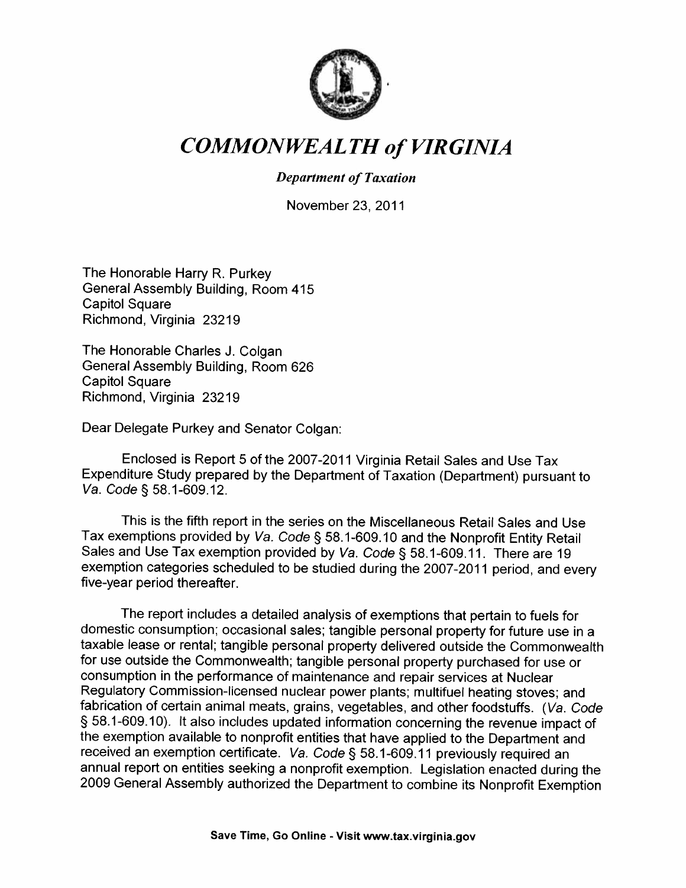# *COMMONWEALTH of VIRGINIA*

*Department of Taxation*

November 23, 2011

The Honorable Harry R. Purkey
General Assembly Building, Room 415
Capitol Square
Richmond, Virginia 23219

The Honorable Charles J. Colgan
General Assembly Building, Room 626
Capitol Square
Richmond, Virginia 23219

Dear Delegate Purkey and Senator Colgan:

Enclosed is Report 5 of the 2007-2011 Virginia Retail Sales and Use Tax Expenditure Study prepared by the Department of Taxation (Department) pursuant to *Va. Code* § 58.1-609.12.

This is the fifth report in the series on the Miscellaneous Retail Sales and Use Tax exemptions provided by *Va. Code* § 58.1-609.10 and the Nonprofit Entity Retail Sales and Use Tax exemption provided by *Va. Code* § 58.1-609.11. There are 19 exemption categories scheduled to be studied during the 2007-2011 period, and every five-year period thereafter.

The report includes a detailed analysis of exemptions that pertain to fuels for domestic consumption; occasional sales; tangible personal property for future use in a taxable lease or rental; tangible personal property delivered outside the Commonwealth for use outside the Commonwealth; tangible personal property purchased for use or consumption in the performance of maintenance and repair services at Nuclear Regulatory Commission-licensed nuclear power plants; multifuel heating stoves; and fabrication of certain animal meats, grains, vegetables, and other foodstuffs. (*Va. Code* § 58.1-609.10). It also includes updated information concerning the revenue impact of the exemption available to nonprofit entities that have applied to the Department and received an exemption certificate. *Va. Code* § 58.1-609.11 previously required an annual report on entities seeking a nonprofit exemption. Legislation enacted during the 2009 General Assembly authorized the Department to combine its Nonprofit Exemption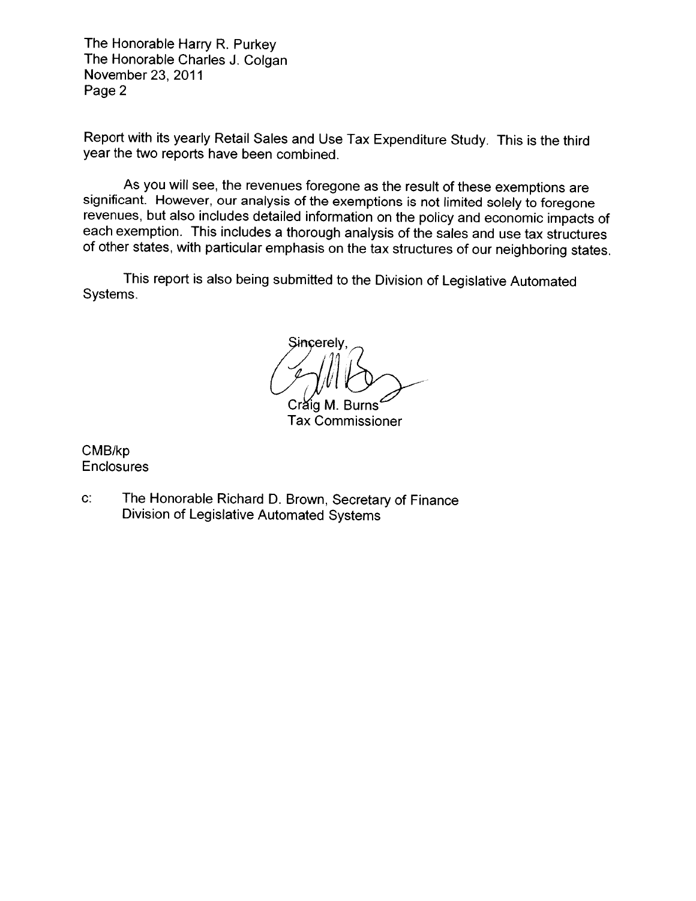The Honorable Harry R. Purkey
The Honorable Charles J. Colgan
November 23, 2011
Page 2

Report with its yearly Retail Sales and Use Tax Expenditure Study. This is the third year the two reports have been combined.

As you will see, the revenues foregone as the result of these exemptions are significant. However, our analysis of the exemptions is not limited solely to foregone revenues, but also includes detailed information on the policy and economic impacts of each exemption. This includes a thorough analysis of the sales and use tax structures of other states, with particular emphasis on the tax structures of our neighboring states.

This report is also being submitted to the Division of Legislative Automated Systems.

Sincerely,

Craig M. Burns
Tax Commissioner

CMB/kp
Enclosures

c: The Honorable Richard D. Brown, Secretary of Finance
Division of Legislative Automated Systems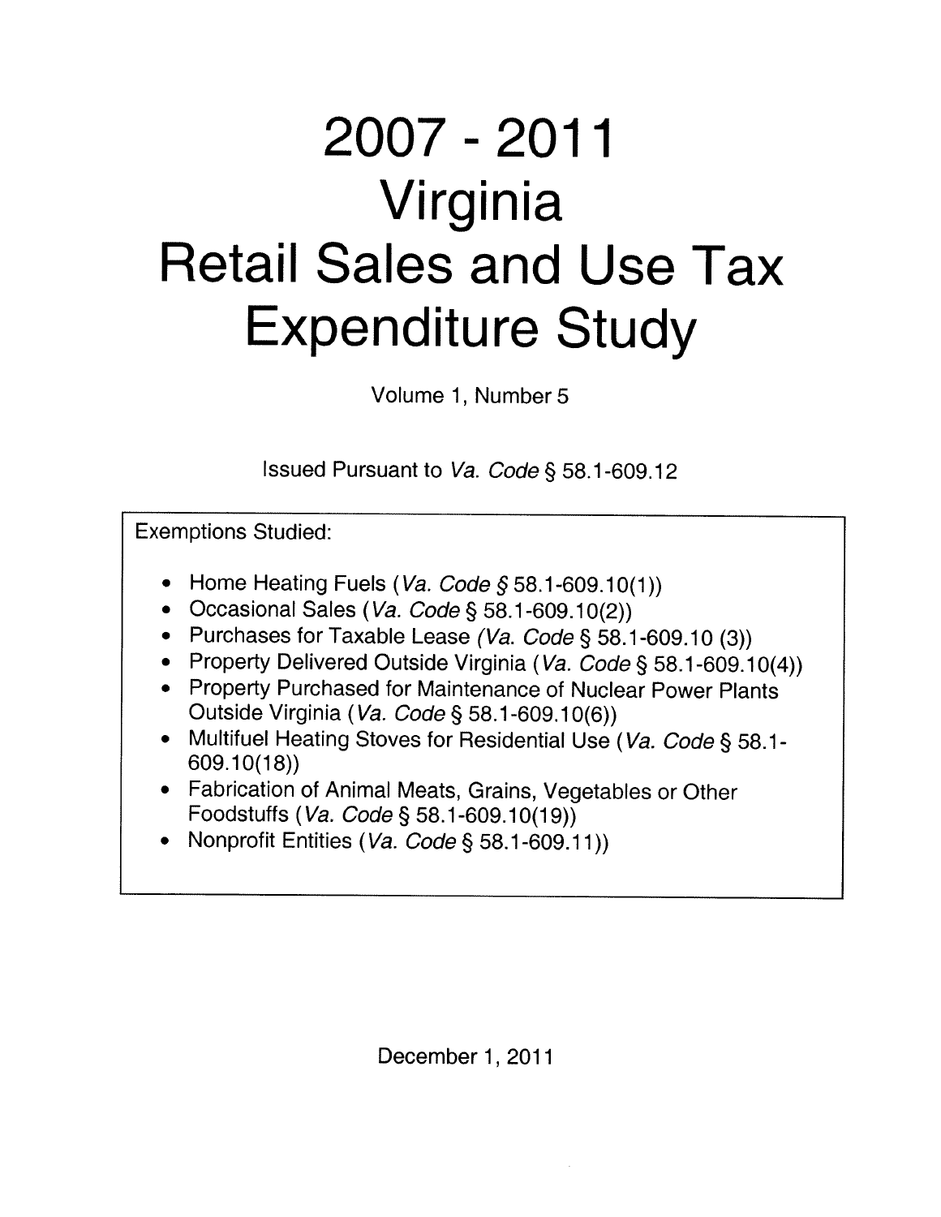# 2007 - 2011 Virginia Retail Sales and Use Tax Expenditure Study

Volume 1, Number 5

Issued Pursuant to *Va. Code* § 58.1-609.12

Exemptions Studied:

- Home Heating Fuels (*Va. Code* § 58.1-609.10(1))
- Occasional Sales (*Va. Code* § 58.1-609.10(2))
- Purchases for Taxable Lease (*Va. Code* § 58.1-609.10 (3))
- Property Delivered Outside Virginia (*Va. Code* § 58.1-609.10(4))
- Property Purchased for Maintenance of Nuclear Power Plants Outside Virginia (*Va. Code* § 58.1-609.10(6))
- Multifuel Heating Stoves for Residential Use (*Va. Code* § 58.1-609.10(18))
- Fabrication of Animal Meats, Grains, Vegetables or Other Foodstuffs (*Va. Code* § 58.1-609.10(19))
- Nonprofit Entities (*Va. Code* § 58.1-609.11))

December 1, 2011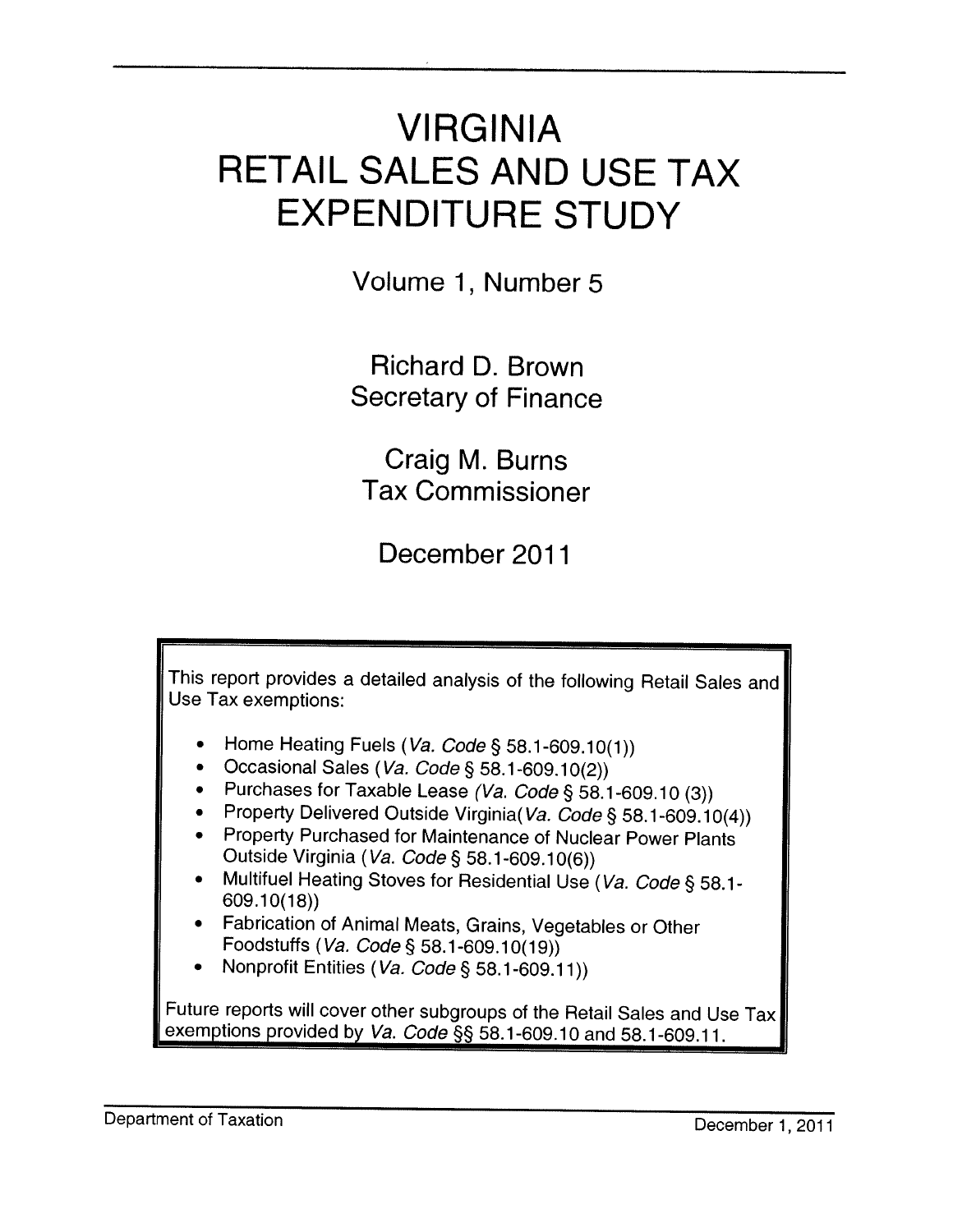# VIRGINIA RETAIL SALES AND USE TAX EXPENDITURE STUDY

Volume 1, Number 5

Richard D. Brown
Secretary of Finance

Craig M. Burns
Tax Commissioner

December 2011

This report provides a detailed analysis of the following Retail Sales and Use Tax exemptions:

- Home Heating Fuels (*Va. Code* § 58.1-609.10(1))
- Occasional Sales (*Va. Code* § 58.1-609.10(2))
- Purchases for Taxable Lease (*Va. Code* § 58.1-609.10 (3))
- Property Delivered Outside Virginia(*Va. Code* § 58.1-609.10(4))
- Property Purchased for Maintenance of Nuclear Power Plants Outside Virginia (*Va. Code* § 58.1-609.10(6))
- Multifuel Heating Stoves for Residential Use (*Va. Code* § 58.1-609.10(18))
- Fabrication of Animal Meats, Grains, Vegetables or Other Foodstuffs (*Va. Code* § 58.1-609.10(19))
- Nonprofit Entities (*Va. Code* § 58.1-609.11))

Future reports will cover other subgroups of the Retail Sales and Use Tax exemptions provided by *Va. Code* §§ 58.1-609.10 and 58.1-609.11.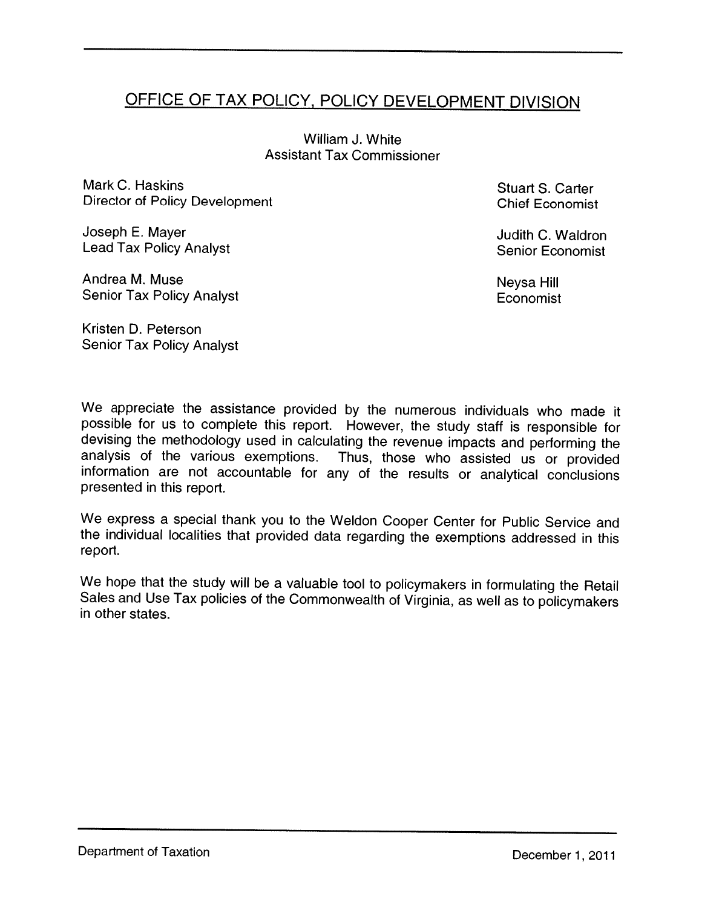## OFFICE OF TAX POLICY, POLICY DEVELOPMENT DIVISION

William J. White
Assistant Tax Commissioner

Mark C. Haskins
Director of Policy Development

Joseph E. Mayer
Lead Tax Policy Analyst

Andrea M. Muse
Senior Tax Policy Analyst

Kristen D. Peterson
Senior Tax Policy Analyst

Stuart S. Carter
Chief Economist

Judith C. Waldron
Senior Economist

Neysa Hill
Economist

We appreciate the assistance provided by the numerous individuals who made it possible for us to complete this report. However, the study staff is responsible for devising the methodology used in calculating the revenue impacts and performing the analysis of the various exemptions. Thus, those who assisted us or provided information are not accountable for any of the results or analytical conclusions presented in this report.

We express a special thank you to the Weldon Cooper Center for Public Service and the individual localities that provided data regarding the exemptions addressed in this report.

We hope that the study will be a valuable tool to policymakers in formulating the Retail Sales and Use Tax policies of the Commonwealth of Virginia, as well as to policymakers in other states.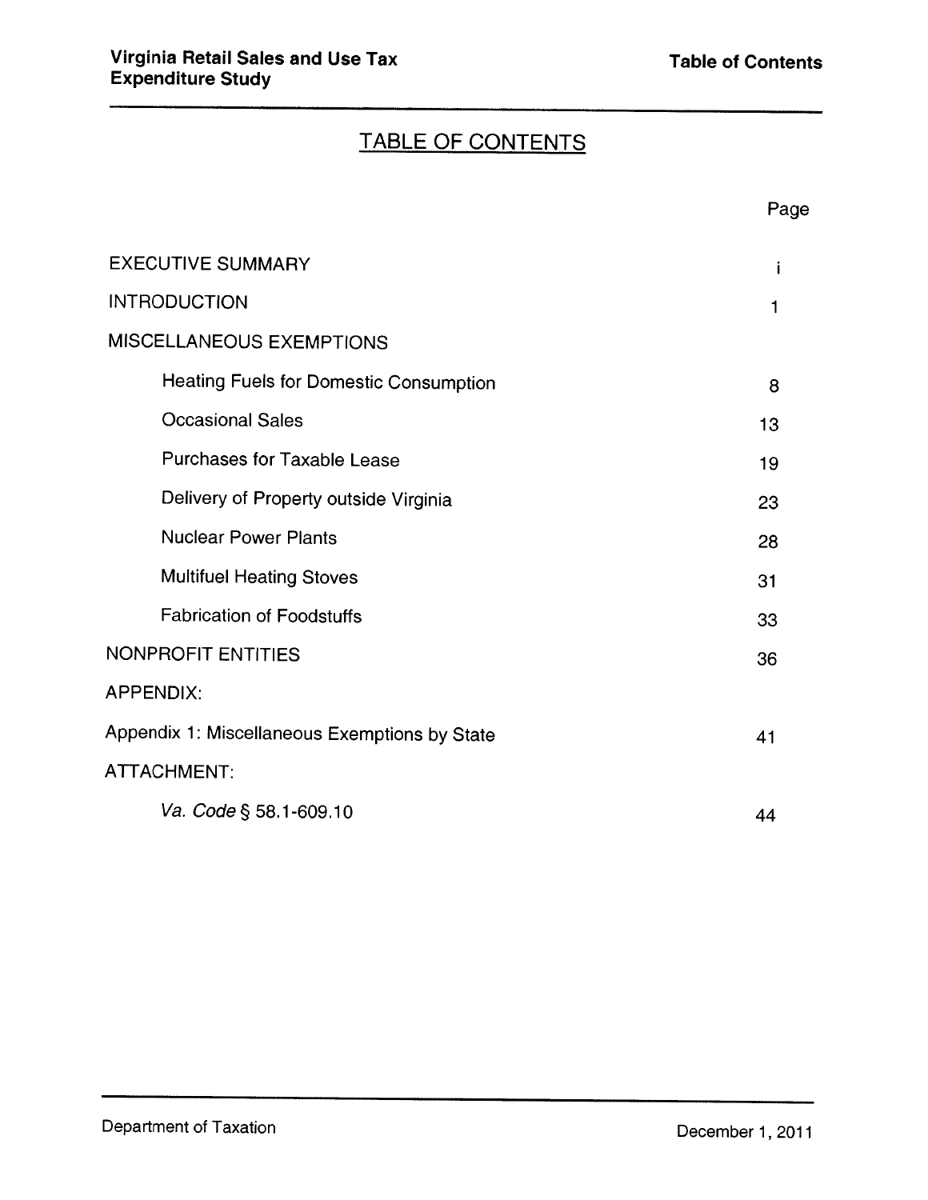# TABLE OF CONTENTS

| | Page |
|---|---|
| EXECUTIVE SUMMARY | i |
| INTRODUCTION | 1 |
| MISCELLANEOUS EXEMPTIONS | |
| Heating Fuels for Domestic Consumption | 8 |
| Occasional Sales | 13 |
| Purchases for Taxable Lease | 19 |
| Delivery of Property outside Virginia | 23 |
| Nuclear Power Plants | 28 |
| Multifuel Heating Stoves | 31 |
| Fabrication of Foodstuffs | 33 |
| NONPROFIT ENTITIES | 36 |
| APPENDIX: | |
| Appendix 1: Miscellaneous Exemptions by State | 41 |
| ATTACHMENT: | |
| *Va. Code* § 58.1-609.10 | 44 |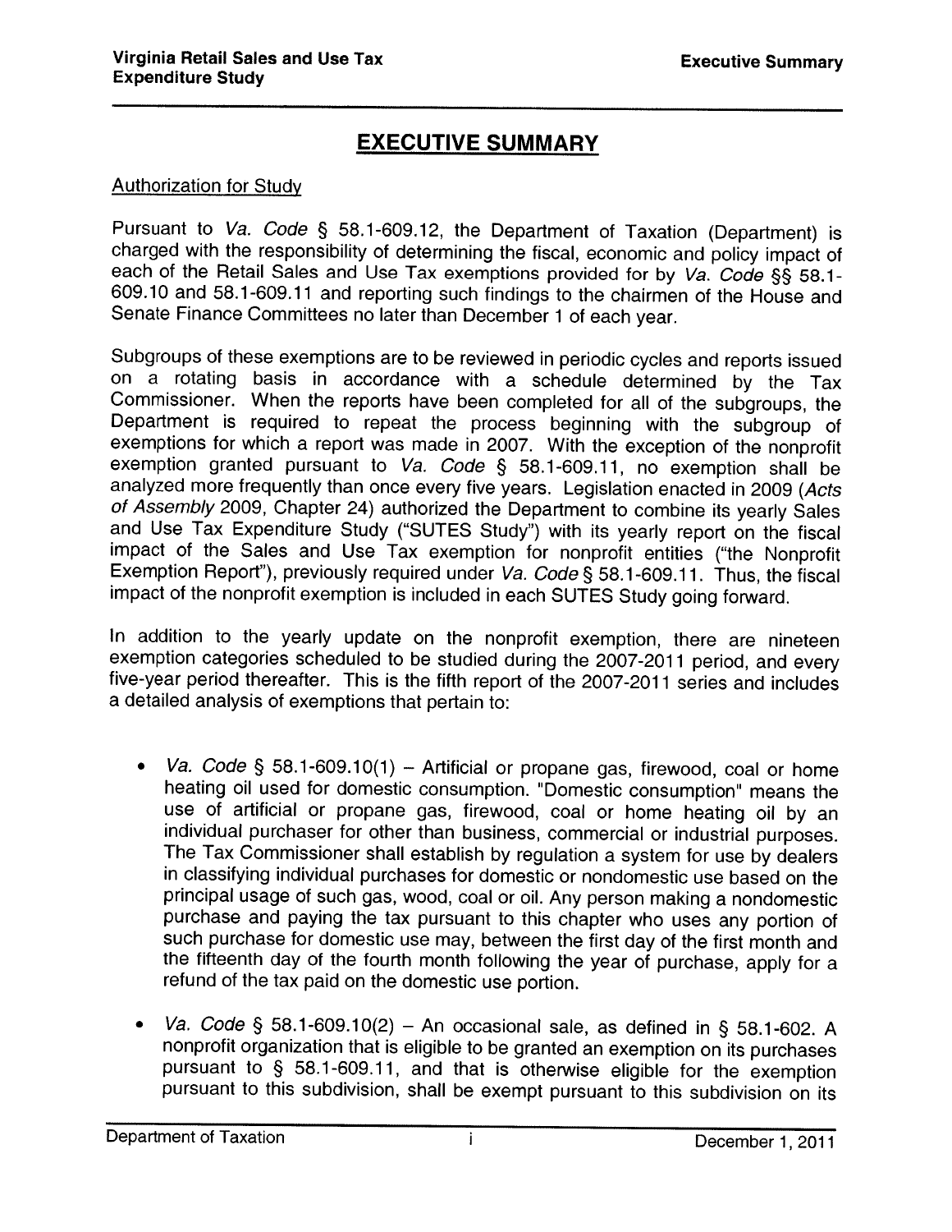# EXECUTIVE SUMMARY

Authorization for Study

Pursuant to *Va. Code* § 58.1-609.12, the Department of Taxation (Department) is charged with the responsibility of determining the fiscal, economic and policy impact of each of the Retail Sales and Use Tax exemptions provided for by *Va. Code* §§ 58.1-609.10 and 58.1-609.11 and reporting such findings to the chairmen of the House and Senate Finance Committees no later than December 1 of each year.

Subgroups of these exemptions are to be reviewed in periodic cycles and reports issued on a rotating basis in accordance with a schedule determined by the Tax Commissioner. When the reports have been completed for all of the subgroups, the Department is required to repeat the process beginning with the subgroup of exemptions for which a report was made in 2007. With the exception of the nonprofit exemption granted pursuant to *Va. Code* § 58.1-609.11, no exemption shall be analyzed more frequently than once every five years. Legislation enacted in 2009 (*Acts of Assembly* 2009, Chapter 24) authorized the Department to combine its yearly Sales and Use Tax Expenditure Study ("SUTES Study") with its yearly report on the fiscal impact of the Sales and Use Tax exemption for nonprofit entities ("the Nonprofit Exemption Report"), previously required under *Va. Code* § 58.1-609.11. Thus, the fiscal impact of the nonprofit exemption is included in each SUTES Study going forward.

In addition to the yearly update on the nonprofit exemption, there are nineteen exemption categories scheduled to be studied during the 2007-2011 period, and every five-year period thereafter. This is the fifth report of the 2007-2011 series and includes a detailed analysis of exemptions that pertain to:

- *Va. Code* § 58.1-609.10(1) – Artificial or propane gas, firewood, coal or home heating oil used for domestic consumption. "Domestic consumption" means the use of artificial or propane gas, firewood, coal or home heating oil by an individual purchaser for other than business, commercial or industrial purposes. The Tax Commissioner shall establish by regulation a system for use by dealers in classifying individual purchases for domestic or nondomestic use based on the principal usage of such gas, wood, coal or oil. Any person making a nondomestic purchase and paying the tax pursuant to this chapter who uses any portion of such purchase for domestic use may, between the first day of the first month and the fifteenth day of the fourth month following the year of purchase, apply for a refund of the tax paid on the domestic use portion.

- *Va. Code* § 58.1-609.10(2) – An occasional sale, as defined in § 58.1-602. A nonprofit organization that is eligible to be granted an exemption on its purchases pursuant to § 58.1-609.11, and that is otherwise eligible for the exemption pursuant to this subdivision, shall be exempt pursuant to this subdivision on its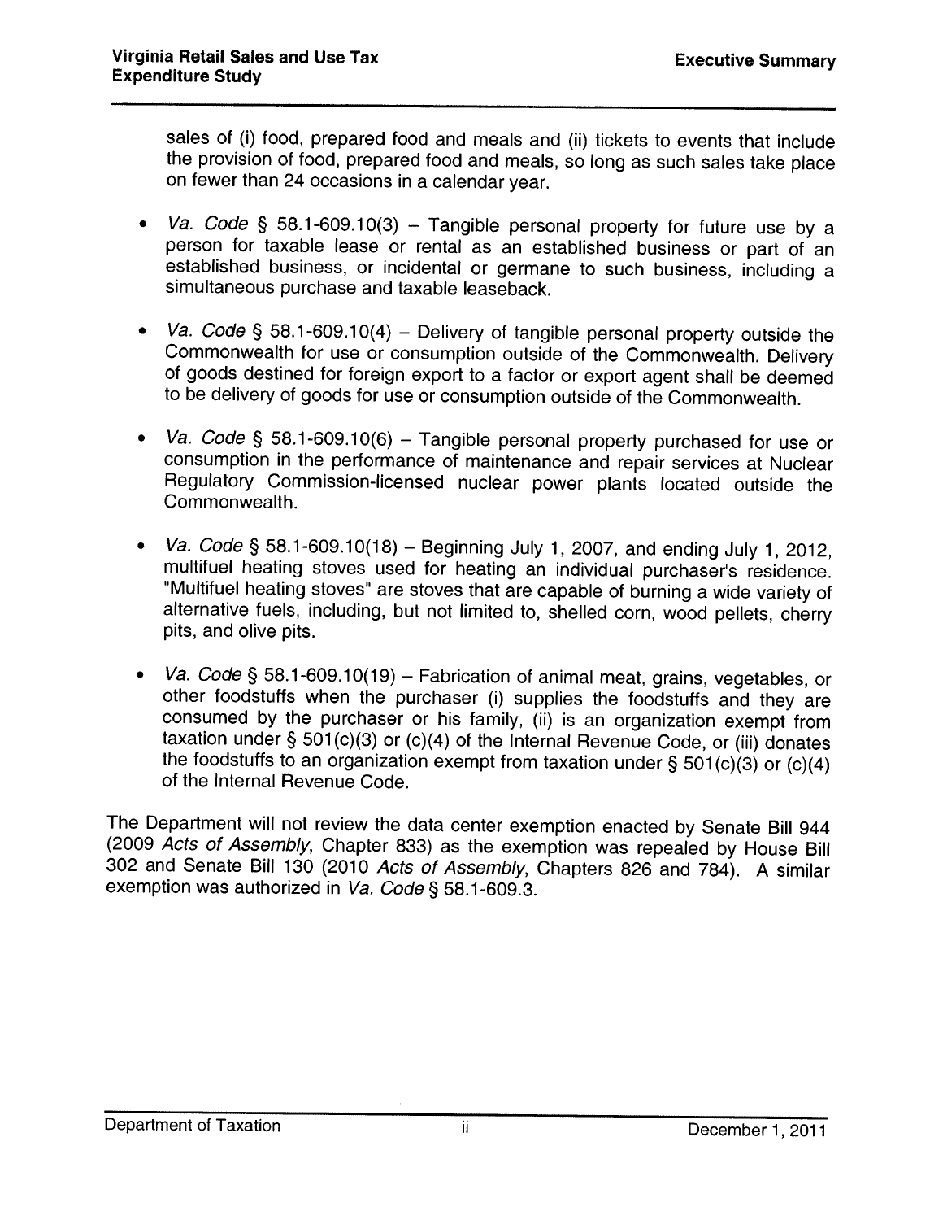sales of (i) food, prepared food and meals and (ii) tickets to events that include the provision of food, prepared food and meals, so long as such sales take place on fewer than 24 occasions in a calendar year.

- *Va. Code* § 58.1-609.10(3) – Tangible personal property for future use by a person for taxable lease or rental as an established business or part of an established business, or incidental or germane to such business, including a simultaneous purchase and taxable leaseback.

- *Va. Code* § 58.1-609.10(4) – Delivery of tangible personal property outside the Commonwealth for use or consumption outside of the Commonwealth. Delivery of goods destined for foreign export to a factor or export agent shall be deemed to be delivery of goods for use or consumption outside of the Commonwealth.

- *Va. Code* § 58.1-609.10(6) – Tangible personal property purchased for use or consumption in the performance of maintenance and repair services at Nuclear Regulatory Commission-licensed nuclear power plants located outside the Commonwealth.

- *Va. Code* § 58.1-609.10(18) – Beginning July 1, 2007, and ending July 1, 2012, multifuel heating stoves used for heating an individual purchaser's residence. "Multifuel heating stoves" are stoves that are capable of burning a wide variety of alternative fuels, including, but not limited to, shelled corn, wood pellets, cherry pits, and olive pits.

- *Va. Code* § 58.1-609.10(19) – Fabrication of animal meat, grains, vegetables, or other foodstuffs when the purchaser (i) supplies the foodstuffs and they are consumed by the purchaser or his family, (ii) is an organization exempt from taxation under § 501(c)(3) or (c)(4) of the Internal Revenue Code, or (iii) donates the foodstuffs to an organization exempt from taxation under § 501(c)(3) or (c)(4) of the Internal Revenue Code.

The Department will not review the data center exemption enacted by Senate Bill 944 (2009 *Acts of Assembly*, Chapter 833) as the exemption was repealed by House Bill 302 and Senate Bill 130 (2010 *Acts of Assembly*, Chapters 826 and 784). A similar exemption was authorized in *Va. Code* § 58.1-609.3.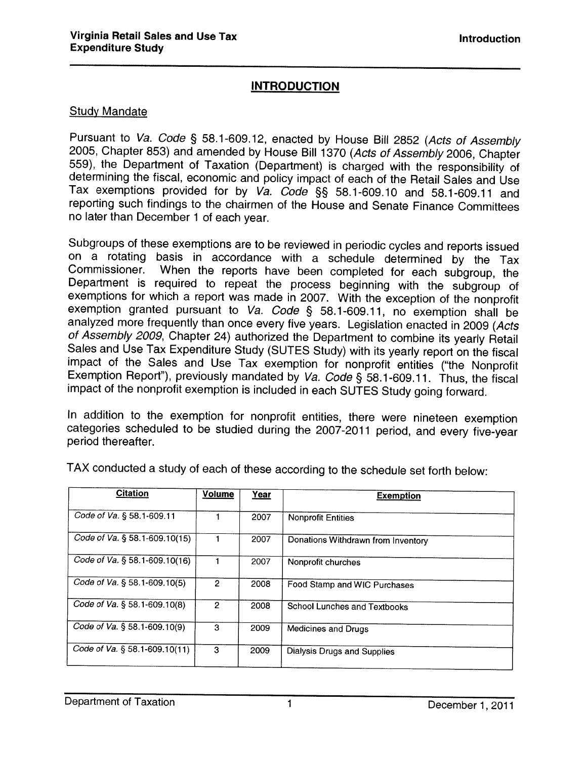## INTRODUCTION

### Study Mandate

Pursuant to *Va. Code* § 58.1-609.12, enacted by House Bill 2852 (*Acts of Assembly* 2005, Chapter 853) and amended by House Bill 1370 (*Acts of Assembly* 2006, Chapter 559), the Department of Taxation (Department) is charged with the responsibility of determining the fiscal, economic and policy impact of each of the Retail Sales and Use Tax exemptions provided for by *Va. Code* §§ 58.1-609.10 and 58.1-609.11 and reporting such findings to the chairmen of the House and Senate Finance Committees no later than December 1 of each year.

Subgroups of these exemptions are to be reviewed in periodic cycles and reports issued on a rotating basis in accordance with a schedule determined by the Tax Commissioner. When the reports have been completed for each subgroup, the Department is required to repeat the process beginning with the subgroup of exemptions for which a report was made in 2007. With the exception of the nonprofit exemption granted pursuant to *Va. Code* § 58.1-609.11, no exemption shall be analyzed more frequently than once every five years. Legislation enacted in 2009 (*Acts of Assembly 2009*, Chapter 24) authorized the Department to combine its yearly Retail Sales and Use Tax Expenditure Study (SUTES Study) with its yearly report on the fiscal impact of the Sales and Use Tax exemption for nonprofit entities ("the Nonprofit Exemption Report"), previously mandated by *Va. Code* § 58.1-609.11. Thus, the fiscal impact of the nonprofit exemption is included in each SUTES Study going forward.

In addition to the exemption for nonprofit entities, there were nineteen exemption categories scheduled to be studied during the 2007-2011 period, and every five-year period thereafter.

TAX conducted a study of each of these according to the schedule set forth below:

| Citation | Volume | Year | Exemption |
|---|---|---|---|
| *Code of Va.* § 58.1-609.11 | 1 | 2007 | Nonprofit Entities |
| *Code of Va.* § 58.1-609.10(15) | 1 | 2007 | Donations Withdrawn from Inventory |
| *Code of Va.* § 58.1-609.10(16) | 1 | 2007 | Nonprofit churches |
| *Code of Va.* § 58.1-609.10(5) | 2 | 2008 | Food Stamp and WIC Purchases |
| *Code of Va.* § 58.1-609.10(8) | 2 | 2008 | School Lunches and Textbooks |
| *Code of Va.* § 58.1-609.10(9) | 3 | 2009 | Medicines and Drugs |
| *Code of Va.* § 58.1-609.10(11) | 3 | 2009 | Dialysis Drugs and Supplies |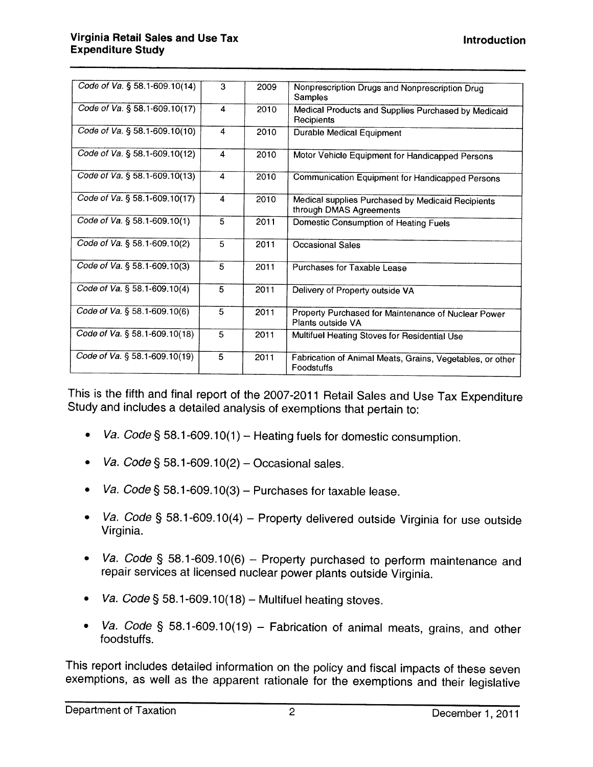| | | | |
|---|---|---|---|
| *Code of Va.* § 58.1-609.10(14) | 3 | 2009 | Nonprescription Drugs and Nonprescription Drug Samples |
| *Code of Va.* § 58.1-609.10(17) | 4 | 2010 | Medical Products and Supplies Purchased by Medicaid Recipients |
| *Code of Va.* § 58.1-609.10(10) | 4 | 2010 | Durable Medical Equipment |
| *Code of Va.* § 58.1-609.10(12) | 4 | 2010 | Motor Vehicle Equipment for Handicapped Persons |
| *Code of Va.* § 58.1-609.10(13) | 4 | 2010 | Communication Equipment for Handicapped Persons |
| *Code of Va.* § 58.1-609.10(17) | 4 | 2010 | Medical supplies Purchased by Medicaid Recipients through DMAS Agreements |
| *Code of Va.* § 58.1-609.10(1) | 5 | 2011 | Domestic Consumption of Heating Fuels |
| *Code of Va.* § 58.1-609.10(2) | 5 | 2011 | Occasional Sales |
| *Code of Va.* § 58.1-609.10(3) | 5 | 2011 | Purchases for Taxable Lease |
| *Code of Va.* § 58.1-609.10(4) | 5 | 2011 | Delivery of Property outside VA |
| *Code of Va.* § 58.1-609.10(6) | 5 | 2011 | Property Purchased for Maintenance of Nuclear Power Plants outside VA |
| *Code of Va.* § 58.1-609.10(18) | 5 | 2011 | Multifuel Heating Stoves for Residential Use |
| *Code of Va.* § 58.1-609.10(19) | 5 | 2011 | Fabrication of Animal Meats, Grains, Vegetables, or other Foodstuffs |

This is the fifth and final report of the 2007-2011 Retail Sales and Use Tax Expenditure Study and includes a detailed analysis of exemptions that pertain to:

- *Va. Code* § 58.1-609.10(1) – Heating fuels for domestic consumption.
- *Va. Code* § 58.1-609.10(2) – Occasional sales.
- *Va. Code* § 58.1-609.10(3) – Purchases for taxable lease.
- *Va. Code* § 58.1-609.10(4) – Property delivered outside Virginia for use outside Virginia.
- *Va. Code* § 58.1-609.10(6) – Property purchased to perform maintenance and repair services at licensed nuclear power plants outside Virginia.
- *Va. Code* § 58.1-609.10(18) – Multifuel heating stoves.
- *Va. Code* § 58.1-609.10(19) – Fabrication of animal meats, grains, and other foodstuffs.

This report includes detailed information on the policy and fiscal impacts of these seven exemptions, as well as the apparent rationale for the exemptions and their legislative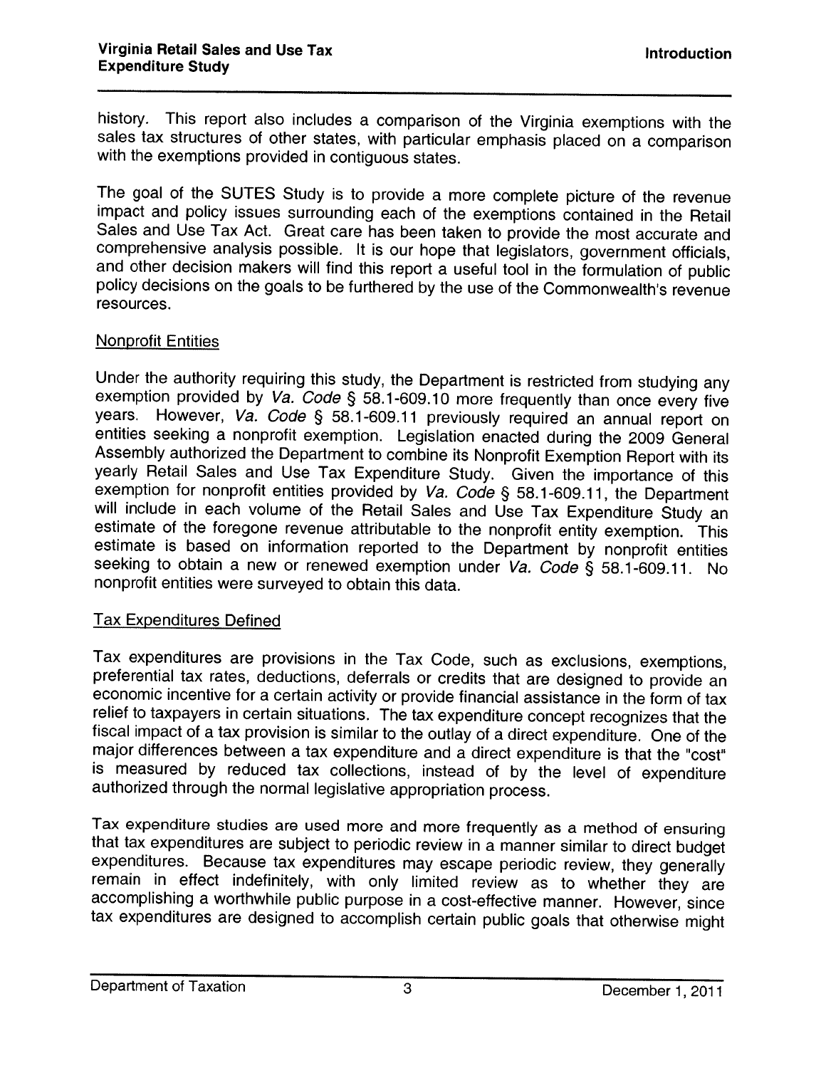history. This report also includes a comparison of the Virginia exemptions with the sales tax structures of other states, with particular emphasis placed on a comparison with the exemptions provided in contiguous states.

The goal of the SUTES Study is to provide a more complete picture of the revenue impact and policy issues surrounding each of the exemptions contained in the Retail Sales and Use Tax Act. Great care has been taken to provide the most accurate and comprehensive analysis possible. It is our hope that legislators, government officials, and other decision makers will find this report a useful tool in the formulation of public policy decisions on the goals to be furthered by the use of the Commonwealth's revenue resources.

## Nonprofit Entities

Under the authority requiring this study, the Department is restricted from studying any exemption provided by *Va. Code* § 58.1-609.10 more frequently than once every five years. However, *Va. Code* § 58.1-609.11 previously required an annual report on entities seeking a nonprofit exemption. Legislation enacted during the 2009 General Assembly authorized the Department to combine its Nonprofit Exemption Report with its yearly Retail Sales and Use Tax Expenditure Study. Given the importance of this exemption for nonprofit entities provided by *Va. Code* § 58.1-609.11, the Department will include in each volume of the Retail Sales and Use Tax Expenditure Study an estimate of the foregone revenue attributable to the nonprofit entity exemption. This estimate is based on information reported to the Department by nonprofit entities seeking to obtain a new or renewed exemption under *Va. Code* § 58.1-609.11. No nonprofit entities were surveyed to obtain this data.

## Tax Expenditures Defined

Tax expenditures are provisions in the Tax Code, such as exclusions, exemptions, preferential tax rates, deductions, deferrals or credits that are designed to provide an economic incentive for a certain activity or provide financial assistance in the form of tax relief to taxpayers in certain situations. The tax expenditure concept recognizes that the fiscal impact of a tax provision is similar to the outlay of a direct expenditure. One of the major differences between a tax expenditure and a direct expenditure is that the "cost" is measured by reduced tax collections, instead of by the level of expenditure authorized through the normal legislative appropriation process.

Tax expenditure studies are used more and more frequently as a method of ensuring that tax expenditures are subject to periodic review in a manner similar to direct budget expenditures. Because tax expenditures may escape periodic review, they generally remain in effect indefinitely, with only limited review as to whether they are accomplishing a worthwhile public purpose in a cost-effective manner. However, since tax expenditures are designed to accomplish certain public goals that otherwise might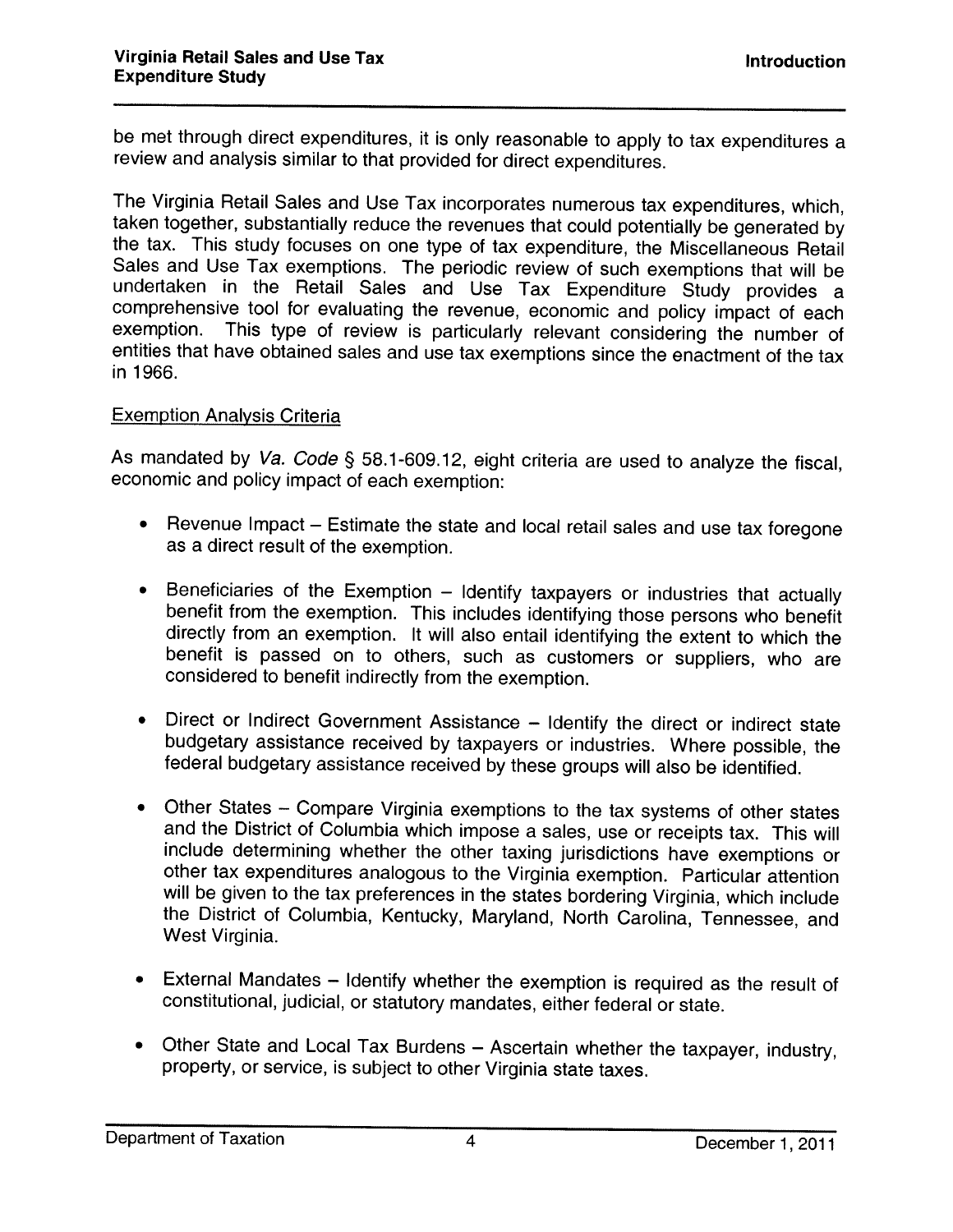be met through direct expenditures, it is only reasonable to apply to tax expenditures a review and analysis similar to that provided for direct expenditures.

The Virginia Retail Sales and Use Tax incorporates numerous tax expenditures, which, taken together, substantially reduce the revenues that could potentially be generated by the tax. This study focuses on one type of tax expenditure, the Miscellaneous Retail Sales and Use Tax exemptions. The periodic review of such exemptions that will be undertaken in the Retail Sales and Use Tax Expenditure Study provides a comprehensive tool for evaluating the revenue, economic and policy impact of each exemption. This type of review is particularly relevant considering the number of entities that have obtained sales and use tax exemptions since the enactment of the tax in 1966.

## Exemption Analysis Criteria

As mandated by *Va. Code* § 58.1-609.12, eight criteria are used to analyze the fiscal, economic and policy impact of each exemption:

- Revenue Impact – Estimate the state and local retail sales and use tax foregone as a direct result of the exemption.
- Beneficiaries of the Exemption – Identify taxpayers or industries that actually benefit from the exemption. This includes identifying those persons who benefit directly from an exemption. It will also entail identifying the extent to which the benefit is passed on to others, such as customers or suppliers, who are considered to benefit indirectly from the exemption.
- Direct or Indirect Government Assistance – Identify the direct or indirect state budgetary assistance received by taxpayers or industries. Where possible, the federal budgetary assistance received by these groups will also be identified.
- Other States – Compare Virginia exemptions to the tax systems of other states and the District of Columbia which impose a sales, use or receipts tax. This will include determining whether the other taxing jurisdictions have exemptions or other tax expenditures analogous to the Virginia exemption. Particular attention will be given to the tax preferences in the states bordering Virginia, which include the District of Columbia, Kentucky, Maryland, North Carolina, Tennessee, and West Virginia.
- External Mandates – Identify whether the exemption is required as the result of constitutional, judicial, or statutory mandates, either federal or state.
- Other State and Local Tax Burdens – Ascertain whether the taxpayer, industry, property, or service, is subject to other Virginia state taxes.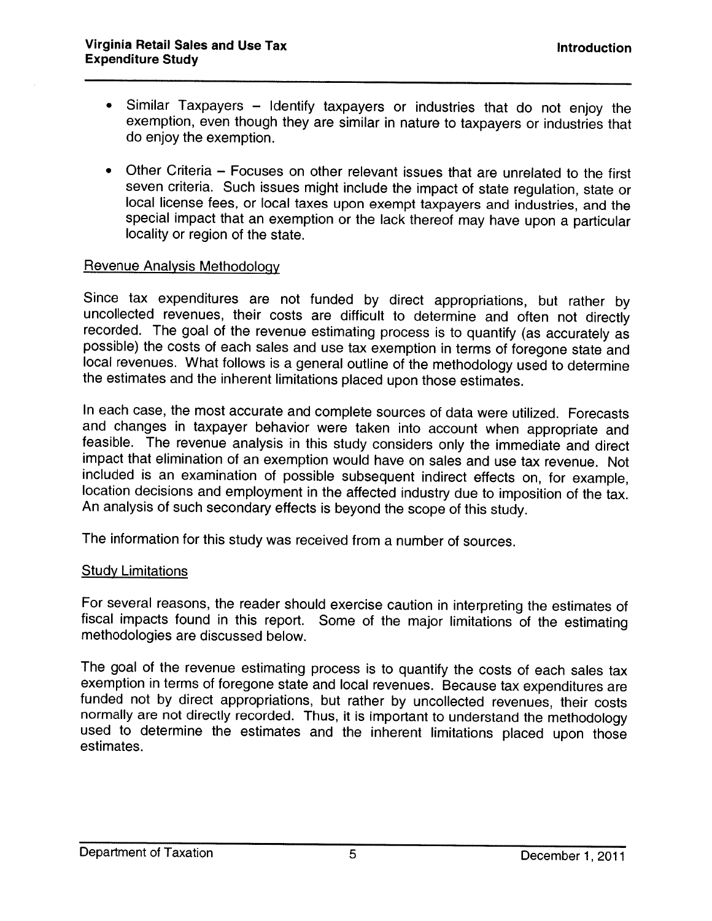- Similar Taxpayers – Identify taxpayers or industries that do not enjoy the exemption, even though they are similar in nature to taxpayers or industries that do enjoy the exemption.

- Other Criteria – Focuses on other relevant issues that are unrelated to the first seven criteria. Such issues might include the impact of state regulation, state or local license fees, or local taxes upon exempt taxpayers and industries, and the special impact that an exemption or the lack thereof may have upon a particular locality or region of the state.

## Revenue Analysis Methodology

Since tax expenditures are not funded by direct appropriations, but rather by uncollected revenues, their costs are difficult to determine and often not directly recorded. The goal of the revenue estimating process is to quantify (as accurately as possible) the costs of each sales and use tax exemption in terms of foregone state and local revenues. What follows is a general outline of the methodology used to determine the estimates and the inherent limitations placed upon those estimates.

In each case, the most accurate and complete sources of data were utilized. Forecasts and changes in taxpayer behavior were taken into account when appropriate and feasible. The revenue analysis in this study considers only the immediate and direct impact that elimination of an exemption would have on sales and use tax revenue. Not included is an examination of possible subsequent indirect effects on, for example, location decisions and employment in the affected industry due to imposition of the tax. An analysis of such secondary effects is beyond the scope of this study.

The information for this study was received from a number of sources.

## Study Limitations

For several reasons, the reader should exercise caution in interpreting the estimates of fiscal impacts found in this report. Some of the major limitations of the estimating methodologies are discussed below.

The goal of the revenue estimating process is to quantify the costs of each sales tax exemption in terms of foregone state and local revenues. Because tax expenditures are funded not by direct appropriations, but rather by uncollected revenues, their costs normally are not directly recorded. Thus, it is important to understand the methodology used to determine the estimates and the inherent limitations placed upon those estimates.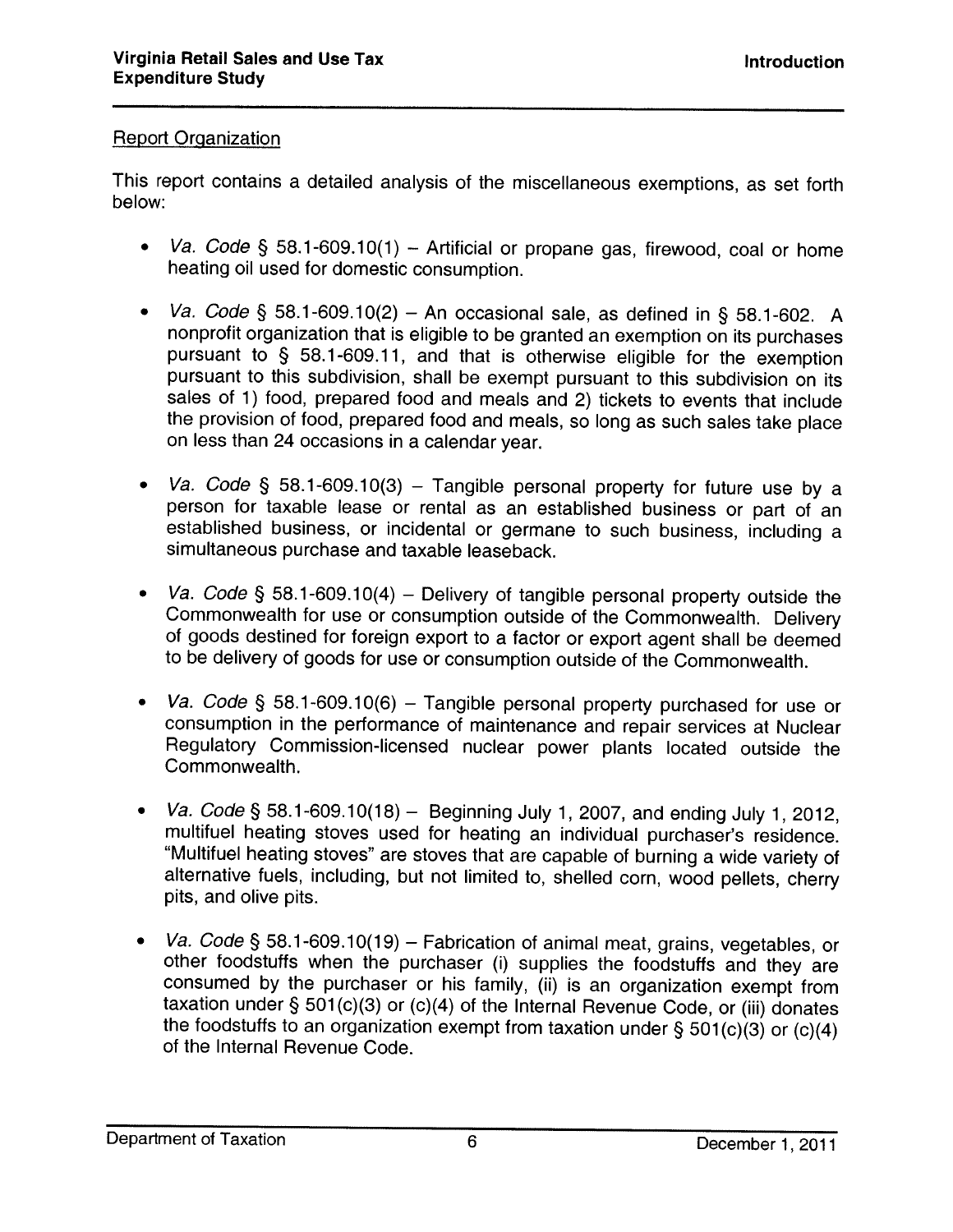## Report Organization

This report contains a detailed analysis of the miscellaneous exemptions, as set forth below:

- *Va. Code* § 58.1-609.10(1) – Artificial or propane gas, firewood, coal or home heating oil used for domestic consumption.
- *Va. Code* § 58.1-609.10(2) – An occasional sale, as defined in § 58.1-602. A nonprofit organization that is eligible to be granted an exemption on its purchases pursuant to § 58.1-609.11, and that is otherwise eligible for the exemption pursuant to this subdivision, shall be exempt pursuant to this subdivision on its sales of 1) food, prepared food and meals and 2) tickets to events that include the provision of food, prepared food and meals, so long as such sales take place on less than 24 occasions in a calendar year.
- *Va. Code* § 58.1-609.10(3) – Tangible personal property for future use by a person for taxable lease or rental as an established business or part of an established business, or incidental or germane to such business, including a simultaneous purchase and taxable leaseback.
- *Va. Code* § 58.1-609.10(4) – Delivery of tangible personal property outside the Commonwealth for use or consumption outside of the Commonwealth. Delivery of goods destined for foreign export to a factor or export agent shall be deemed to be delivery of goods for use or consumption outside of the Commonwealth.
- *Va. Code* § 58.1-609.10(6) – Tangible personal property purchased for use or consumption in the performance of maintenance and repair services at Nuclear Regulatory Commission-licensed nuclear power plants located outside the Commonwealth.
- *Va. Code* § 58.1-609.10(18) – Beginning July 1, 2007, and ending July 1, 2012, multifuel heating stoves used for heating an individual purchaser's residence. "Multifuel heating stoves" are stoves that are capable of burning a wide variety of alternative fuels, including, but not limited to, shelled corn, wood pellets, cherry pits, and olive pits.
- *Va. Code* § 58.1-609.10(19) – Fabrication of animal meat, grains, vegetables, or other foodstuffs when the purchaser (i) supplies the foodstuffs and they are consumed by the purchaser or his family, (ii) is an organization exempt from taxation under § 501(c)(3) or (c)(4) of the Internal Revenue Code, or (iii) donates the foodstuffs to an organization exempt from taxation under § 501(c)(3) or (c)(4) of the Internal Revenue Code.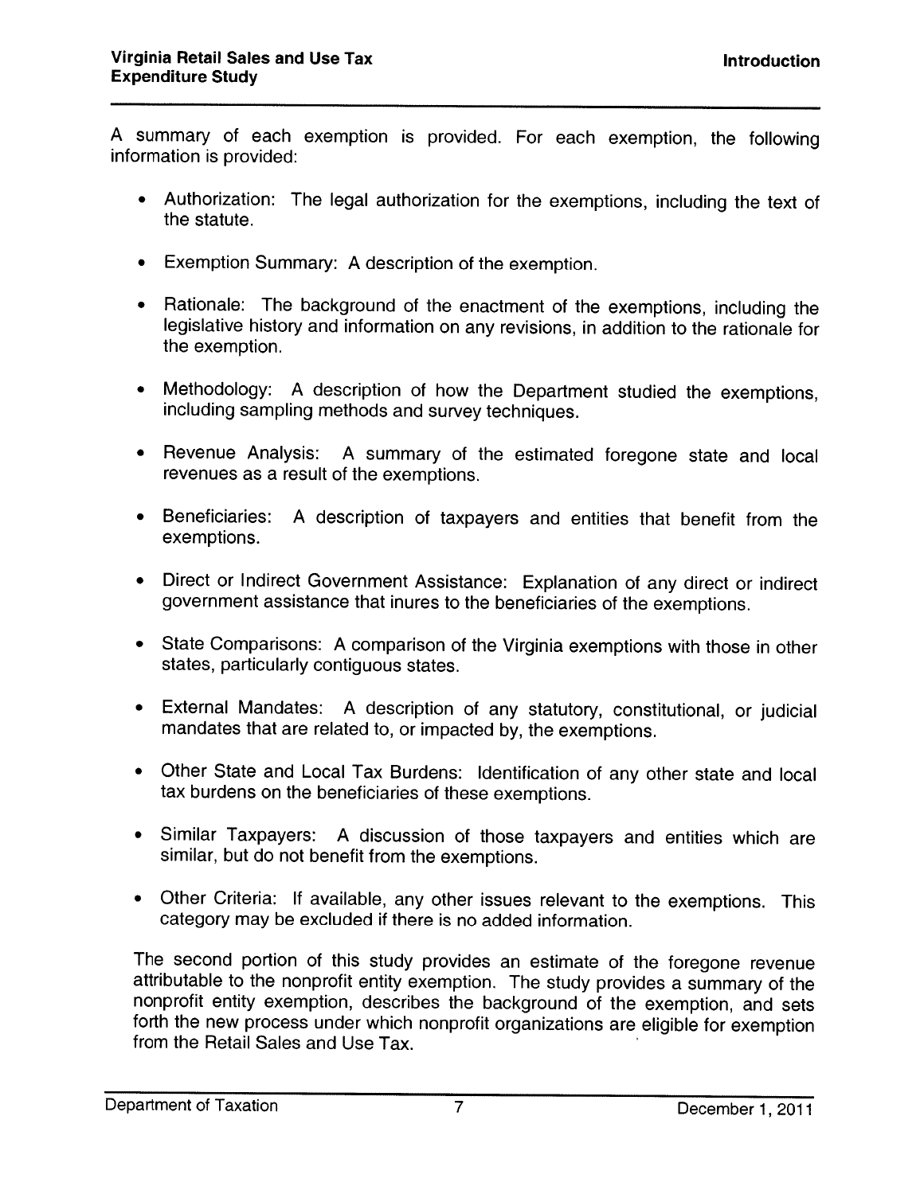A summary of each exemption is provided. For each exemption, the following information is provided:

- Authorization: The legal authorization for the exemptions, including the text of the statute.
- Exemption Summary: A description of the exemption.
- Rationale: The background of the enactment of the exemptions, including the legislative history and information on any revisions, in addition to the rationale for the exemption.
- Methodology: A description of how the Department studied the exemptions, including sampling methods and survey techniques.
- Revenue Analysis: A summary of the estimated foregone state and local revenues as a result of the exemptions.
- Beneficiaries: A description of taxpayers and entities that benefit from the exemptions.
- Direct or Indirect Government Assistance: Explanation of any direct or indirect government assistance that inures to the beneficiaries of the exemptions.
- State Comparisons: A comparison of the Virginia exemptions with those in other states, particularly contiguous states.
- External Mandates: A description of any statutory, constitutional, or judicial mandates that are related to, or impacted by, the exemptions.
- Other State and Local Tax Burdens: Identification of any other state and local tax burdens on the beneficiaries of these exemptions.
- Similar Taxpayers: A discussion of those taxpayers and entities which are similar, but do not benefit from the exemptions.
- Other Criteria: If available, any other issues relevant to the exemptions. This category may be excluded if there is no added information.

The second portion of this study provides an estimate of the foregone revenue attributable to the nonprofit entity exemption. The study provides a summary of the nonprofit entity exemption, describes the background of the exemption, and sets forth the new process under which nonprofit organizations are eligible for exemption from the Retail Sales and Use Tax.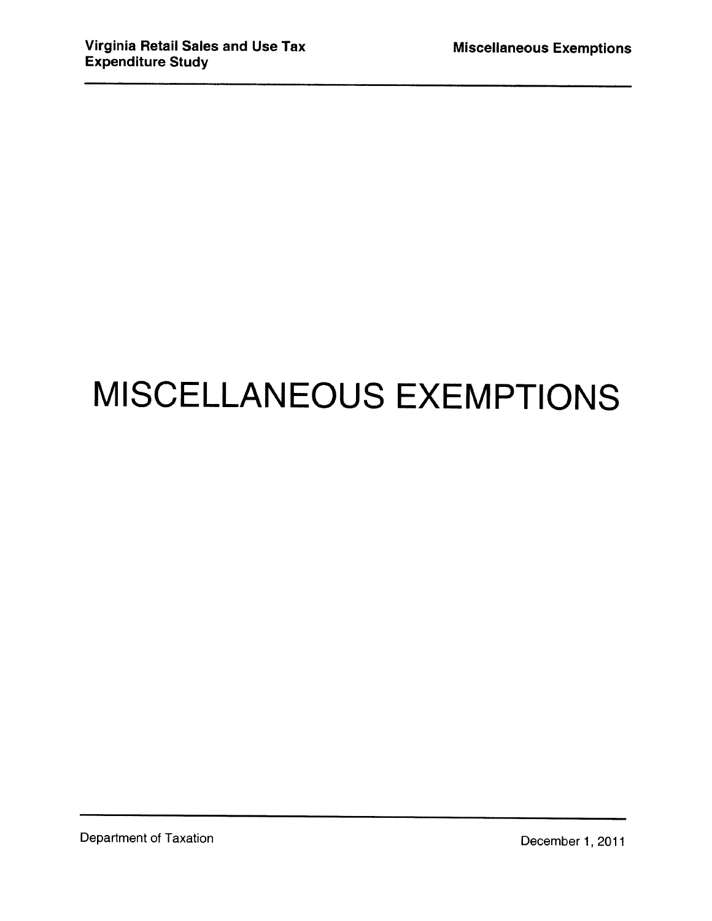# MISCELLANEOUS EXEMPTIONS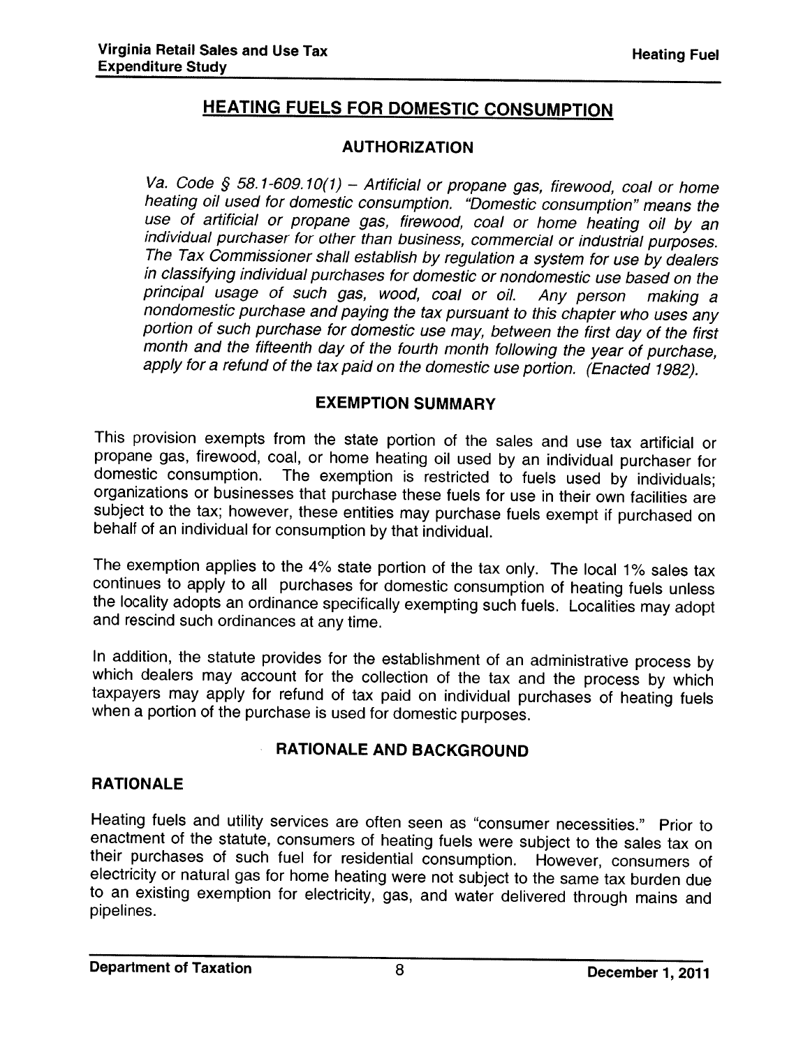## HEATING FUELS FOR DOMESTIC CONSUMPTION

### AUTHORIZATION

*Va. Code § 58.1-609.10(1) – Artificial or propane gas, firewood, coal or home heating oil used for domestic consumption. "Domestic consumption" means the use of artificial or propane gas, firewood, coal or home heating oil by an individual purchaser for other than business, commercial or industrial purposes. The Tax Commissioner shall establish by regulation a system for use by dealers in classifying individual purchases for domestic or nondomestic use based on the principal usage of such gas, wood, coal or oil. Any person making a nondomestic purchase and paying the tax pursuant to this chapter who uses any portion of such purchase for domestic use may, between the first day of the first month and the fifteenth day of the fourth month following the year of purchase, apply for a refund of the tax paid on the domestic use portion. (Enacted 1982).*

### EXEMPTION SUMMARY

This provision exempts from the state portion of the sales and use tax artificial or propane gas, firewood, coal, or home heating oil used by an individual purchaser for domestic consumption. The exemption is restricted to fuels used by individuals; organizations or businesses that purchase these fuels for use in their own facilities are subject to the tax; however, these entities may purchase fuels exempt if purchased on behalf of an individual for consumption by that individual.

The exemption applies to the 4% state portion of the tax only. The local 1% sales tax continues to apply to all purchases for domestic consumption of heating fuels unless the locality adopts an ordinance specifically exempting such fuels. Localities may adopt and rescind such ordinances at any time.

In addition, the statute provides for the establishment of an administrative process by which dealers may account for the collection of the tax and the process by which taxpayers may apply for refund of tax paid on individual purchases of heating fuels when a portion of the purchase is used for domestic purposes.

### RATIONALE AND BACKGROUND

#### RATIONALE

Heating fuels and utility services are often seen as "consumer necessities." Prior to enactment of the statute, consumers of heating fuels were subject to the sales tax on their purchases of such fuel for residential consumption. However, consumers of electricity or natural gas for home heating were not subject to the same tax burden due to an existing exemption for electricity, gas, and water delivered through mains and pipelines.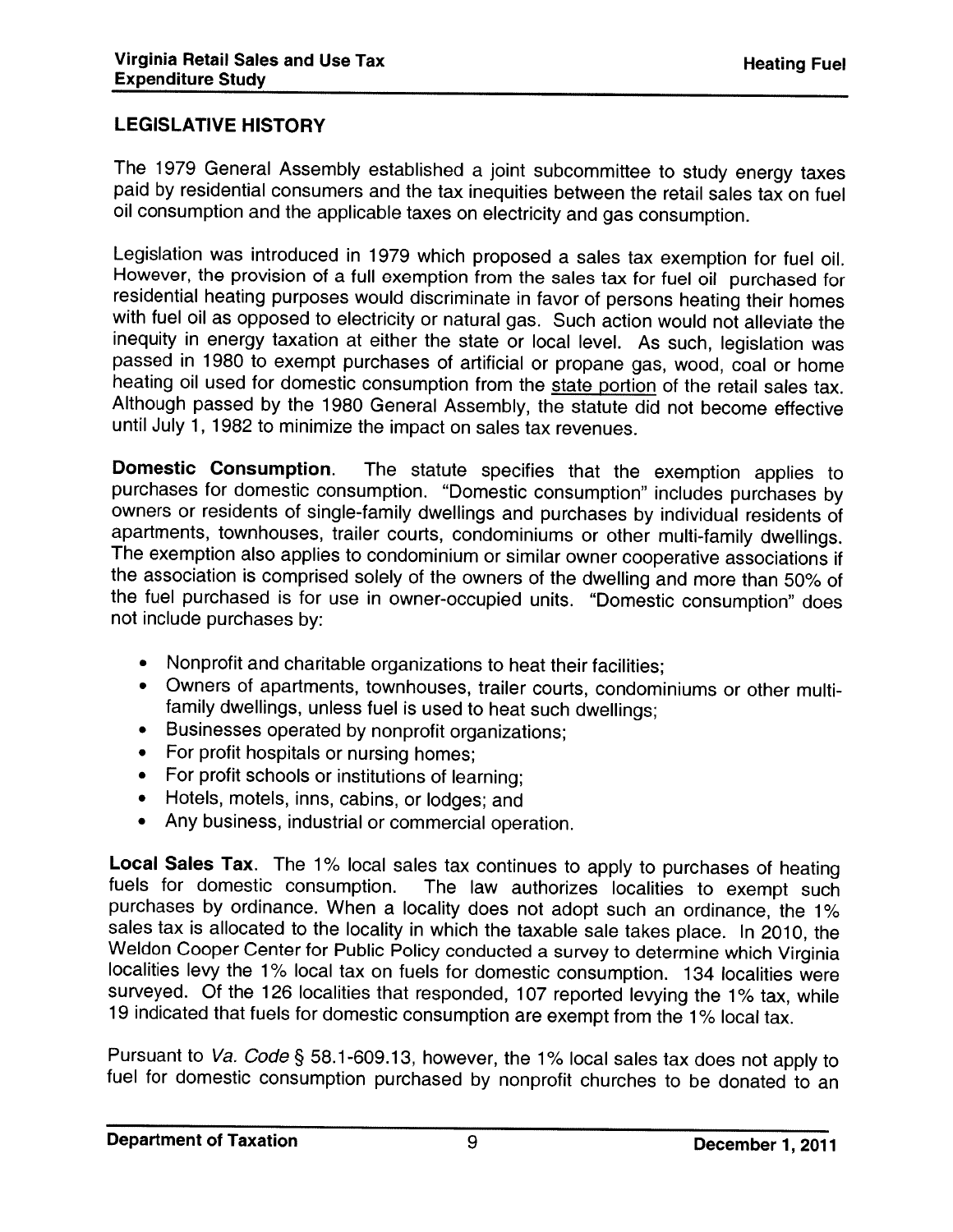## LEGISLATIVE HISTORY

The 1979 General Assembly established a joint subcommittee to study energy taxes paid by residential consumers and the tax inequities between the retail sales tax on fuel oil consumption and the applicable taxes on electricity and gas consumption.

Legislation was introduced in 1979 which proposed a sales tax exemption for fuel oil. However, the provision of a full exemption from the sales tax for fuel oil purchased for residential heating purposes would discriminate in favor of persons heating their homes with fuel oil as opposed to electricity or natural gas. Such action would not alleviate the inequity in energy taxation at either the state or local level. As such, legislation was passed in 1980 to exempt purchases of artificial or propane gas, wood, coal or home heating oil used for domestic consumption from the state portion of the retail sales tax. Although passed by the 1980 General Assembly, the statute did not become effective until July 1, 1982 to minimize the impact on sales tax revenues.

**Domestic Consumption.** The statute specifies that the exemption applies to purchases for domestic consumption. "Domestic consumption" includes purchases by owners or residents of single-family dwellings and purchases by individual residents of apartments, townhouses, trailer courts, condominiums or other multi-family dwellings. The exemption also applies to condominium or similar owner cooperative associations if the association is comprised solely of the owners of the dwelling and more than 50% of the fuel purchased is for use in owner-occupied units. "Domestic consumption" does not include purchases by:

- Nonprofit and charitable organizations to heat their facilities;
- Owners of apartments, townhouses, trailer courts, condominiums or other multi-family dwellings, unless fuel is used to heat such dwellings;
- Businesses operated by nonprofit organizations;
- For profit hospitals or nursing homes;
- For profit schools or institutions of learning;
- Hotels, motels, inns, cabins, or lodges; and
- Any business, industrial or commercial operation.

**Local Sales Tax.** The 1% local sales tax continues to apply to purchases of heating fuels for domestic consumption. The law authorizes localities to exempt such purchases by ordinance. When a locality does not adopt such an ordinance, the 1% sales tax is allocated to the locality in which the taxable sale takes place. In 2010, the Weldon Cooper Center for Public Policy conducted a survey to determine which Virginia localities levy the 1% local tax on fuels for domestic consumption. 134 localities were surveyed. Of the 126 localities that responded, 107 reported levying the 1% tax, while 19 indicated that fuels for domestic consumption are exempt from the 1% local tax.

Pursuant to *Va. Code* § 58.1-609.13, however, the 1% local sales tax does not apply to fuel for domestic consumption purchased by nonprofit churches to be donated to an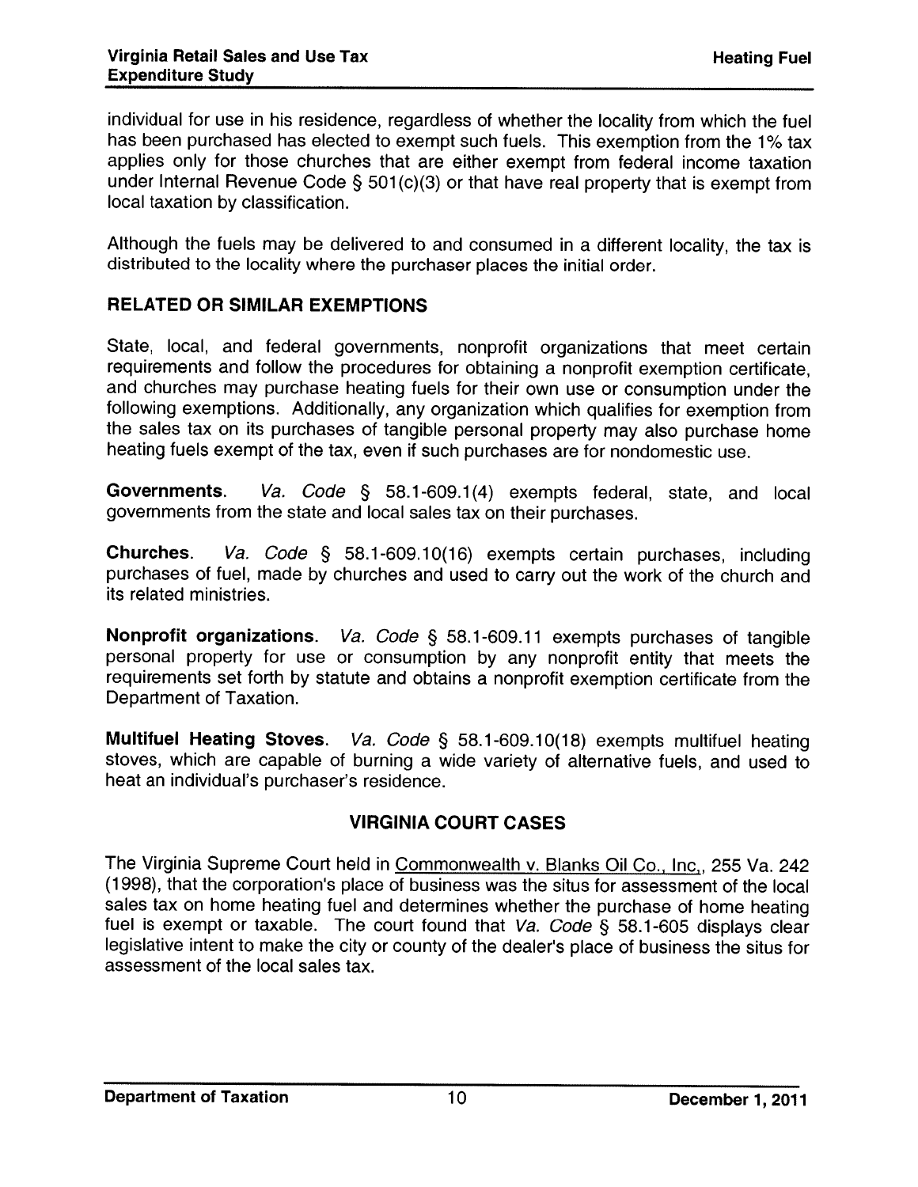individual for use in his residence, regardless of whether the locality from which the fuel has been purchased has elected to exempt such fuels. This exemption from the 1% tax applies only for those churches that are either exempt from federal income taxation under Internal Revenue Code § 501(c)(3) or that have real property that is exempt from local taxation by classification.

Although the fuels may be delivered to and consumed in a different locality, the tax is distributed to the locality where the purchaser places the initial order.

## RELATED OR SIMILAR EXEMPTIONS

State, local, and federal governments, nonprofit organizations that meet certain requirements and follow the procedures for obtaining a nonprofit exemption certificate, and churches may purchase heating fuels for their own use or consumption under the following exemptions. Additionally, any organization which qualifies for exemption from the sales tax on its purchases of tangible personal property may also purchase home heating fuels exempt of the tax, even if such purchases are for nondomestic use.

**Governments.** *Va. Code* § 58.1-609.1(4) exempts federal, state, and local governments from the state and local sales tax on their purchases.

**Churches.** *Va. Code* § 58.1-609.10(16) exempts certain purchases, including purchases of fuel, made by churches and used to carry out the work of the church and its related ministries.

**Nonprofit organizations.** *Va. Code* § 58.1-609.11 exempts purchases of tangible personal property for use or consumption by any nonprofit entity that meets the requirements set forth by statute and obtains a nonprofit exemption certificate from the Department of Taxation.

**Multifuel Heating Stoves.** *Va. Code* § 58.1-609.10(18) exempts multifuel heating stoves, which are capable of burning a wide variety of alternative fuels, and used to heat an individual's purchaser's residence.

## VIRGINIA COURT CASES

The Virginia Supreme Court held in Commonwealth v. Blanks Oil Co., Inc., 255 Va. 242 (1998), that the corporation's place of business was the situs for assessment of the local sales tax on home heating fuel and determines whether the purchase of home heating fuel is exempt or taxable. The court found that *Va. Code* § 58.1-605 displays clear legislative intent to make the city or county of the dealer's place of business the situs for assessment of the local sales tax.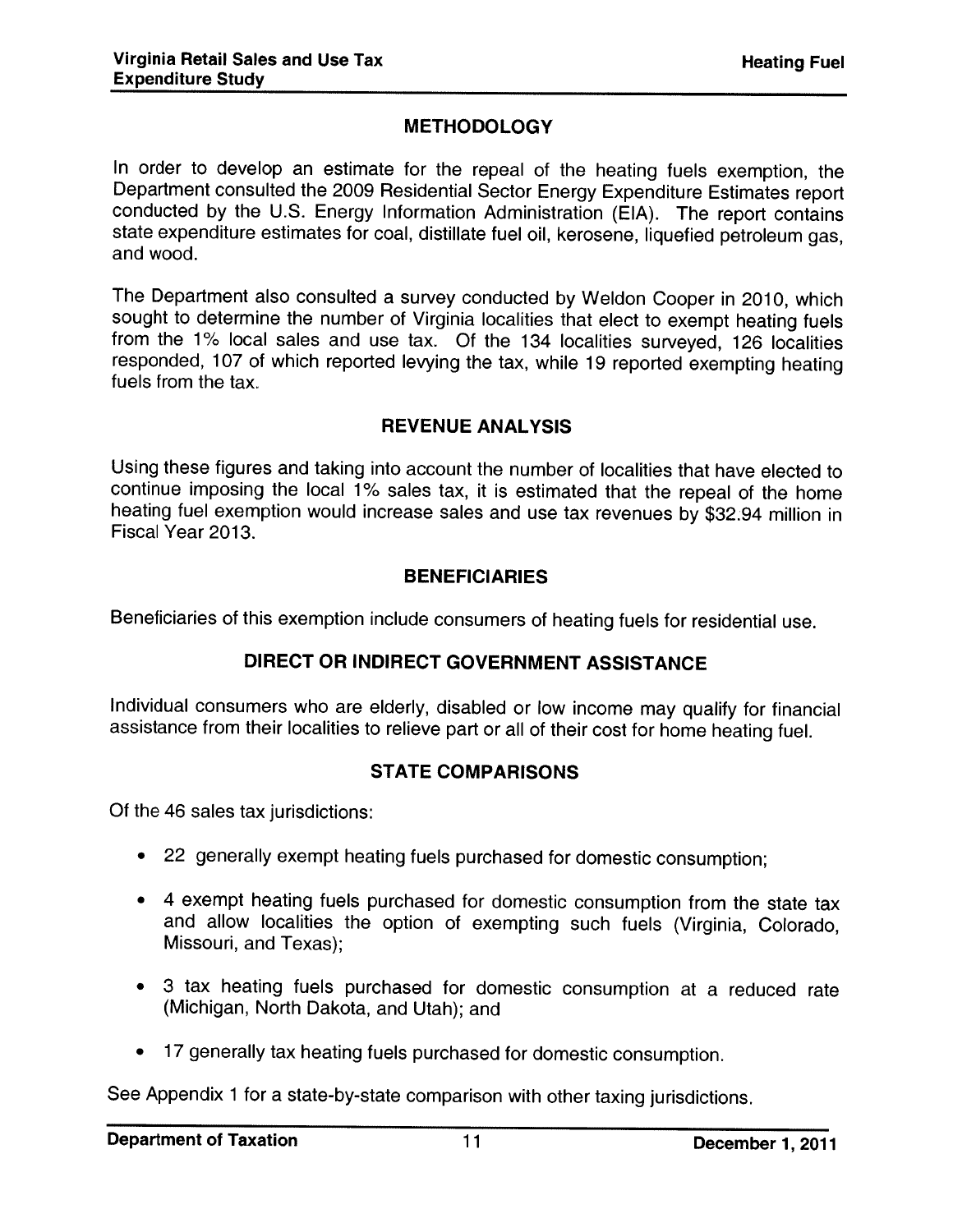## METHODOLOGY

In order to develop an estimate for the repeal of the heating fuels exemption, the Department consulted the 2009 Residential Sector Energy Expenditure Estimates report conducted by the U.S. Energy Information Administration (EIA). The report contains state expenditure estimates for coal, distillate fuel oil, kerosene, liquefied petroleum gas, and wood.

The Department also consulted a survey conducted by Weldon Cooper in 2010, which sought to determine the number of Virginia localities that elect to exempt heating fuels from the 1% local sales and use tax. Of the 134 localities surveyed, 126 localities responded, 107 of which reported levying the tax, while 19 reported exempting heating fuels from the tax.

## REVENUE ANALYSIS

Using these figures and taking into account the number of localities that have elected to continue imposing the local 1% sales tax, it is estimated that the repeal of the home heating fuel exemption would increase sales and use tax revenues by $32.94 million in Fiscal Year 2013.

## BENEFICIARIES

Beneficiaries of this exemption include consumers of heating fuels for residential use.

## DIRECT OR INDIRECT GOVERNMENT ASSISTANCE

Individual consumers who are elderly, disabled or low income may qualify for financial assistance from their localities to relieve part or all of their cost for home heating fuel.

## STATE COMPARISONS

Of the 46 sales tax jurisdictions:

- 22 generally exempt heating fuels purchased for domestic consumption;
- 4 exempt heating fuels purchased for domestic consumption from the state tax and allow localities the option of exempting such fuels (Virginia, Colorado, Missouri, and Texas);
- 3 tax heating fuels purchased for domestic consumption at a reduced rate (Michigan, North Dakota, and Utah); and
- 17 generally tax heating fuels purchased for domestic consumption.

See Appendix 1 for a state-by-state comparison with other taxing jurisdictions.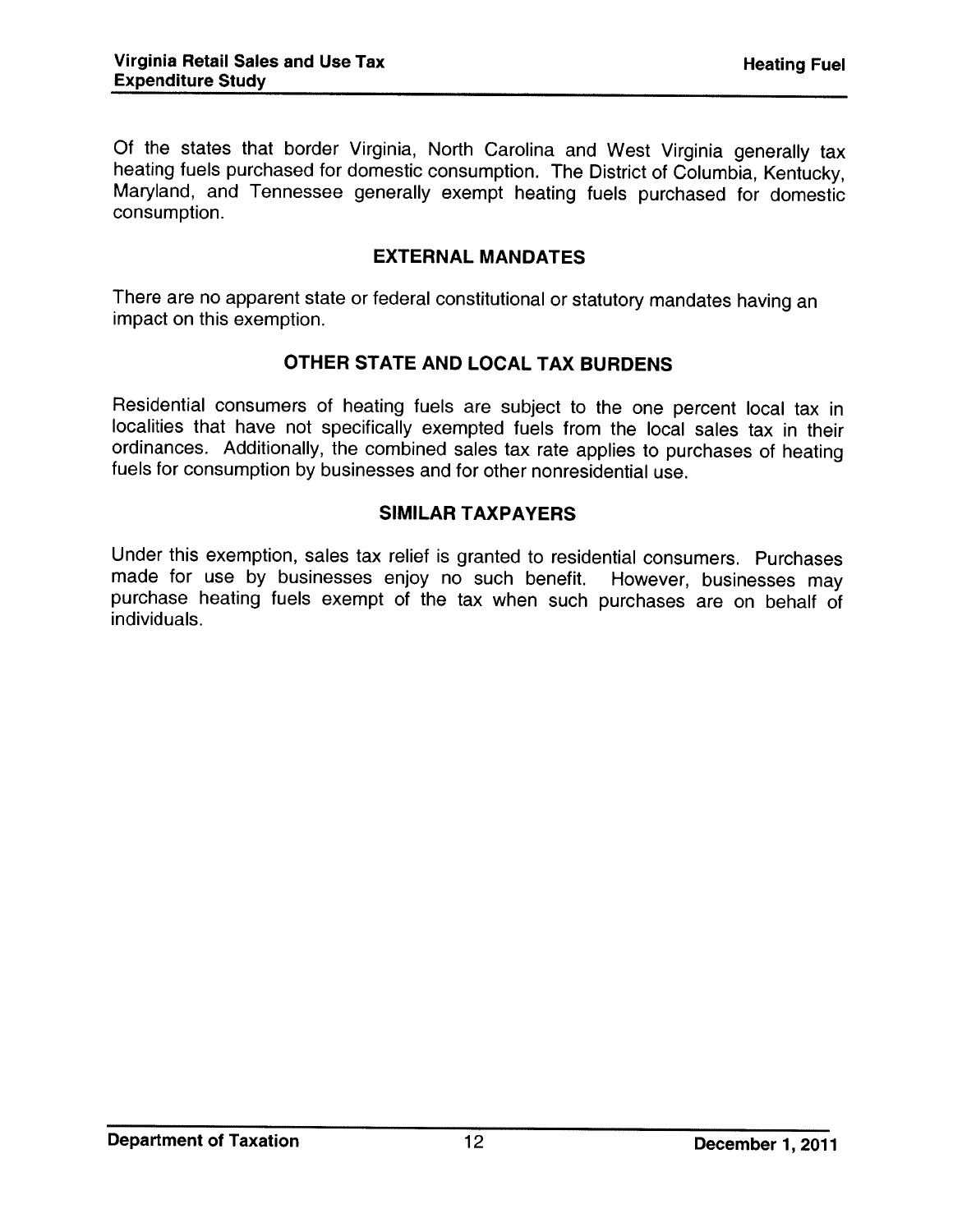Of the states that border Virginia, North Carolina and West Virginia generally tax heating fuels purchased for domestic consumption. The District of Columbia, Kentucky, Maryland, and Tennessee generally exempt heating fuels purchased for domestic consumption.

## EXTERNAL MANDATES

There are no apparent state or federal constitutional or statutory mandates having an impact on this exemption.

## OTHER STATE AND LOCAL TAX BURDENS

Residential consumers of heating fuels are subject to the one percent local tax in localities that have not specifically exempted fuels from the local sales tax in their ordinances. Additionally, the combined sales tax rate applies to purchases of heating fuels for consumption by businesses and for other nonresidential use.

## SIMILAR TAXPAYERS

Under this exemption, sales tax relief is granted to residential consumers. Purchases made for use by businesses enjoy no such benefit. However, businesses may purchase heating fuels exempt of the tax when such purchases are on behalf of individuals.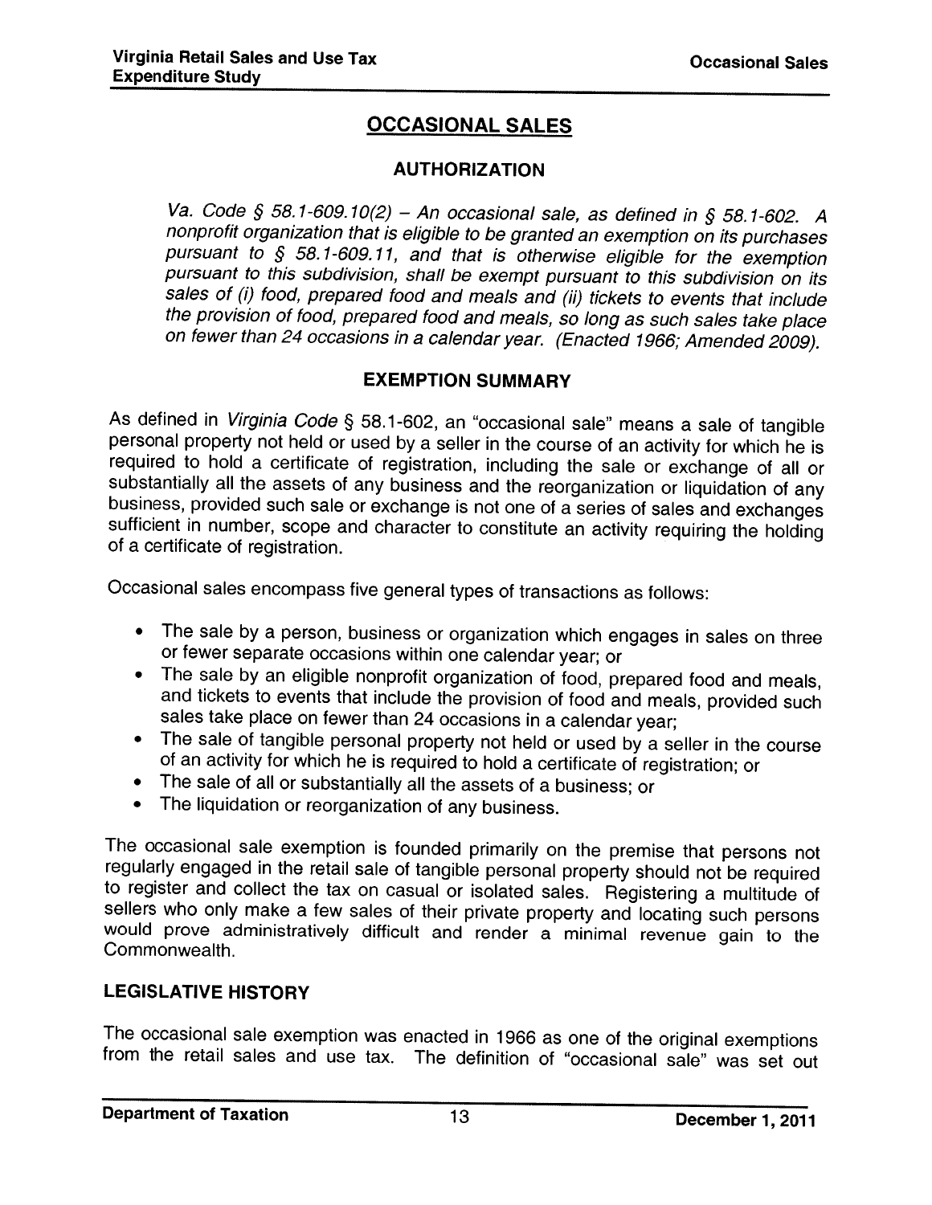## OCCASIONAL SALES

### AUTHORIZATION

*Va. Code § 58.1-609.10(2) – An occasional sale, as defined in § 58.1-602. A nonprofit organization that is eligible to be granted an exemption on its purchases pursuant to § 58.1-609.11, and that is otherwise eligible for the exemption pursuant to this subdivision, shall be exempt pursuant to this subdivision on its sales of (i) food, prepared food and meals and (ii) tickets to events that include the provision of food, prepared food and meals, so long as such sales take place on fewer than 24 occasions in a calendar year. (Enacted 1966; Amended 2009).*

### EXEMPTION SUMMARY

As defined in *Virginia Code* § 58.1-602, an "occasional sale" means a sale of tangible personal property not held or used by a seller in the course of an activity for which he is required to hold a certificate of registration, including the sale or exchange of all or substantially all the assets of any business and the reorganization or liquidation of any business, provided such sale or exchange is not one of a series of sales and exchanges sufficient in number, scope and character to constitute an activity requiring the holding of a certificate of registration.

Occasional sales encompass five general types of transactions as follows:

- The sale by a person, business or organization which engages in sales on three or fewer separate occasions within one calendar year; or
- The sale by an eligible nonprofit organization of food, prepared food and meals, and tickets to events that include the provision of food and meals, provided such sales take place on fewer than 24 occasions in a calendar year;
- The sale of tangible personal property not held or used by a seller in the course of an activity for which he is required to hold a certificate of registration; or
- The sale of all or substantially all the assets of a business; or
- The liquidation or reorganization of any business.

The occasional sale exemption is founded primarily on the premise that persons not regularly engaged in the retail sale of tangible personal property should not be required to register and collect the tax on casual or isolated sales. Registering a multitude of sellers who only make a few sales of their private property and locating such persons would prove administratively difficult and render a minimal revenue gain to the Commonwealth.

### LEGISLATIVE HISTORY

The occasional sale exemption was enacted in 1966 as one of the original exemptions from the retail sales and use tax. The definition of "occasional sale" was set out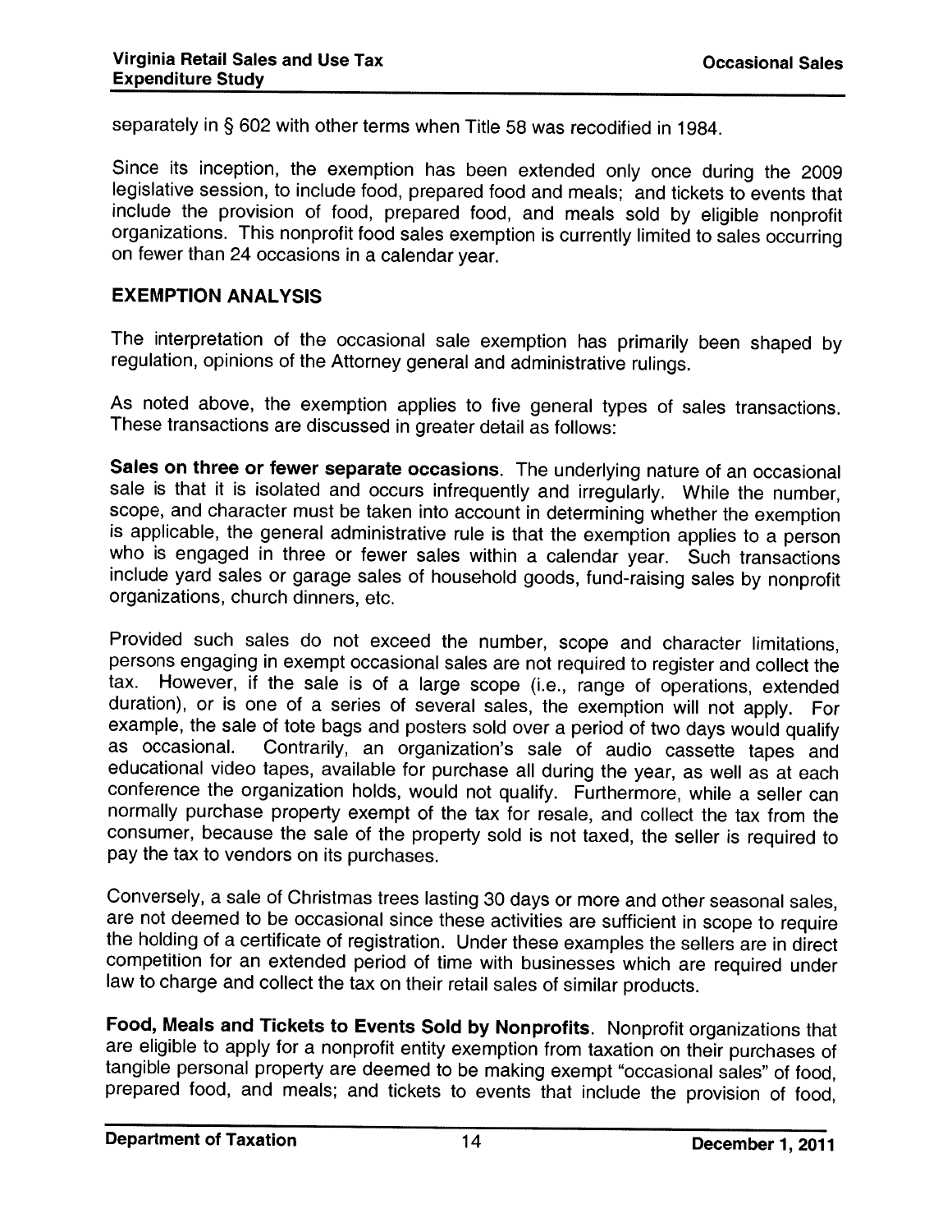separately in § 602 with other terms when Title 58 was recodified in 1984.

Since its inception, the exemption has been extended only once during the 2009 legislative session, to include food, prepared food and meals; and tickets to events that include the provision of food, prepared food, and meals sold by eligible nonprofit organizations. This nonprofit food sales exemption is currently limited to sales occurring on fewer than 24 occasions in a calendar year.

## EXEMPTION ANALYSIS

The interpretation of the occasional sale exemption has primarily been shaped by regulation, opinions of the Attorney general and administrative rulings.

As noted above, the exemption applies to five general types of sales transactions. These transactions are discussed in greater detail as follows:

**Sales on three or fewer separate occasions**. The underlying nature of an occasional sale is that it is isolated and occurs infrequently and irregularly. While the number, scope, and character must be taken into account in determining whether the exemption is applicable, the general administrative rule is that the exemption applies to a person who is engaged in three or fewer sales within a calendar year. Such transactions include yard sales or garage sales of household goods, fund-raising sales by nonprofit organizations, church dinners, etc.

Provided such sales do not exceed the number, scope and character limitations, persons engaging in exempt occasional sales are not required to register and collect the tax. However, if the sale is of a large scope (i.e., range of operations, extended duration), or is one of a series of several sales, the exemption will not apply. For example, the sale of tote bags and posters sold over a period of two days would qualify as occasional. Contrarily, an organization's sale of audio cassette tapes and educational video tapes, available for purchase all during the year, as well as at each conference the organization holds, would not qualify. Furthermore, while a seller can normally purchase property exempt of the tax for resale, and collect the tax from the consumer, because the sale of the property sold is not taxed, the seller is required to pay the tax to vendors on its purchases.

Conversely, a sale of Christmas trees lasting 30 days or more and other seasonal sales, are not deemed to be occasional since these activities are sufficient in scope to require the holding of a certificate of registration. Under these examples the sellers are in direct competition for an extended period of time with businesses which are required under law to charge and collect the tax on their retail sales of similar products.

**Food, Meals and Tickets to Events Sold by Nonprofits**. Nonprofit organizations that are eligible to apply for a nonprofit entity exemption from taxation on their purchases of tangible personal property are deemed to be making exempt "occasional sales" of food, prepared food, and meals; and tickets to events that include the provision of food,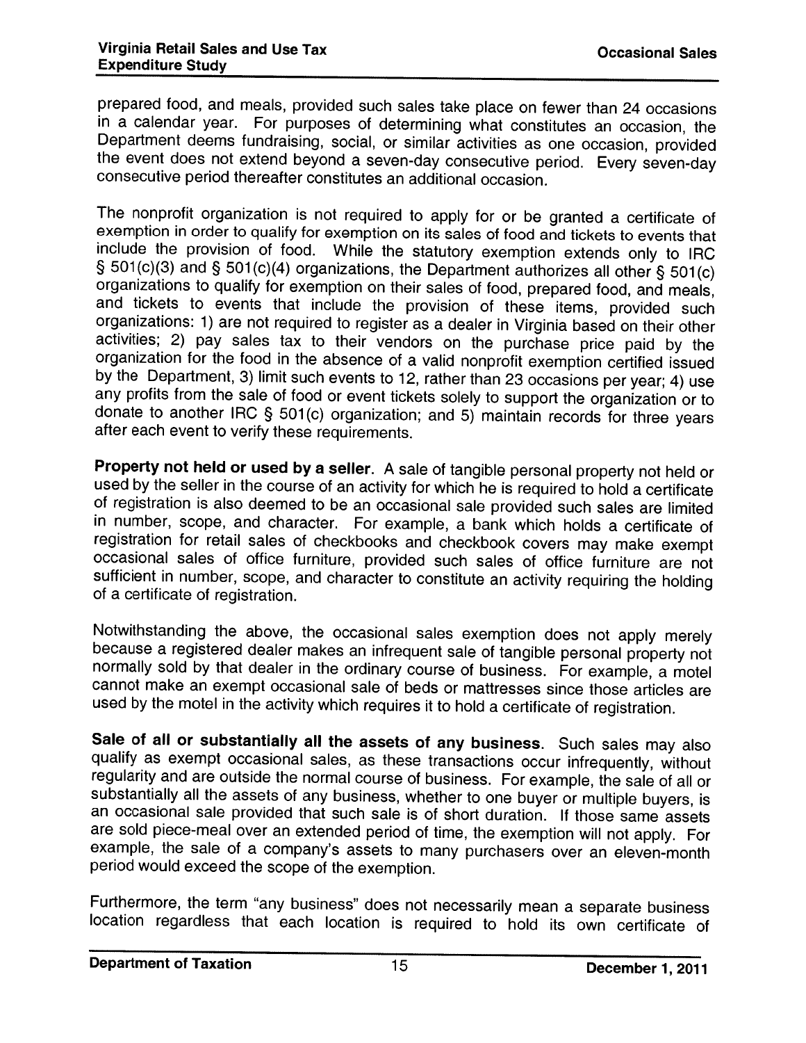prepared food, and meals, provided such sales take place on fewer than 24 occasions in a calendar year. For purposes of determining what constitutes an occasion, the Department deems fundraising, social, or similar activities as one occasion, provided the event does not extend beyond a seven-day consecutive period. Every seven-day consecutive period thereafter constitutes an additional occasion.

The nonprofit organization is not required to apply for or be granted a certificate of exemption in order to qualify for exemption on its sales of food and tickets to events that include the provision of food. While the statutory exemption extends only to IRC § 501(c)(3) and § 501(c)(4) organizations, the Department authorizes all other § 501(c) organizations to qualify for exemption on their sales of food, prepared food, and meals, and tickets to events that include the provision of these items, provided such organizations: 1) are not required to register as a dealer in Virginia based on their other activities; 2) pay sales tax to their vendors on the purchase price paid by the organization for the food in the absence of a valid nonprofit exemption certified issued by the Department, 3) limit such events to 12, rather than 23 occasions per year; 4) use any profits from the sale of food or event tickets solely to support the organization or to donate to another IRC § 501(c) organization; and 5) maintain records for three years after each event to verify these requirements.

**Property not held or used by a seller**. A sale of tangible personal property not held or used by the seller in the course of an activity for which he is required to hold a certificate of registration is also deemed to be an occasional sale provided such sales are limited in number, scope, and character. For example, a bank which holds a certificate of registration for retail sales of checkbooks and checkbook covers may make exempt occasional sales of office furniture, provided such sales of office furniture are not sufficient in number, scope, and character to constitute an activity requiring the holding of a certificate of registration.

Notwithstanding the above, the occasional sales exemption does not apply merely because a registered dealer makes an infrequent sale of tangible personal property not normally sold by that dealer in the ordinary course of business. For example, a motel cannot make an exempt occasional sale of beds or mattresses since those articles are used by the motel in the activity which requires it to hold a certificate of registration.

**Sale of all or substantially all the assets of any business**. Such sales may also qualify as exempt occasional sales, as these transactions occur infrequently, without regularity and are outside the normal course of business. For example, the sale of all or substantially all the assets of any business, whether to one buyer or multiple buyers, is an occasional sale provided that such sale is of short duration. If those same assets are sold piece-meal over an extended period of time, the exemption will not apply. For example, the sale of a company's assets to many purchasers over an eleven-month period would exceed the scope of the exemption.

Furthermore, the term "any business" does not necessarily mean a separate business location regardless that each location is required to hold its own certificate of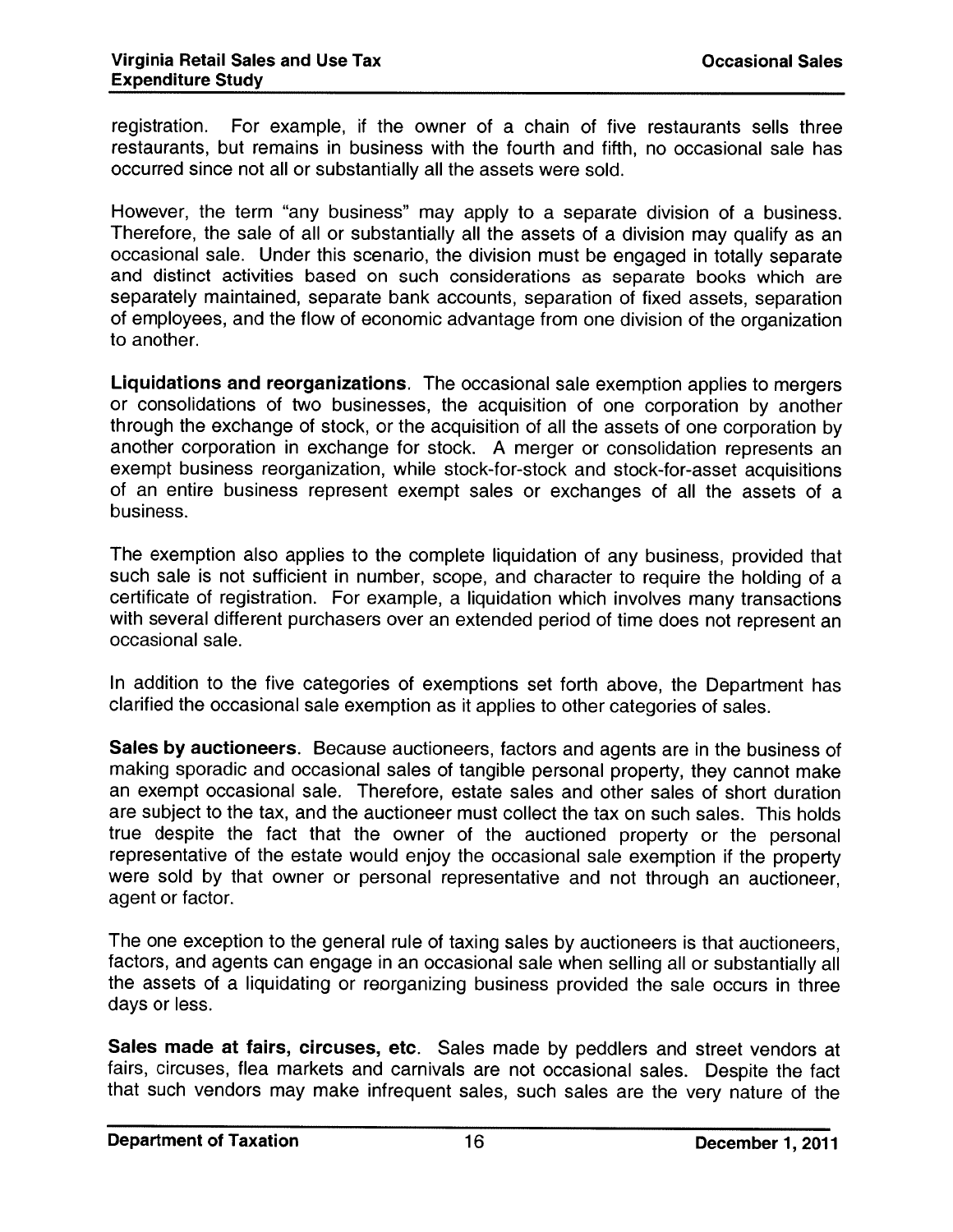registration. For example, if the owner of a chain of five restaurants sells three restaurants, but remains in business with the fourth and fifth, no occasional sale has occurred since not all or substantially all the assets were sold.

However, the term "any business" may apply to a separate division of a business. Therefore, the sale of all or substantially all the assets of a division may qualify as an occasional sale. Under this scenario, the division must be engaged in totally separate and distinct activities based on such considerations as separate books which are separately maintained, separate bank accounts, separation of fixed assets, separation of employees, and the flow of economic advantage from one division of the organization to another.

**Liquidations and reorganizations**. The occasional sale exemption applies to mergers or consolidations of two businesses, the acquisition of one corporation by another through the exchange of stock, or the acquisition of all the assets of one corporation by another corporation in exchange for stock. A merger or consolidation represents an exempt business reorganization, while stock-for-stock and stock-for-asset acquisitions of an entire business represent exempt sales or exchanges of all the assets of a business.

The exemption also applies to the complete liquidation of any business, provided that such sale is not sufficient in number, scope, and character to require the holding of a certificate of registration. For example, a liquidation which involves many transactions with several different purchasers over an extended period of time does not represent an occasional sale.

In addition to the five categories of exemptions set forth above, the Department has clarified the occasional sale exemption as it applies to other categories of sales.

**Sales by auctioneers**. Because auctioneers, factors and agents are in the business of making sporadic and occasional sales of tangible personal property, they cannot make an exempt occasional sale. Therefore, estate sales and other sales of short duration are subject to the tax, and the auctioneer must collect the tax on such sales. This holds true despite the fact that the owner of the auctioned property or the personal representative of the estate would enjoy the occasional sale exemption if the property were sold by that owner or personal representative and not through an auctioneer, agent or factor.

The one exception to the general rule of taxing sales by auctioneers is that auctioneers, factors, and agents can engage in an occasional sale when selling all or substantially all the assets of a liquidating or reorganizing business provided the sale occurs in three days or less.

**Sales made at fairs, circuses, etc**. Sales made by peddlers and street vendors at fairs, circuses, flea markets and carnivals are not occasional sales. Despite the fact that such vendors may make infrequent sales, such sales are the very nature of the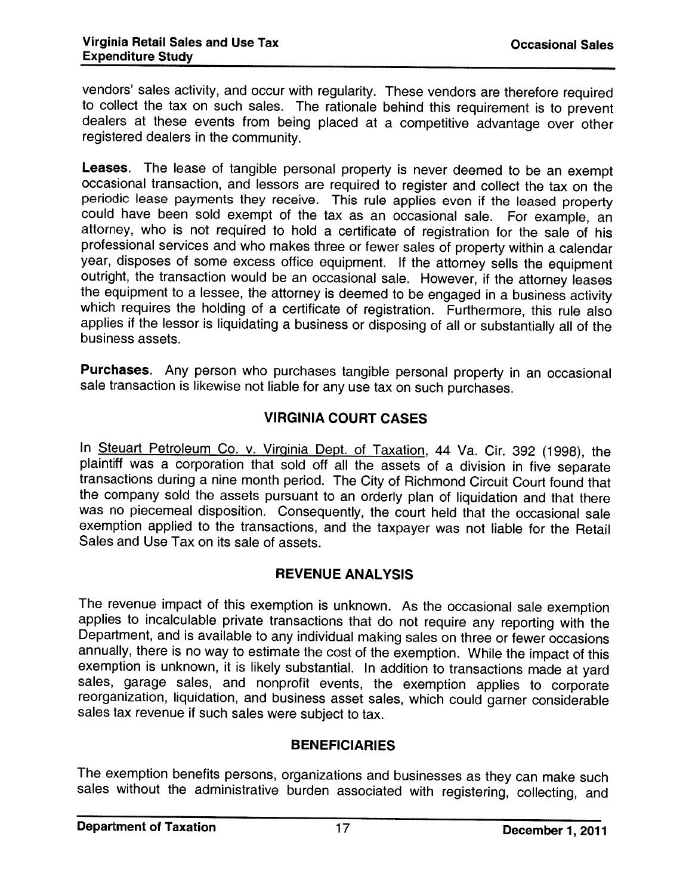vendors' sales activity, and occur with regularity. These vendors are therefore required to collect the tax on such sales. The rationale behind this requirement is to prevent dealers at these events from being placed at a competitive advantage over other registered dealers in the community.

**Leases**. The lease of tangible personal property is never deemed to be an exempt occasional transaction, and lessors are required to register and collect the tax on the periodic lease payments they receive. This rule applies even if the leased property could have been sold exempt of the tax as an occasional sale. For example, an attorney, who is not required to hold a certificate of registration for the sale of his professional services and who makes three or fewer sales of property within a calendar year, disposes of some excess office equipment. If the attorney sells the equipment outright, the transaction would be an occasional sale. However, if the attorney leases the equipment to a lessee, the attorney is deemed to be engaged in a business activity which requires the holding of a certificate of registration. Furthermore, this rule also applies if the lessor is liquidating a business or disposing of all or substantially all of the business assets.

**Purchases**. Any person who purchases tangible personal property in an occasional sale transaction is likewise not liable for any use tax on such purchases.

## VIRGINIA COURT CASES

In Steuart Petroleum Co. v. Virginia Dept. of Taxation, 44 Va. Cir. 392 (1998), the plaintiff was a corporation that sold off all the assets of a division in five separate transactions during a nine month period. The City of Richmond Circuit Court found that the company sold the assets pursuant to an orderly plan of liquidation and that there was no piecemeal disposition. Consequently, the court held that the occasional sale exemption applied to the transactions, and the taxpayer was not liable for the Retail Sales and Use Tax on its sale of assets.

## REVENUE ANALYSIS

The revenue impact of this exemption is unknown. As the occasional sale exemption applies to incalculable private transactions that do not require any reporting with the Department, and is available to any individual making sales on three or fewer occasions annually, there is no way to estimate the cost of the exemption. While the impact of this exemption is unknown, it is likely substantial. In addition to transactions made at yard sales, garage sales, and nonprofit events, the exemption applies to corporate reorganization, liquidation, and business asset sales, which could garner considerable sales tax revenue if such sales were subject to tax.

## BENEFICIARIES

The exemption benefits persons, organizations and businesses as they can make such sales without the administrative burden associated with registering, collecting, and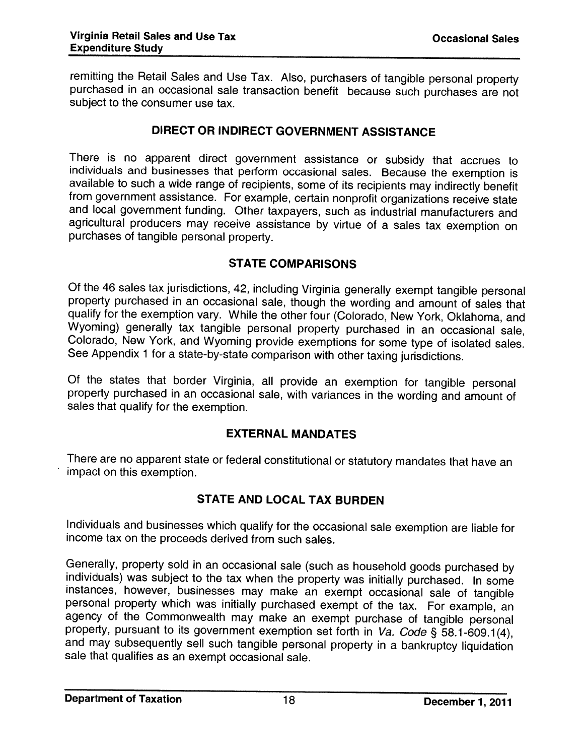remitting the Retail Sales and Use Tax. Also, purchasers of tangible personal property purchased in an occasional sale transaction benefit because such purchases are not subject to the consumer use tax.

## DIRECT OR INDIRECT GOVERNMENT ASSISTANCE

There is no apparent direct government assistance or subsidy that accrues to individuals and businesses that perform occasional sales. Because the exemption is available to such a wide range of recipients, some of its recipients may indirectly benefit from government assistance. For example, certain nonprofit organizations receive state and local government funding. Other taxpayers, such as industrial manufacturers and agricultural producers may receive assistance by virtue of a sales tax exemption on purchases of tangible personal property.

## STATE COMPARISONS

Of the 46 sales tax jurisdictions, 42, including Virginia generally exempt tangible personal property purchased in an occasional sale, though the wording and amount of sales that qualify for the exemption vary. While the other four (Colorado, New York, Oklahoma, and Wyoming) generally tax tangible personal property purchased in an occasional sale, Colorado, New York, and Wyoming provide exemptions for some type of isolated sales. See Appendix 1 for a state-by-state comparison with other taxing jurisdictions.

Of the states that border Virginia, all provide an exemption for tangible personal property purchased in an occasional sale, with variances in the wording and amount of sales that qualify for the exemption.

## EXTERNAL MANDATES

There are no apparent state or federal constitutional or statutory mandates that have an impact on this exemption.

## STATE AND LOCAL TAX BURDEN

Individuals and businesses which qualify for the occasional sale exemption are liable for income tax on the proceeds derived from such sales.

Generally, property sold in an occasional sale (such as household goods purchased by individuals) was subject to the tax when the property was initially purchased. In some instances, however, businesses may make an exempt occasional sale of tangible personal property which was initially purchased exempt of the tax. For example, an agency of the Commonwealth may make an exempt purchase of tangible personal property, pursuant to its government exemption set forth in *Va. Code* § 58.1-609.1(4), and may subsequently sell such tangible personal property in a bankruptcy liquidation sale that qualifies as an exempt occasional sale.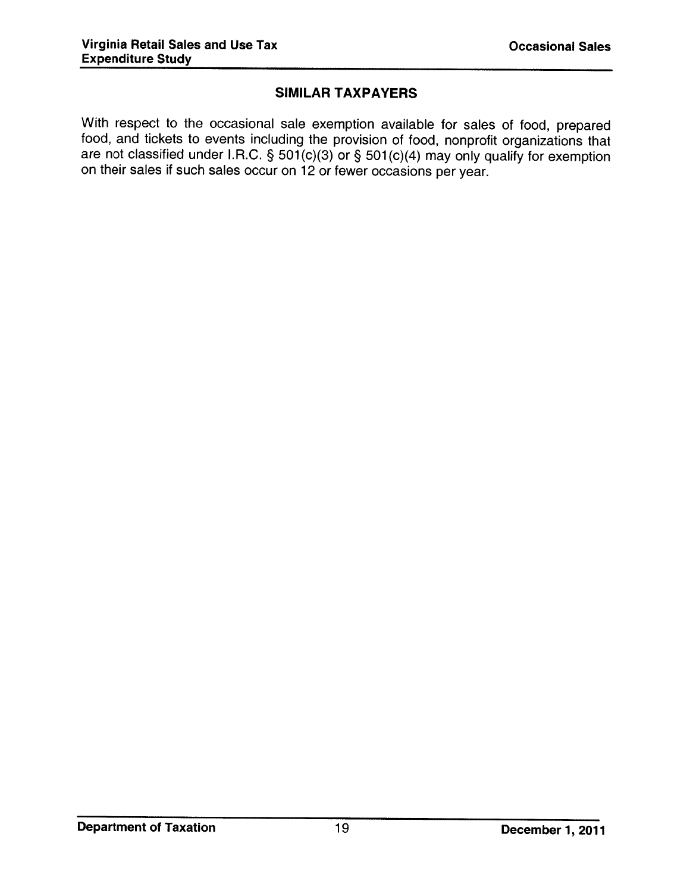## SIMILAR TAXPAYERS

With respect to the occasional sale exemption available for sales of food, prepared food, and tickets to events including the provision of food, nonprofit organizations that are not classified under I.R.C. § 501(c)(3) or § 501(c)(4) may only qualify for exemption on their sales if such sales occur on 12 or fewer occasions per year.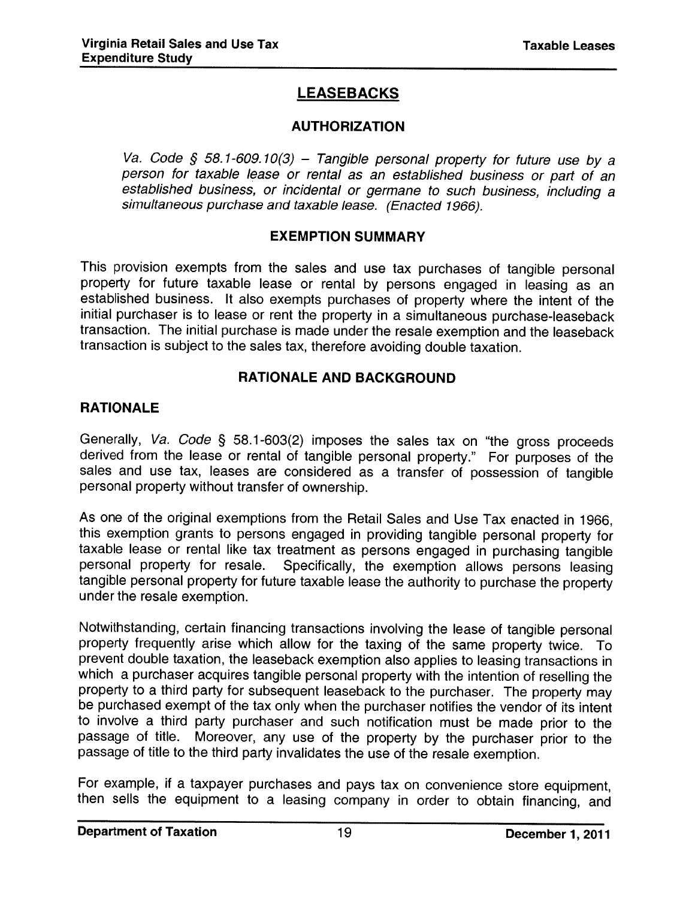## LEASEBACKS

### AUTHORIZATION

*Va. Code § 58.1-609.10(3) – Tangible personal property for future use by a person for taxable lease or rental as an established business or part of an established business, or incidental or germane to such business, including a simultaneous purchase and taxable lease. (Enacted 1966).*

### EXEMPTION SUMMARY

This provision exempts from the sales and use tax purchases of tangible personal property for future taxable lease or rental by persons engaged in leasing as an established business. It also exempts purchases of property where the intent of the initial purchaser is to lease or rent the property in a simultaneous purchase-leaseback transaction. The initial purchase is made under the resale exemption and the leaseback transaction is subject to the sales tax, therefore avoiding double taxation.

### RATIONALE AND BACKGROUND

#### RATIONALE

Generally, *Va. Code* § 58.1-603(2) imposes the sales tax on "the gross proceeds derived from the lease or rental of tangible personal property." For purposes of the sales and use tax, leases are considered as a transfer of possession of tangible personal property without transfer of ownership.

As one of the original exemptions from the Retail Sales and Use Tax enacted in 1966, this exemption grants to persons engaged in providing tangible personal property for taxable lease or rental like tax treatment as persons engaged in purchasing tangible personal property for resale. Specifically, the exemption allows persons leasing tangible personal property for future taxable lease the authority to purchase the property under the resale exemption.

Notwithstanding, certain financing transactions involving the lease of tangible personal property frequently arise which allow for the taxing of the same property twice. To prevent double taxation, the leaseback exemption also applies to leasing transactions in which a purchaser acquires tangible personal property with the intention of reselling the property to a third party for subsequent leaseback to the purchaser. The property may be purchased exempt of the tax only when the purchaser notifies the vendor of its intent to involve a third party purchaser and such notification must be made prior to the passage of title. Moreover, any use of the property by the purchaser prior to the passage of title to the third party invalidates the use of the resale exemption.

For example, if a taxpayer purchases and pays tax on convenience store equipment, then sells the equipment to a leasing company in order to obtain financing, and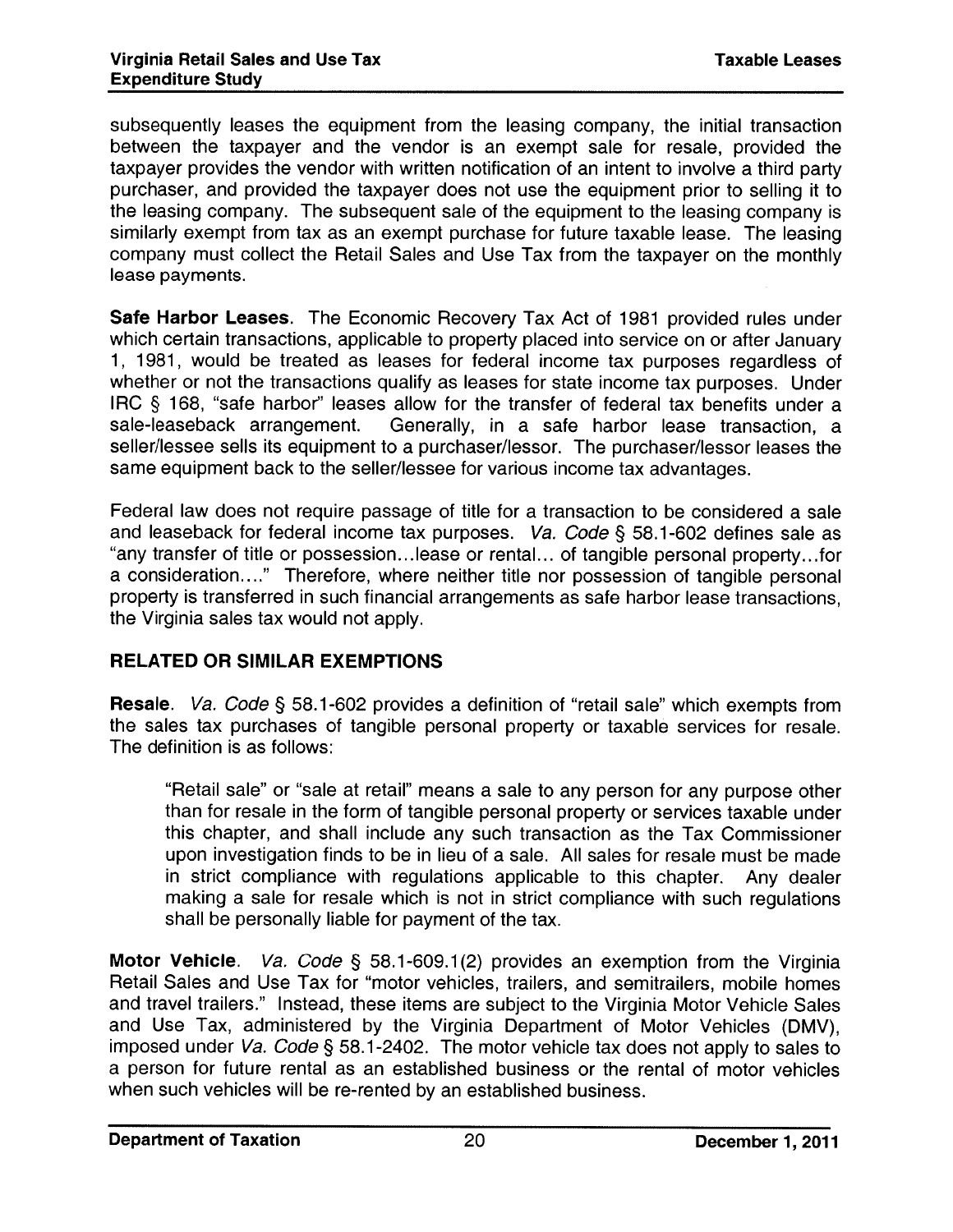subsequently leases the equipment from the leasing company, the initial transaction between the taxpayer and the vendor is an exempt sale for resale, provided the taxpayer provides the vendor with written notification of an intent to involve a third party purchaser, and provided the taxpayer does not use the equipment prior to selling it to the leasing company. The subsequent sale of the equipment to the leasing company is similarly exempt from tax as an exempt purchase for future taxable lease. The leasing company must collect the Retail Sales and Use Tax from the taxpayer on the monthly lease payments.

**Safe Harbor Leases**. The Economic Recovery Tax Act of 1981 provided rules under which certain transactions, applicable to property placed into service on or after January 1, 1981, would be treated as leases for federal income tax purposes regardless of whether or not the transactions qualify as leases for state income tax purposes. Under IRC § 168, "safe harbor" leases allow for the transfer of federal tax benefits under a sale-leaseback arrangement. Generally, in a safe harbor lease transaction, a seller/lessee sells its equipment to a purchaser/lessor. The purchaser/lessor leases the same equipment back to the seller/lessee for various income tax advantages.

Federal law does not require passage of title for a transaction to be considered a sale and leaseback for federal income tax purposes. *Va. Code* § 58.1-602 defines sale as "any transfer of title or possession…lease or rental… of tangible personal property…for a consideration…." Therefore, where neither title nor possession of tangible personal property is transferred in such financial arrangements as safe harbor lease transactions, the Virginia sales tax would not apply.

## RELATED OR SIMILAR EXEMPTIONS

**Resale**. *Va. Code* § 58.1-602 provides a definition of "retail sale" which exempts from the sales tax purchases of tangible personal property or taxable services for resale. The definition is as follows:

> "Retail sale" or "sale at retail" means a sale to any person for any purpose other than for resale in the form of tangible personal property or services taxable under this chapter, and shall include any such transaction as the Tax Commissioner upon investigation finds to be in lieu of a sale. All sales for resale must be made in strict compliance with regulations applicable to this chapter. Any dealer making a sale for resale which is not in strict compliance with such regulations shall be personally liable for payment of the tax.

**Motor Vehicle**. *Va. Code* § 58.1-609.1(2) provides an exemption from the Virginia Retail Sales and Use Tax for "motor vehicles, trailers, and semitrailers, mobile homes and travel trailers." Instead, these items are subject to the Virginia Motor Vehicle Sales and Use Tax, administered by the Virginia Department of Motor Vehicles (DMV), imposed under *Va. Code* § 58.1-2402. The motor vehicle tax does not apply to sales to a person for future rental as an established business or the rental of motor vehicles when such vehicles will be re-rented by an established business.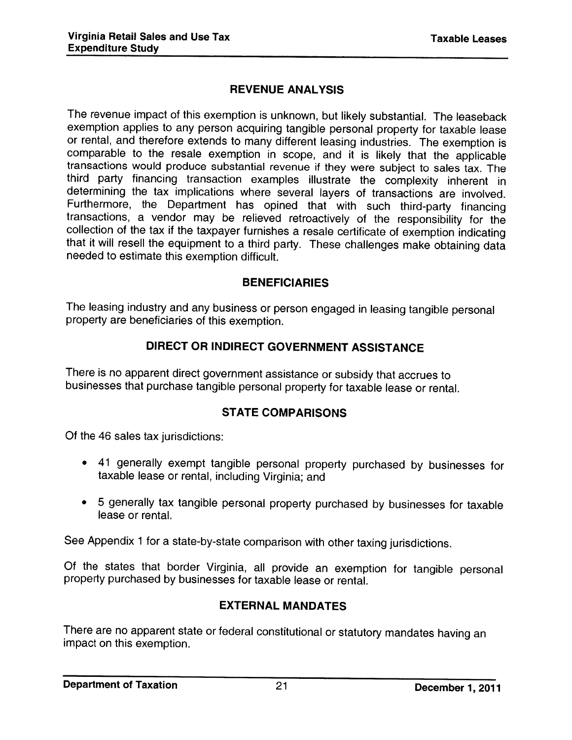## REVENUE ANALYSIS

The revenue impact of this exemption is unknown, but likely substantial. The leaseback exemption applies to any person acquiring tangible personal property for taxable lease or rental, and therefore extends to many different leasing industries. The exemption is comparable to the resale exemption in scope, and it is likely that the applicable transactions would produce substantial revenue if they were subject to sales tax. The third party financing transaction examples illustrate the complexity inherent in determining the tax implications where several layers of transactions are involved. Furthermore, the Department has opined that with such third-party financing transactions, a vendor may be relieved retroactively of the responsibility for the collection of the tax if the taxpayer furnishes a resale certificate of exemption indicating that it will resell the equipment to a third party. These challenges make obtaining data needed to estimate this exemption difficult.

## BENEFICIARIES

The leasing industry and any business or person engaged in leasing tangible personal property are beneficiaries of this exemption.

## DIRECT OR INDIRECT GOVERNMENT ASSISTANCE

There is no apparent direct government assistance or subsidy that accrues to businesses that purchase tangible personal property for taxable lease or rental.

## STATE COMPARISONS

Of the 46 sales tax jurisdictions:

- 41 generally exempt tangible personal property purchased by businesses for taxable lease or rental, including Virginia; and
- 5 generally tax tangible personal property purchased by businesses for taxable lease or rental.

See Appendix 1 for a state-by-state comparison with other taxing jurisdictions.

Of the states that border Virginia, all provide an exemption for tangible personal property purchased by businesses for taxable lease or rental.

## EXTERNAL MANDATES

There are no apparent state or federal constitutional or statutory mandates having an impact on this exemption.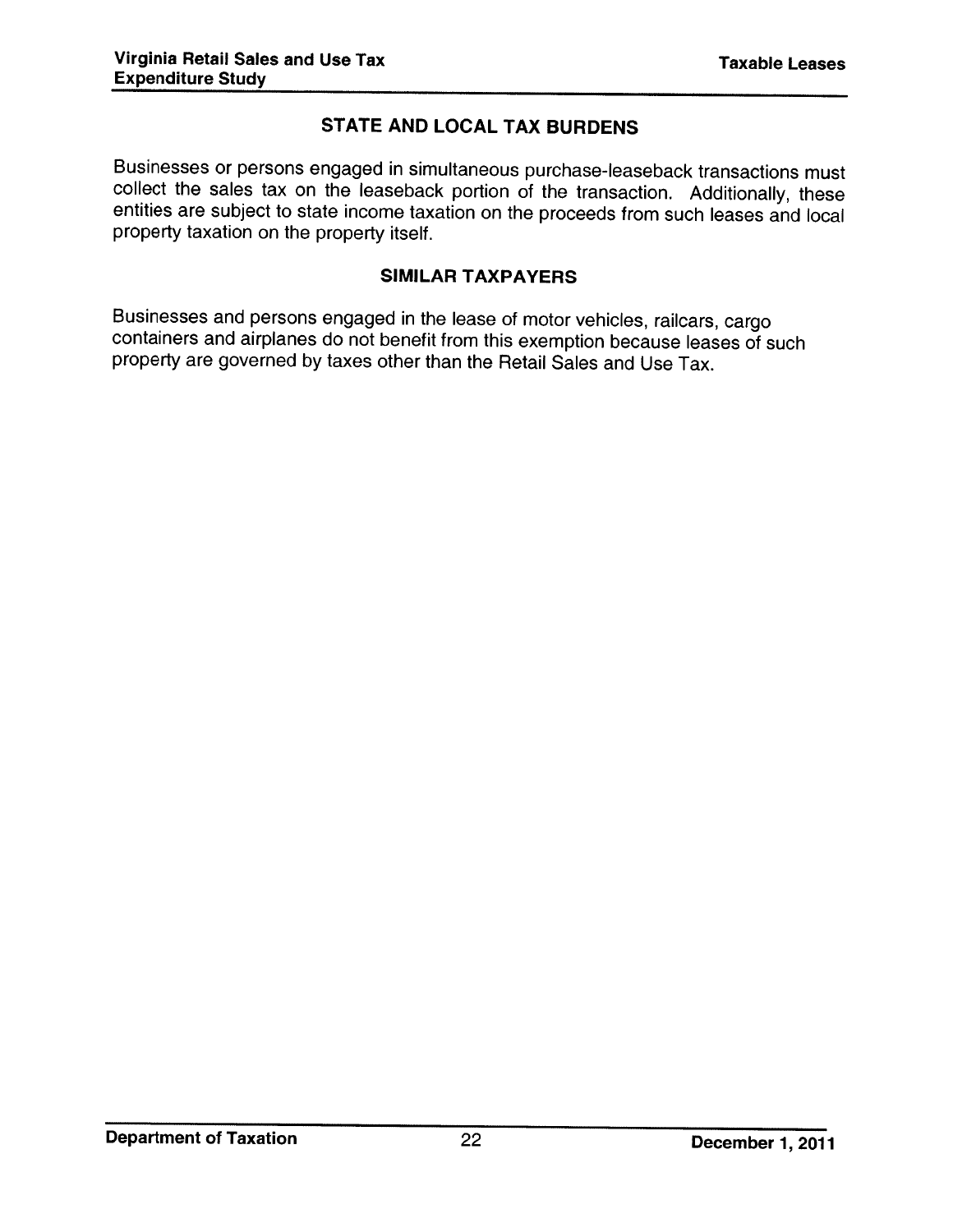## STATE AND LOCAL TAX BURDENS

Businesses or persons engaged in simultaneous purchase-leaseback transactions must collect the sales tax on the leaseback portion of the transaction. Additionally, these entities are subject to state income taxation on the proceeds from such leases and local property taxation on the property itself.

## SIMILAR TAXPAYERS

Businesses and persons engaged in the lease of motor vehicles, railcars, cargo containers and airplanes do not benefit from this exemption because leases of such property are governed by taxes other than the Retail Sales and Use Tax.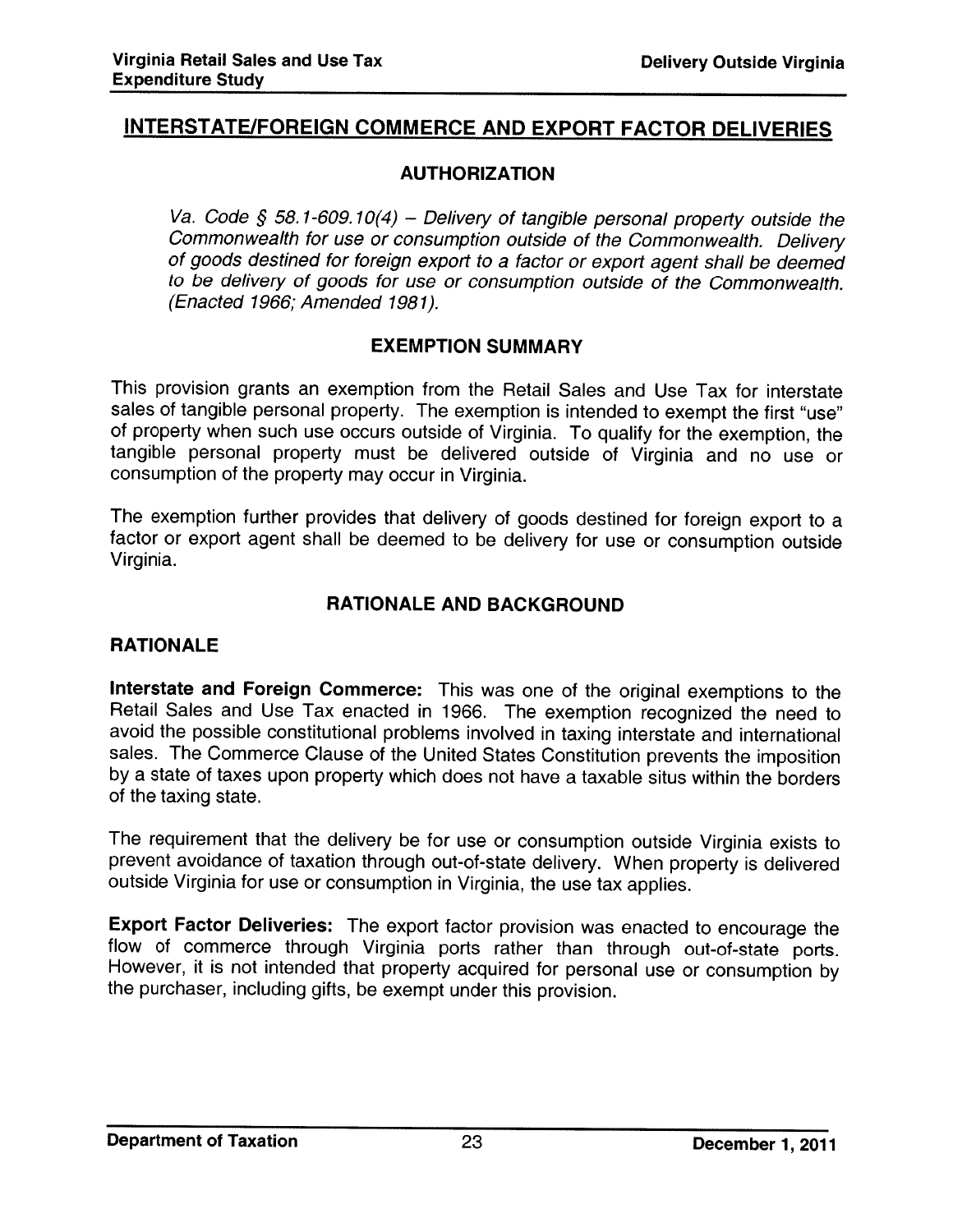## INTERSTATE/FOREIGN COMMERCE AND EXPORT FACTOR DELIVERIES

### AUTHORIZATION

*Va. Code § 58.1-609.10(4) – Delivery of tangible personal property outside the Commonwealth for use or consumption outside of the Commonwealth. Delivery of goods destined for foreign export to a factor or export agent shall be deemed to be delivery of goods for use or consumption outside of the Commonwealth. (Enacted 1966; Amended 1981).*

### EXEMPTION SUMMARY

This provision grants an exemption from the Retail Sales and Use Tax for interstate sales of tangible personal property. The exemption is intended to exempt the first "use" of property when such use occurs outside of Virginia. To qualify for the exemption, the tangible personal property must be delivered outside of Virginia and no use or consumption of the property may occur in Virginia.

The exemption further provides that delivery of goods destined for foreign export to a factor or export agent shall be deemed to be delivery for use or consumption outside Virginia.

### RATIONALE AND BACKGROUND

#### RATIONALE

**Interstate and Foreign Commerce:** This was one of the original exemptions to the Retail Sales and Use Tax enacted in 1966. The exemption recognized the need to avoid the possible constitutional problems involved in taxing interstate and international sales. The Commerce Clause of the United States Constitution prevents the imposition by a state of taxes upon property which does not have a taxable situs within the borders of the taxing state.

The requirement that the delivery be for use or consumption outside Virginia exists to prevent avoidance of taxation through out-of-state delivery. When property is delivered outside Virginia for use or consumption in Virginia, the use tax applies.

**Export Factor Deliveries:** The export factor provision was enacted to encourage the flow of commerce through Virginia ports rather than through out-of-state ports. However, it is not intended that property acquired for personal use or consumption by the purchaser, including gifts, be exempt under this provision.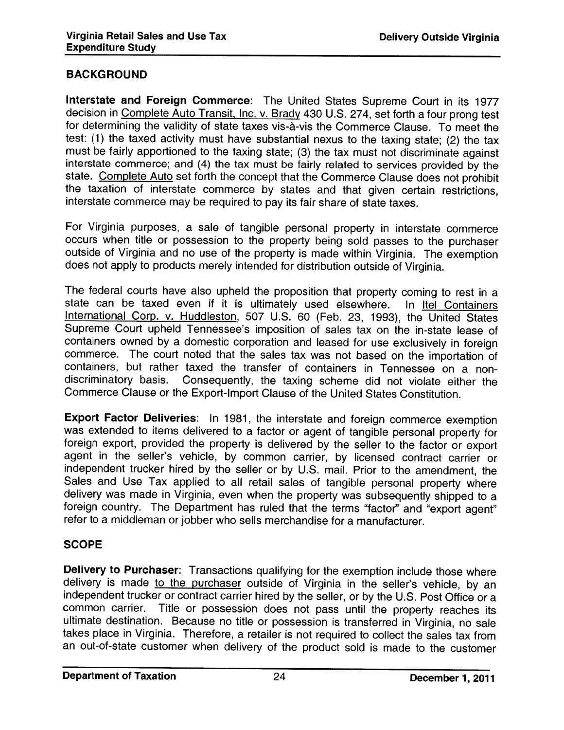## BACKGROUND

**Interstate and Foreign Commerce**: The United States Supreme Court in its 1977 decision in Complete Auto Transit, Inc. v. Brady 430 U.S. 274, set forth a four prong test for determining the validity of state taxes vis-à-vis the Commerce Clause. To meet the test: (1) the taxed activity must have substantial nexus to the taxing state; (2) the tax must be fairly apportioned to the taxing state; (3) the tax must not discriminate against interstate commerce; and (4) the tax must be fairly related to services provided by the state. Complete Auto set forth the concept that the Commerce Clause does not prohibit the taxation of interstate commerce by states and that given certain restrictions, interstate commerce may be required to pay its fair share of state taxes.

For Virginia purposes, a sale of tangible personal property in interstate commerce occurs when title or possession to the property being sold passes to the purchaser outside of Virginia and no use of the property is made within Virginia. The exemption does not apply to products merely intended for distribution outside of Virginia.

The federal courts have also upheld the proposition that property coming to rest in a state can be taxed even if it is ultimately used elsewhere. In Itel Containers International Corp. v. Huddleston, 507 U.S. 60 (Feb. 23, 1993), the United States Supreme Court upheld Tennessee's imposition of sales tax on the in-state lease of containers owned by a domestic corporation and leased for use exclusively in foreign commerce. The court noted that the sales tax was not based on the importation of containers, but rather taxed the transfer of containers in Tennessee on a non-discriminatory basis. Consequently, the taxing scheme did not violate either the Commerce Clause or the Export-Import Clause of the United States Constitution.

**Export Factor Deliveries**: In 1981, the interstate and foreign commerce exemption was extended to items delivered to a factor or agent of tangible personal property for foreign export, provided the property is delivered by the seller to the factor or export agent in the seller's vehicle, by common carrier, by licensed contract carrier or independent trucker hired by the seller or by U.S. mail. Prior to the amendment, the Sales and Use Tax applied to all retail sales of tangible personal property where delivery was made in Virginia, even when the property was subsequently shipped to a foreign country. The Department has ruled that the terms "factor" and "export agent" refer to a middleman or jobber who sells merchandise for a manufacturer.

## SCOPE

**Delivery to Purchaser**: Transactions qualifying for the exemption include those where delivery is made to the purchaser outside of Virginia in the seller's vehicle, by an independent trucker or contract carrier hired by the seller, or by the U.S. Post Office or a common carrier. Title or possession does not pass until the property reaches its ultimate destination. Because no title or possession is transferred in Virginia, no sale takes place in Virginia. Therefore, a retailer is not required to collect the sales tax from an out-of-state customer when delivery of the product sold is made to the customer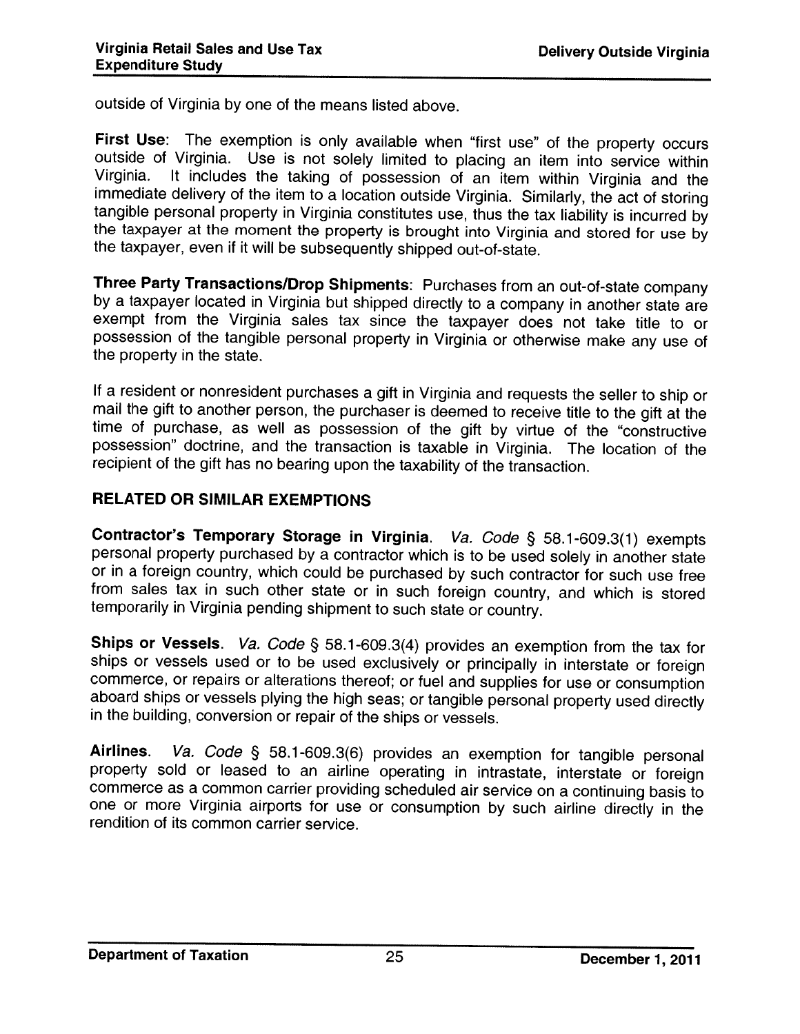outside of Virginia by one of the means listed above.

**First Use**: The exemption is only available when "first use" of the property occurs outside of Virginia. Use is not solely limited to placing an item into service within Virginia. It includes the taking of possession of an item within Virginia and the immediate delivery of the item to a location outside Virginia. Similarly, the act of storing tangible personal property in Virginia constitutes use, thus the tax liability is incurred by the taxpayer at the moment the property is brought into Virginia and stored for use by the taxpayer, even if it will be subsequently shipped out-of-state.

**Three Party Transactions/Drop Shipments**: Purchases from an out-of-state company by a taxpayer located in Virginia but shipped directly to a company in another state are exempt from the Virginia sales tax since the taxpayer does not take title to or possession of the tangible personal property in Virginia or otherwise make any use of the property in the state.

If a resident or nonresident purchases a gift in Virginia and requests the seller to ship or mail the gift to another person, the purchaser is deemed to receive title to the gift at the time of purchase, as well as possession of the gift by virtue of the "constructive possession" doctrine, and the transaction is taxable in Virginia. The location of the recipient of the gift has no bearing upon the taxability of the transaction.

## RELATED OR SIMILAR EXEMPTIONS

**Contractor's Temporary Storage in Virginia**. *Va. Code* § 58.1-609.3(1) exempts personal property purchased by a contractor which is to be used solely in another state or in a foreign country, which could be purchased by such contractor for such use free from sales tax in such other state or in such foreign country, and which is stored temporarily in Virginia pending shipment to such state or country.

**Ships or Vessels**. *Va. Code* § 58.1-609.3(4) provides an exemption from the tax for ships or vessels used or to be used exclusively or principally in interstate or foreign commerce, or repairs or alterations thereof; or fuel and supplies for use or consumption aboard ships or vessels plying the high seas; or tangible personal property used directly in the building, conversion or repair of the ships or vessels.

**Airlines**. *Va. Code* § 58.1-609.3(6) provides an exemption for tangible personal property sold or leased to an airline operating in intrastate, interstate or foreign commerce as a common carrier providing scheduled air service on a continuing basis to one or more Virginia airports for use or consumption by such airline directly in the rendition of its common carrier service.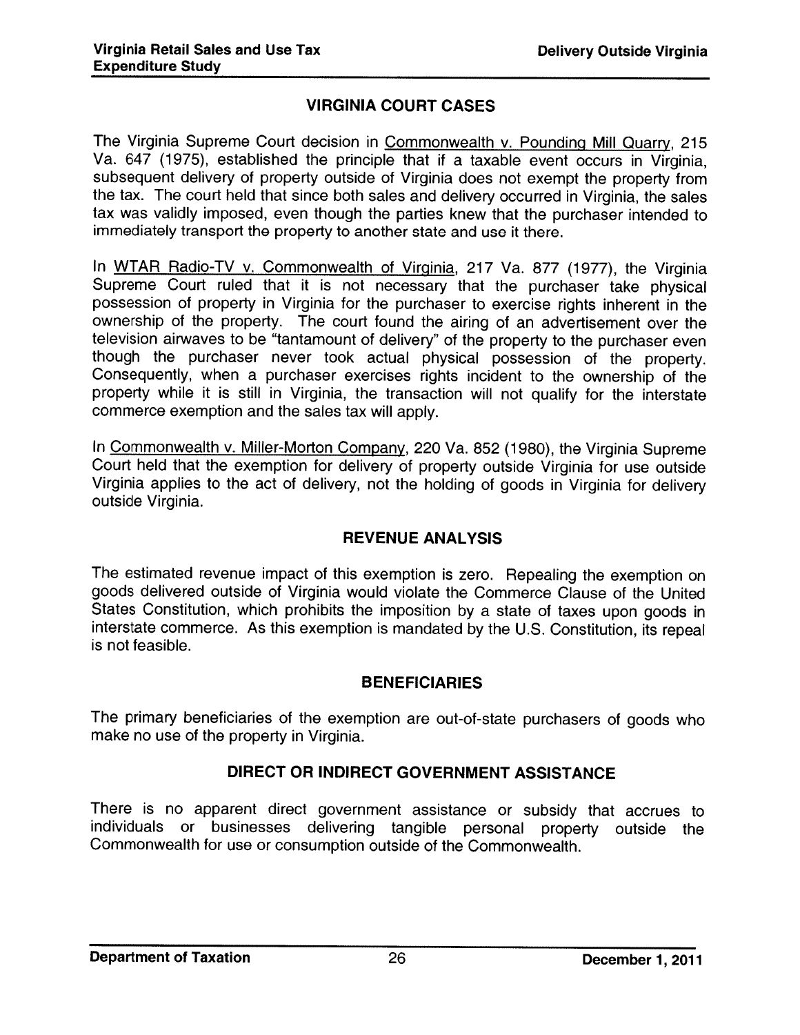## VIRGINIA COURT CASES

The Virginia Supreme Court decision in Commonwealth v. Pounding Mill Quarry, 215 Va. 647 (1975), established the principle that if a taxable event occurs in Virginia, subsequent delivery of property outside of Virginia does not exempt the property from the tax. The court held that since both sales and delivery occurred in Virginia, the sales tax was validly imposed, even though the parties knew that the purchaser intended to immediately transport the property to another state and use it there.

In WTAR Radio-TV v. Commonwealth of Virginia, 217 Va. 877 (1977), the Virginia Supreme Court ruled that it is not necessary that the purchaser take physical possession of property in Virginia for the purchaser to exercise rights inherent in the ownership of the property. The court found the airing of an advertisement over the television airwaves to be "tantamount of delivery" of the property to the purchaser even though the purchaser never took actual physical possession of the property. Consequently, when a purchaser exercises rights incident to the ownership of the property while it is still in Virginia, the transaction will not qualify for the interstate commerce exemption and the sales tax will apply.

In Commonwealth v. Miller-Morton Company, 220 Va. 852 (1980), the Virginia Supreme Court held that the exemption for delivery of property outside Virginia for use outside Virginia applies to the act of delivery, not the holding of goods in Virginia for delivery outside Virginia.

## REVENUE ANALYSIS

The estimated revenue impact of this exemption is zero. Repealing the exemption on goods delivered outside of Virginia would violate the Commerce Clause of the United States Constitution, which prohibits the imposition by a state of taxes upon goods in interstate commerce. As this exemption is mandated by the U.S. Constitution, its repeal is not feasible.

## BENEFICIARIES

The primary beneficiaries of the exemption are out-of-state purchasers of goods who make no use of the property in Virginia.

## DIRECT OR INDIRECT GOVERNMENT ASSISTANCE

There is no apparent direct government assistance or subsidy that accrues to individuals or businesses delivering tangible personal property outside the Commonwealth for use or consumption outside of the Commonwealth.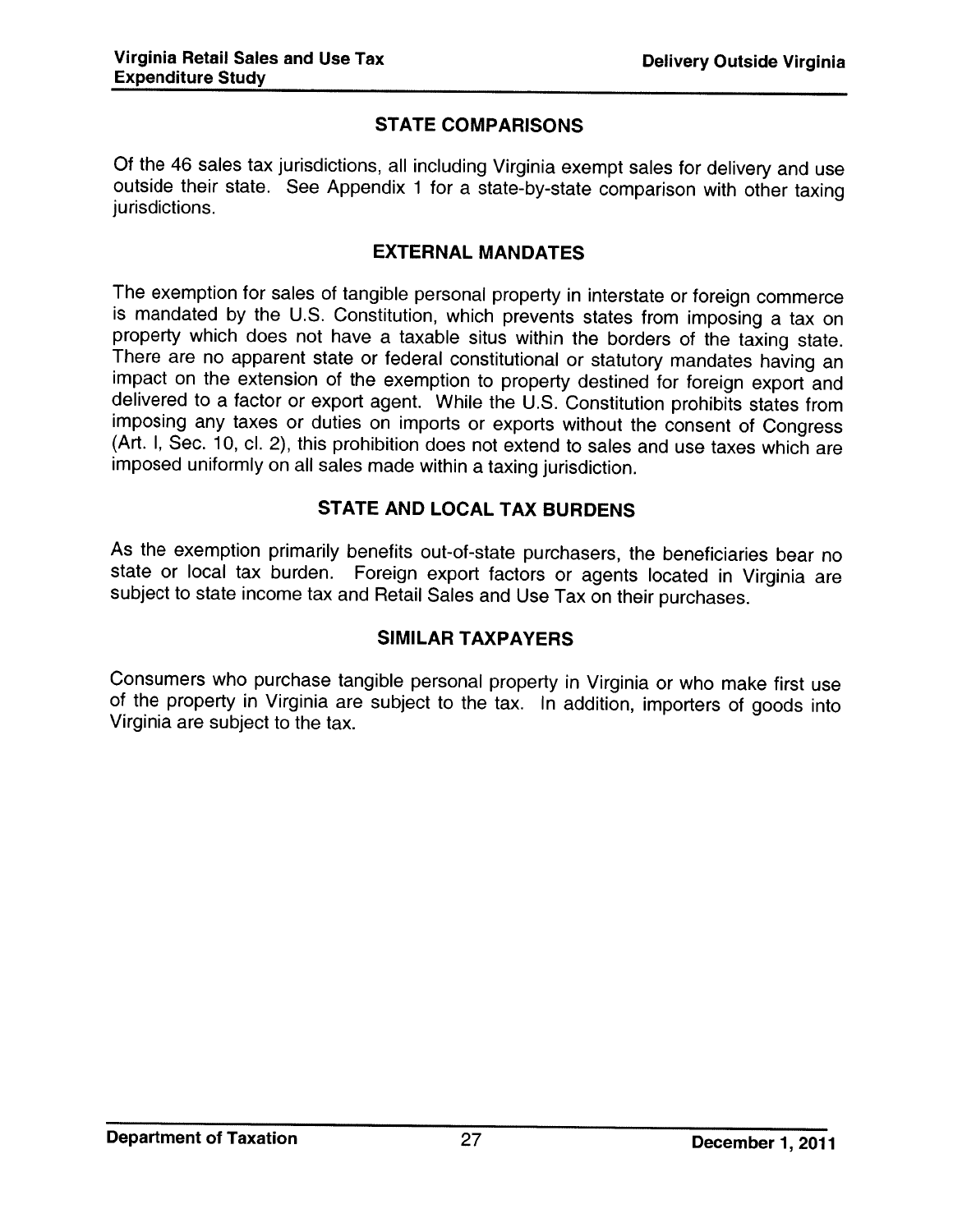## STATE COMPARISONS

Of the 46 sales tax jurisdictions, all including Virginia exempt sales for delivery and use outside their state. See Appendix 1 for a state-by-state comparison with other taxing jurisdictions.

## EXTERNAL MANDATES

The exemption for sales of tangible personal property in interstate or foreign commerce is mandated by the U.S. Constitution, which prevents states from imposing a tax on property which does not have a taxable situs within the borders of the taxing state. There are no apparent state or federal constitutional or statutory mandates having an impact on the extension of the exemption to property destined for foreign export and delivered to a factor or export agent. While the U.S. Constitution prohibits states from imposing any taxes or duties on imports or exports without the consent of Congress (Art. I, Sec. 10, cl. 2), this prohibition does not extend to sales and use taxes which are imposed uniformly on all sales made within a taxing jurisdiction.

## STATE AND LOCAL TAX BURDENS

As the exemption primarily benefits out-of-state purchasers, the beneficiaries bear no state or local tax burden. Foreign export factors or agents located in Virginia are subject to state income tax and Retail Sales and Use Tax on their purchases.

## SIMILAR TAXPAYERS

Consumers who purchase tangible personal property in Virginia or who make first use of the property in Virginia are subject to the tax. In addition, importers of goods into Virginia are subject to the tax.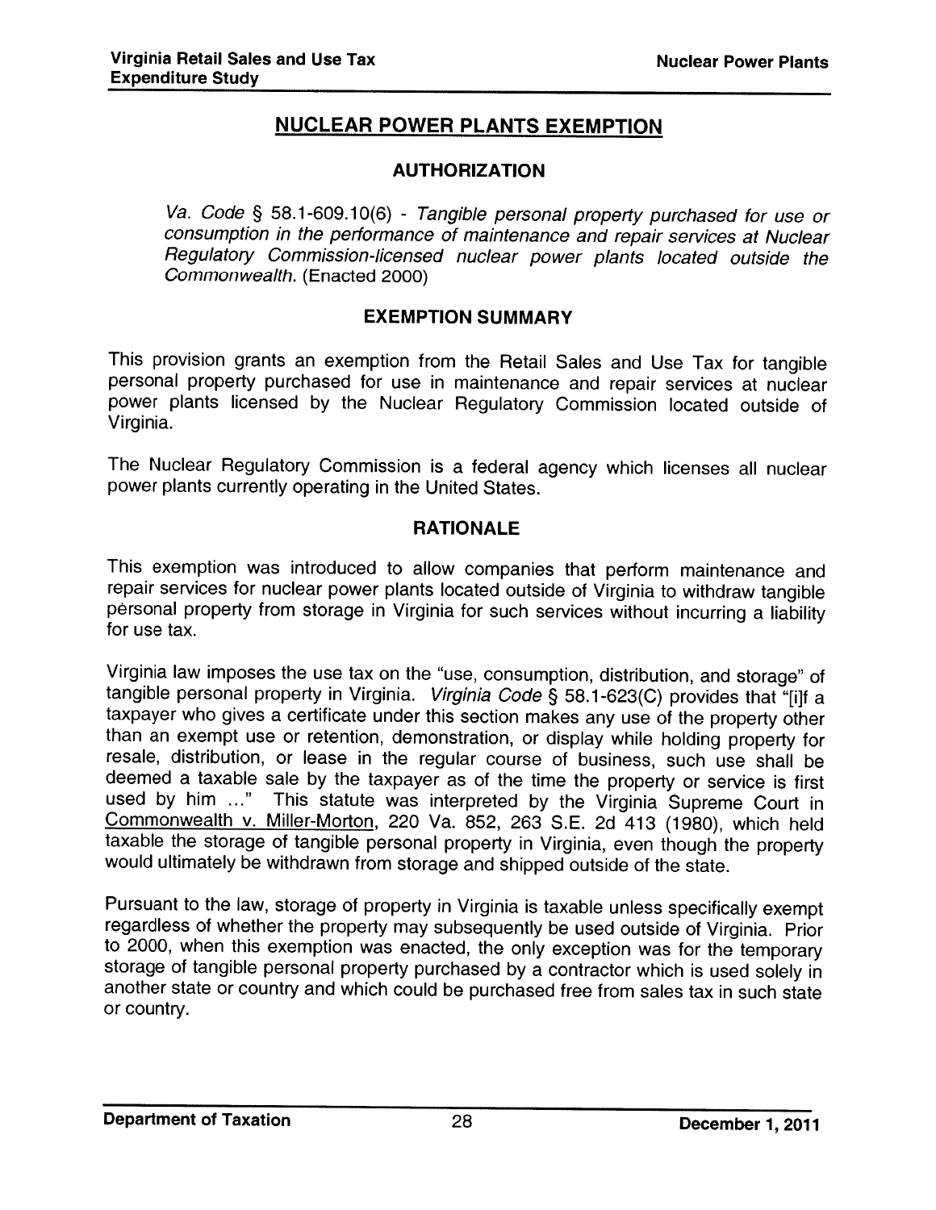# NUCLEAR POWER PLANTS EXEMPTION

## AUTHORIZATION

*Va. Code* § 58.1-609.10(6) - *Tangible personal property purchased for use or consumption in the performance of maintenance and repair services at Nuclear Regulatory Commission-licensed nuclear power plants located outside the Commonwealth.* (Enacted 2000)

## EXEMPTION SUMMARY

This provision grants an exemption from the Retail Sales and Use Tax for tangible personal property purchased for use in maintenance and repair services at nuclear power plants licensed by the Nuclear Regulatory Commission located outside of Virginia.

The Nuclear Regulatory Commission is a federal agency which licenses all nuclear power plants currently operating in the United States.

## RATIONALE

This exemption was introduced to allow companies that perform maintenance and repair services for nuclear power plants located outside of Virginia to withdraw tangible personal property from storage in Virginia for such services without incurring a liability for use tax.

Virginia law imposes the use tax on the "use, consumption, distribution, and storage" of tangible personal property in Virginia. *Virginia Code* § 58.1-623(C) provides that "[i]f a taxpayer who gives a certificate under this section makes any use of the property other than an exempt use or retention, demonstration, or display while holding property for resale, distribution, or lease in the regular course of business, such use shall be deemed a taxable sale by the taxpayer as of the time the property or service is first used by him ..." This statute was interpreted by the Virginia Supreme Court in Commonwealth v. Miller-Morton, 220 Va. 852, 263 S.E. 2d 413 (1980), which held taxable the storage of tangible personal property in Virginia, even though the property would ultimately be withdrawn from storage and shipped outside of the state.

Pursuant to the law, storage of property in Virginia is taxable unless specifically exempt regardless of whether the property may subsequently be used outside of Virginia. Prior to 2000, when this exemption was enacted, the only exception was for the temporary storage of tangible personal property purchased by a contractor which is used solely in another state or country and which could be purchased free from sales tax in such state or country.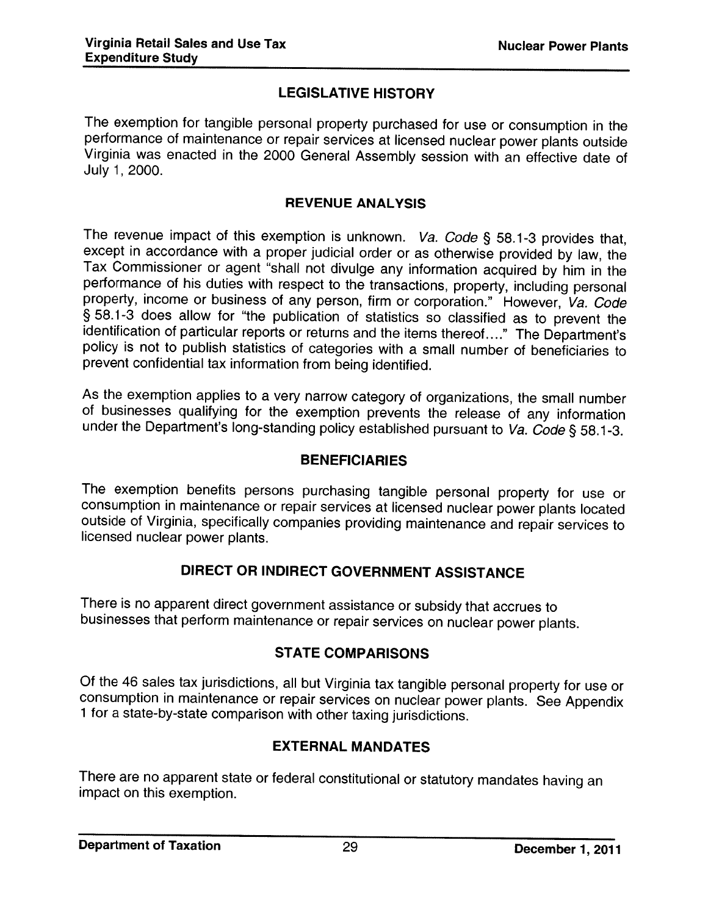## LEGISLATIVE HISTORY

The exemption for tangible personal property purchased for use or consumption in the performance of maintenance or repair services at licensed nuclear power plants outside Virginia was enacted in the 2000 General Assembly session with an effective date of July 1, 2000.

## REVENUE ANALYSIS

The revenue impact of this exemption is unknown. *Va. Code* § 58.1-3 provides that, except in accordance with a proper judicial order or as otherwise provided by law, the Tax Commissioner or agent "shall not divulge any information acquired by him in the performance of his duties with respect to the transactions, property, including personal property, income or business of any person, firm or corporation." However, *Va. Code* § 58.1-3 does allow for "the publication of statistics so classified as to prevent the identification of particular reports or returns and the items thereof...." The Department's policy is not to publish statistics of categories with a small number of beneficiaries to prevent confidential tax information from being identified.

As the exemption applies to a very narrow category of organizations, the small number of businesses qualifying for the exemption prevents the release of any information under the Department's long-standing policy established pursuant to *Va. Code* § 58.1-3.

## BENEFICIARIES

The exemption benefits persons purchasing tangible personal property for use or consumption in maintenance or repair services at licensed nuclear power plants located outside of Virginia, specifically companies providing maintenance and repair services to licensed nuclear power plants.

## DIRECT OR INDIRECT GOVERNMENT ASSISTANCE

There is no apparent direct government assistance or subsidy that accrues to businesses that perform maintenance or repair services on nuclear power plants.

## STATE COMPARISONS

Of the 46 sales tax jurisdictions, all but Virginia tax tangible personal property for use or consumption in maintenance or repair services on nuclear power plants. See Appendix 1 for a state-by-state comparison with other taxing jurisdictions.

## EXTERNAL MANDATES

There are no apparent state or federal constitutional or statutory mandates having an impact on this exemption.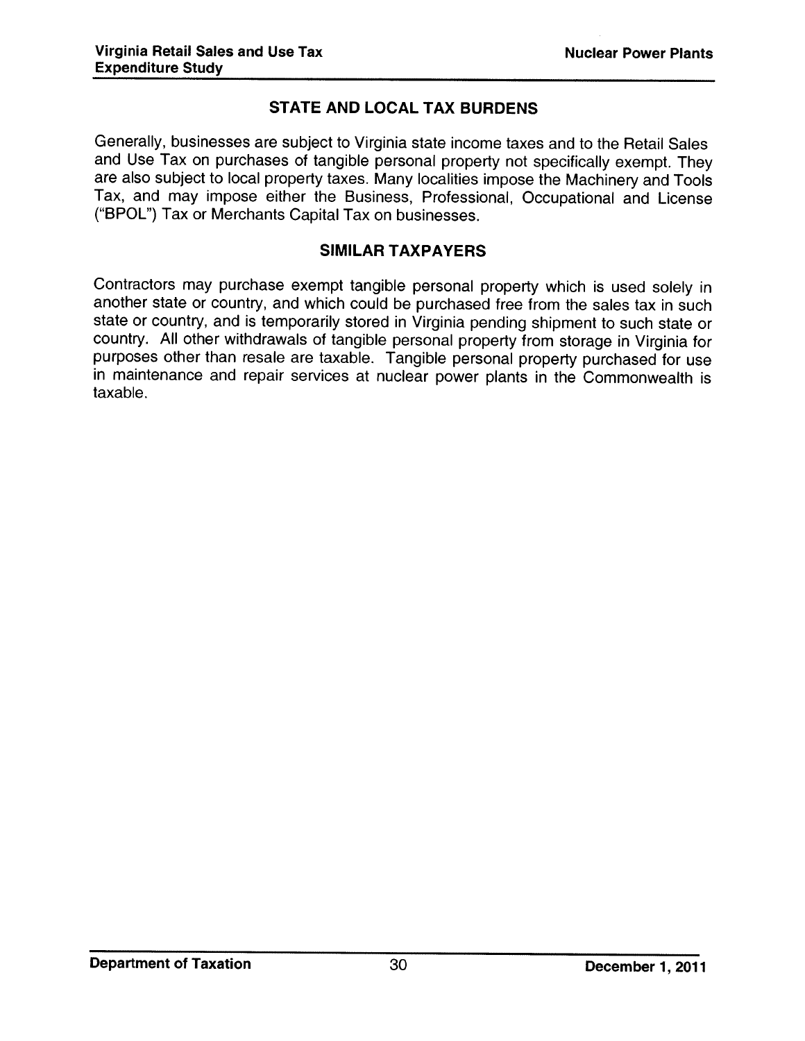## STATE AND LOCAL TAX BURDENS

Generally, businesses are subject to Virginia state income taxes and to the Retail Sales and Use Tax on purchases of tangible personal property not specifically exempt. They are also subject to local property taxes. Many localities impose the Machinery and Tools Tax, and may impose either the Business, Professional, Occupational and License ("BPOL") Tax or Merchants Capital Tax on businesses.

## SIMILAR TAXPAYERS

Contractors may purchase exempt tangible personal property which is used solely in another state or country, and which could be purchased free from the sales tax in such state or country, and is temporarily stored in Virginia pending shipment to such state or country. All other withdrawals of tangible personal property from storage in Virginia for purposes other than resale are taxable. Tangible personal property purchased for use in maintenance and repair services at nuclear power plants in the Commonwealth is taxable.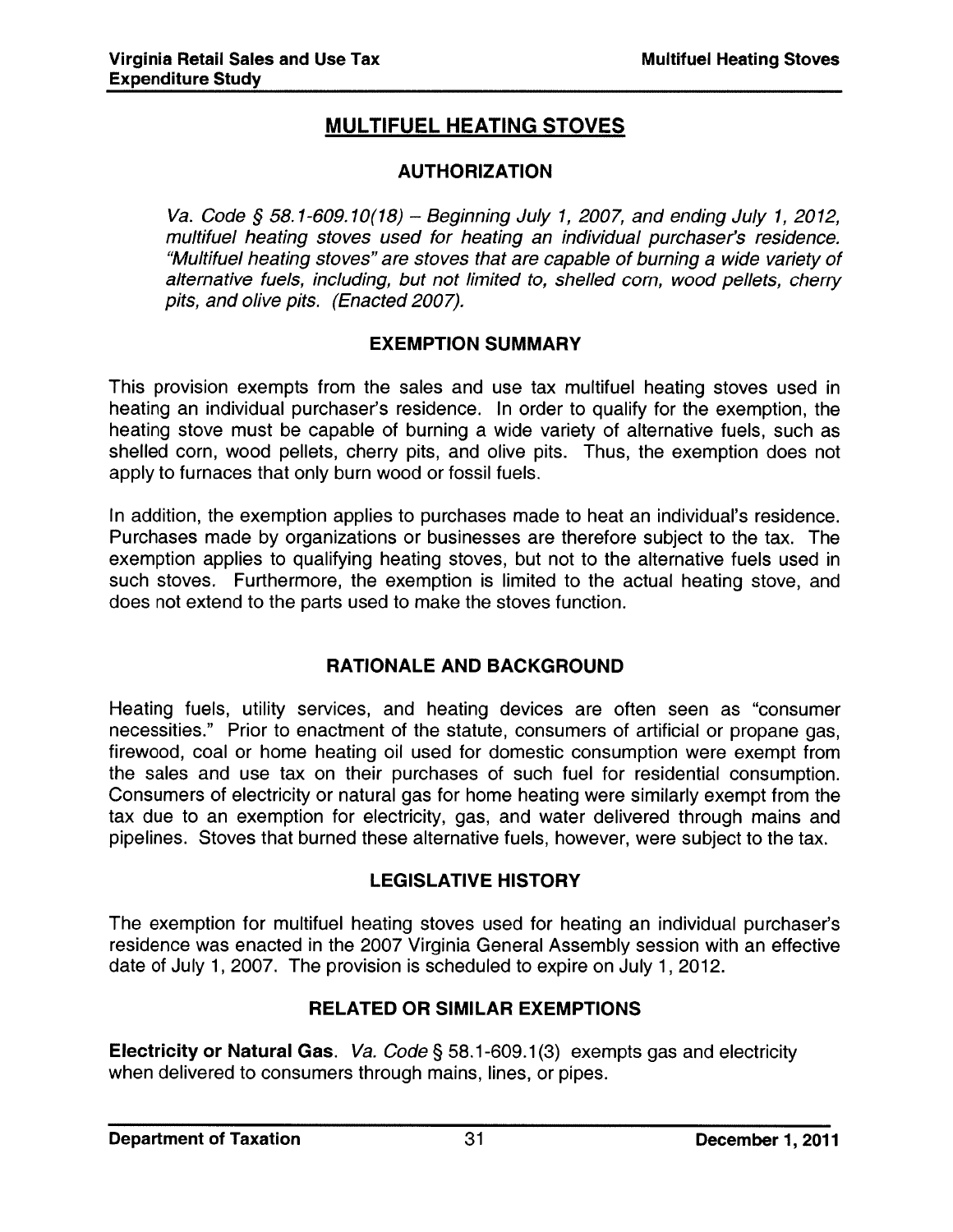# MULTIFUEL HEATING STOVES

## AUTHORIZATION

*Va. Code § 58.1-609.10(18) – Beginning July 1, 2007, and ending July 1, 2012, multifuel heating stoves used for heating an individual purchaser's residence. "Multifuel heating stoves" are stoves that are capable of burning a wide variety of alternative fuels, including, but not limited to, shelled corn, wood pellets, cherry pits, and olive pits. (Enacted 2007).*

## EXEMPTION SUMMARY

This provision exempts from the sales and use tax multifuel heating stoves used in heating an individual purchaser's residence. In order to qualify for the exemption, the heating stove must be capable of burning a wide variety of alternative fuels, such as shelled corn, wood pellets, cherry pits, and olive pits. Thus, the exemption does not apply to furnaces that only burn wood or fossil fuels.

In addition, the exemption applies to purchases made to heat an individual's residence. Purchases made by organizations or businesses are therefore subject to the tax. The exemption applies to qualifying heating stoves, but not to the alternative fuels used in such stoves. Furthermore, the exemption is limited to the actual heating stove, and does not extend to the parts used to make the stoves function.

## RATIONALE AND BACKGROUND

Heating fuels, utility services, and heating devices are often seen as "consumer necessities." Prior to enactment of the statute, consumers of artificial or propane gas, firewood, coal or home heating oil used for domestic consumption were exempt from the sales and use tax on their purchases of such fuel for residential consumption. Consumers of electricity or natural gas for home heating were similarly exempt from the tax due to an exemption for electricity, gas, and water delivered through mains and pipelines. Stoves that burned these alternative fuels, however, were subject to the tax.

## LEGISLATIVE HISTORY

The exemption for multifuel heating stoves used for heating an individual purchaser's residence was enacted in the 2007 Virginia General Assembly session with an effective date of July 1, 2007. The provision is scheduled to expire on July 1, 2012.

## RELATED OR SIMILAR EXEMPTIONS

**Electricity or Natural Gas**. *Va. Code* § 58.1-609.1(3) exempts gas and electricity when delivered to consumers through mains, lines, or pipes.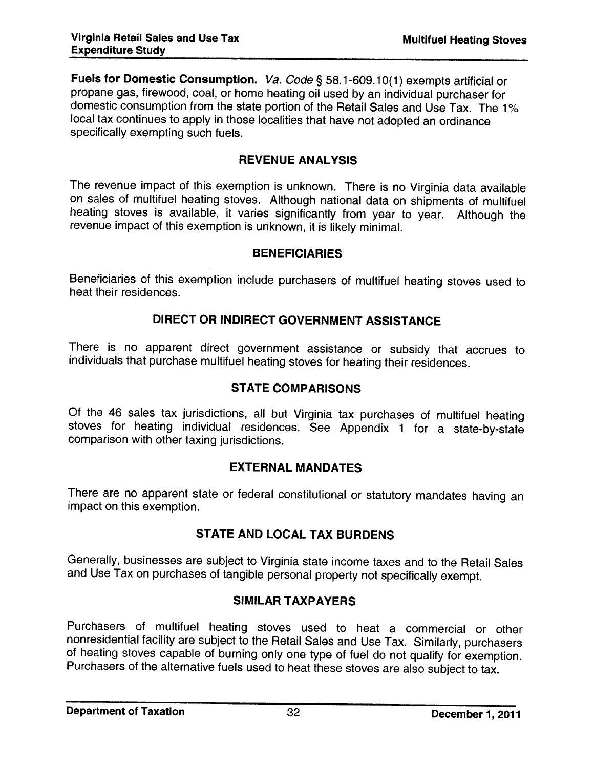**Fuels for Domestic Consumption.** *Va. Code* § 58.1-609.10(1) exempts artificial or propane gas, firewood, coal, or home heating oil used by an individual purchaser for domestic consumption from the state portion of the Retail Sales and Use Tax. The 1% local tax continues to apply in those localities that have not adopted an ordinance specifically exempting such fuels.

## REVENUE ANALYSIS

The revenue impact of this exemption is unknown. There is no Virginia data available on sales of multifuel heating stoves. Although national data on shipments of multifuel heating stoves is available, it varies significantly from year to year. Although the revenue impact of this exemption is unknown, it is likely minimal.

## BENEFICIARIES

Beneficiaries of this exemption include purchasers of multifuel heating stoves used to heat their residences.

## DIRECT OR INDIRECT GOVERNMENT ASSISTANCE

There is no apparent direct government assistance or subsidy that accrues to individuals that purchase multifuel heating stoves for heating their residences.

## STATE COMPARISONS

Of the 46 sales tax jurisdictions, all but Virginia tax purchases of multifuel heating stoves for heating individual residences. See Appendix 1 for a state-by-state comparison with other taxing jurisdictions.

## EXTERNAL MANDATES

There are no apparent state or federal constitutional or statutory mandates having an impact on this exemption.

## STATE AND LOCAL TAX BURDENS

Generally, businesses are subject to Virginia state income taxes and to the Retail Sales and Use Tax on purchases of tangible personal property not specifically exempt.

## SIMILAR TAXPAYERS

Purchasers of multifuel heating stoves used to heat a commercial or other nonresidential facility are subject to the Retail Sales and Use Tax. Similarly, purchasers of heating stoves capable of burning only one type of fuel do not qualify for exemption. Purchasers of the alternative fuels used to heat these stoves are also subject to tax.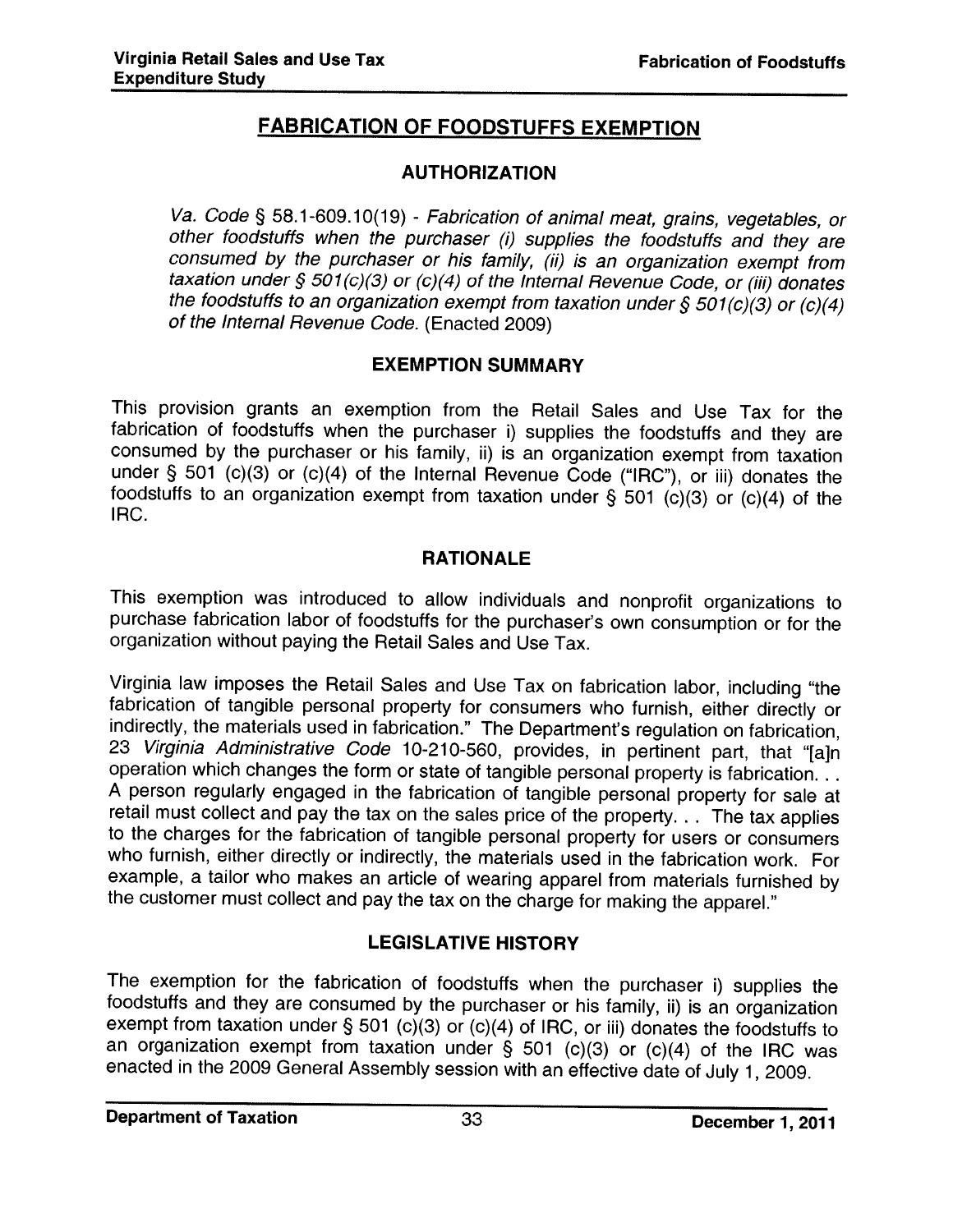# FABRICATION OF FOODSTUFFS EXEMPTION

## AUTHORIZATION

*Va. Code* § 58.1-609.10(19) - *Fabrication of animal meat, grains, vegetables, or other foodstuffs when the purchaser (i) supplies the foodstuffs and they are consumed by the purchaser or his family, (ii) is an organization exempt from taxation under § 501(c)(3) or (c)(4) of the Internal Revenue Code, or (iii) donates the foodstuffs to an organization exempt from taxation under § 501(c)(3) or (c)(4) of the Internal Revenue Code.* (Enacted 2009)

## EXEMPTION SUMMARY

This provision grants an exemption from the Retail Sales and Use Tax for the fabrication of foodstuffs when the purchaser i) supplies the foodstuffs and they are consumed by the purchaser or his family, ii) is an organization exempt from taxation under § 501 (c)(3) or (c)(4) of the Internal Revenue Code ("IRC"), or iii) donates the foodstuffs to an organization exempt from taxation under § 501 (c)(3) or (c)(4) of the IRC.

## RATIONALE

This exemption was introduced to allow individuals and nonprofit organizations to purchase fabrication labor of foodstuffs for the purchaser's own consumption or for the organization without paying the Retail Sales and Use Tax.

Virginia law imposes the Retail Sales and Use Tax on fabrication labor, including "the fabrication of tangible personal property for consumers who furnish, either directly or indirectly, the materials used in fabrication." The Department's regulation on fabrication, 23 *Virginia Administrative Code* 10-210-560, provides, in pertinent part, that "[a]n operation which changes the form or state of tangible personal property is fabrication. . . A person regularly engaged in the fabrication of tangible personal property for sale at retail must collect and pay the tax on the sales price of the property. . . The tax applies to the charges for the fabrication of tangible personal property for users or consumers who furnish, either directly or indirectly, the materials used in the fabrication work. For example, a tailor who makes an article of wearing apparel from materials furnished by the customer must collect and pay the tax on the charge for making the apparel."

## LEGISLATIVE HISTORY

The exemption for the fabrication of foodstuffs when the purchaser i) supplies the foodstuffs and they are consumed by the purchaser or his family, ii) is an organization exempt from taxation under § 501 (c)(3) or (c)(4) of IRC, or iii) donates the foodstuffs to an organization exempt from taxation under § 501 (c)(3) or (c)(4) of the IRC was enacted in the 2009 General Assembly session with an effective date of July 1, 2009.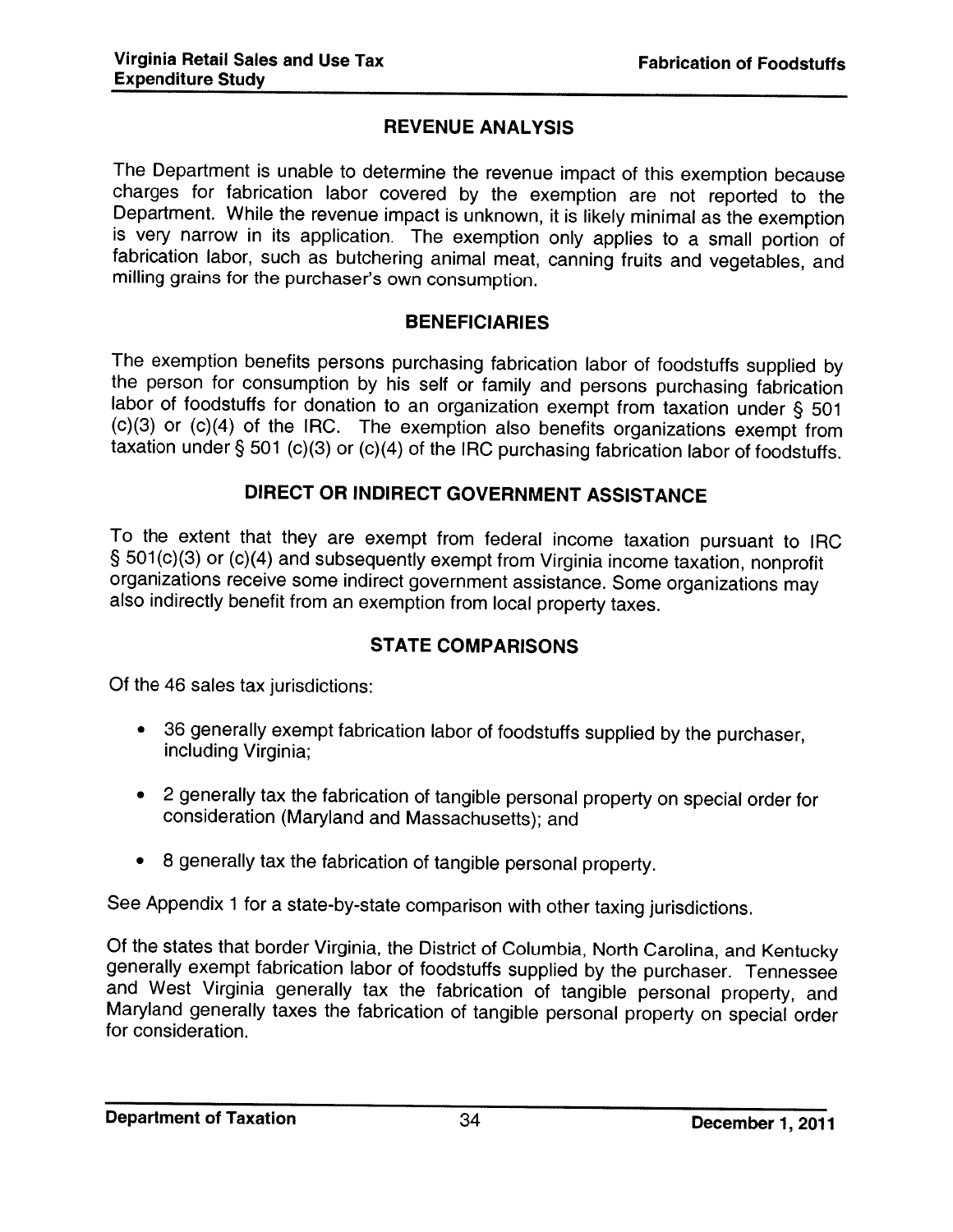## REVENUE ANALYSIS

The Department is unable to determine the revenue impact of this exemption because charges for fabrication labor covered by the exemption are not reported to the Department. While the revenue impact is unknown, it is likely minimal as the exemption is very narrow in its application. The exemption only applies to a small portion of fabrication labor, such as butchering animal meat, canning fruits and vegetables, and milling grains for the purchaser's own consumption.

## BENEFICIARIES

The exemption benefits persons purchasing fabrication labor of foodstuffs supplied by the person for consumption by his self or family and persons purchasing fabrication labor of foodstuffs for donation to an organization exempt from taxation under § 501 (c)(3) or (c)(4) of the IRC. The exemption also benefits organizations exempt from taxation under § 501 (c)(3) or (c)(4) of the IRC purchasing fabrication labor of foodstuffs.

## DIRECT OR INDIRECT GOVERNMENT ASSISTANCE

To the extent that they are exempt from federal income taxation pursuant to IRC § 501(c)(3) or (c)(4) and subsequently exempt from Virginia income taxation, nonprofit organizations receive some indirect government assistance. Some organizations may also indirectly benefit from an exemption from local property taxes.

## STATE COMPARISONS

Of the 46 sales tax jurisdictions:

- 36 generally exempt fabrication labor of foodstuffs supplied by the purchaser, including Virginia;
- 2 generally tax the fabrication of tangible personal property on special order for consideration (Maryland and Massachusetts); and
- 8 generally tax the fabrication of tangible personal property.

See Appendix 1 for a state-by-state comparison with other taxing jurisdictions.

Of the states that border Virginia, the District of Columbia, North Carolina, and Kentucky generally exempt fabrication labor of foodstuffs supplied by the purchaser. Tennessee and West Virginia generally tax the fabrication of tangible personal property, and Maryland generally taxes the fabrication of tangible personal property on special order for consideration.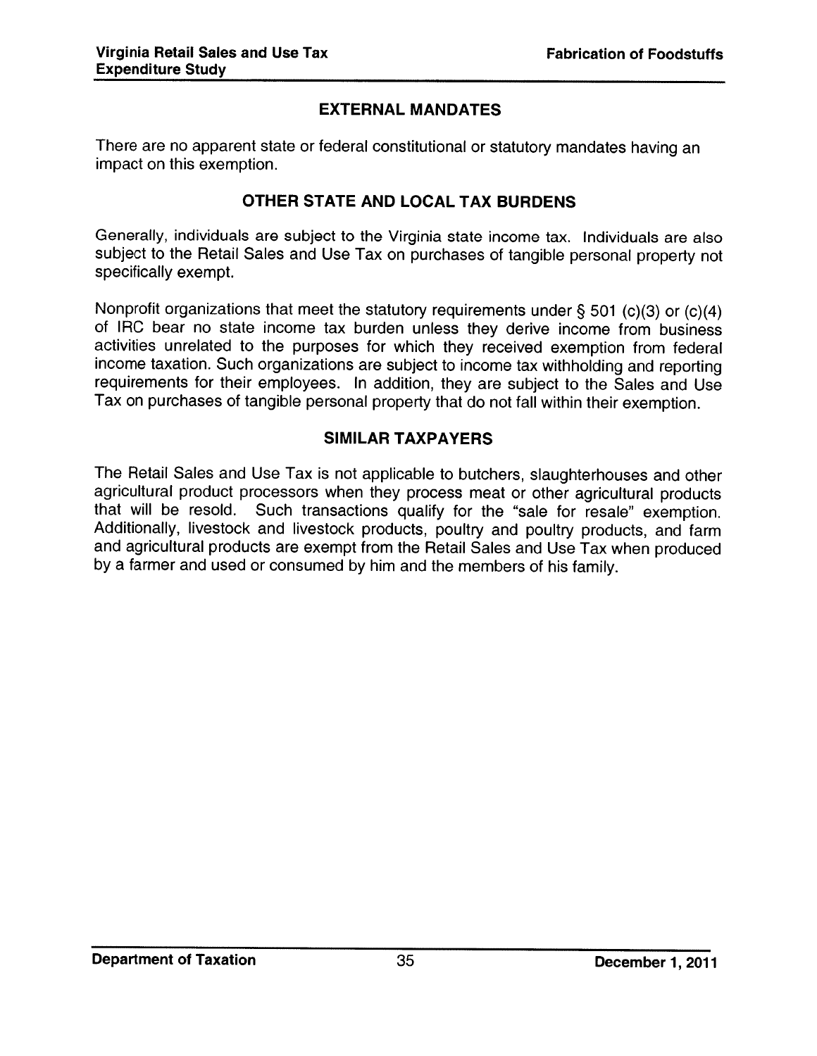## EXTERNAL MANDATES

There are no apparent state or federal constitutional or statutory mandates having an impact on this exemption.

## OTHER STATE AND LOCAL TAX BURDENS

Generally, individuals are subject to the Virginia state income tax. Individuals are also subject to the Retail Sales and Use Tax on purchases of tangible personal property not specifically exempt.

Nonprofit organizations that meet the statutory requirements under § 501 (c)(3) or (c)(4) of IRC bear no state income tax burden unless they derive income from business activities unrelated to the purposes for which they received exemption from federal income taxation. Such organizations are subject to income tax withholding and reporting requirements for their employees. In addition, they are subject to the Sales and Use Tax on purchases of tangible personal property that do not fall within their exemption.

## SIMILAR TAXPAYERS

The Retail Sales and Use Tax is not applicable to butchers, slaughterhouses and other agricultural product processors when they process meat or other agricultural products that will be resold. Such transactions qualify for the "sale for resale" exemption. Additionally, livestock and livestock products, poultry and poultry products, and farm and agricultural products are exempt from the Retail Sales and Use Tax when produced by a farmer and used or consumed by him and the members of his family.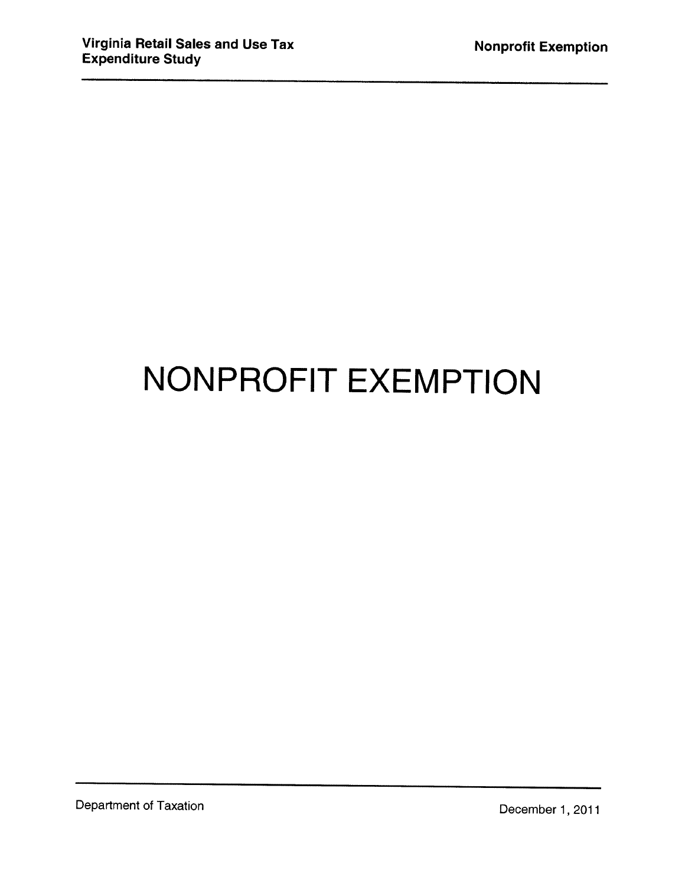# NONPROFIT EXEMPTION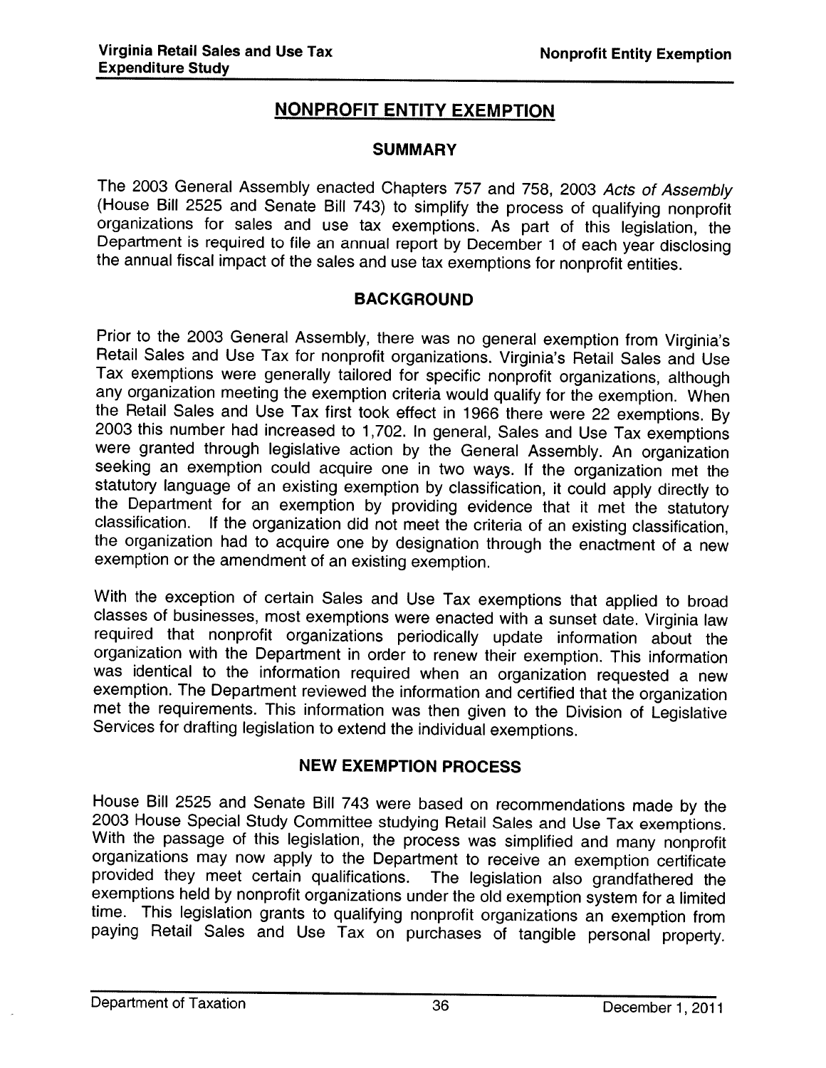# NONPROFIT ENTITY EXEMPTION

## SUMMARY

The 2003 General Assembly enacted Chapters 757 and 758, 2003 *Acts of Assembly* (House Bill 2525 and Senate Bill 743) to simplify the process of qualifying nonprofit organizations for sales and use tax exemptions. As part of this legislation, the Department is required to file an annual report by December 1 of each year disclosing the annual fiscal impact of the sales and use tax exemptions for nonprofit entities.

## BACKGROUND

Prior to the 2003 General Assembly, there was no general exemption from Virginia's Retail Sales and Use Tax for nonprofit organizations. Virginia's Retail Sales and Use Tax exemptions were generally tailored for specific nonprofit organizations, although any organization meeting the exemption criteria would qualify for the exemption. When the Retail Sales and Use Tax first took effect in 1966 there were 22 exemptions. By 2003 this number had increased to 1,702. In general, Sales and Use Tax exemptions were granted through legislative action by the General Assembly. An organization seeking an exemption could acquire one in two ways. If the organization met the statutory language of an existing exemption by classification, it could apply directly to the Department for an exemption by providing evidence that it met the statutory classification. If the organization did not meet the criteria of an existing classification, the organization had to acquire one by designation through the enactment of a new exemption or the amendment of an existing exemption.

With the exception of certain Sales and Use Tax exemptions that applied to broad classes of businesses, most exemptions were enacted with a sunset date. Virginia law required that nonprofit organizations periodically update information about the organization with the Department in order to renew their exemption. This information was identical to the information required when an organization requested a new exemption. The Department reviewed the information and certified that the organization met the requirements. This information was then given to the Division of Legislative Services for drafting legislation to extend the individual exemptions.

## NEW EXEMPTION PROCESS

House Bill 2525 and Senate Bill 743 were based on recommendations made by the 2003 House Special Study Committee studying Retail Sales and Use Tax exemptions. With the passage of this legislation, the process was simplified and many nonprofit organizations may now apply to the Department to receive an exemption certificate provided they meet certain qualifications. The legislation also grandfathered the exemptions held by nonprofit organizations under the old exemption system for a limited time. This legislation grants to qualifying nonprofit organizations an exemption from paying Retail Sales and Use Tax on purchases of tangible personal property.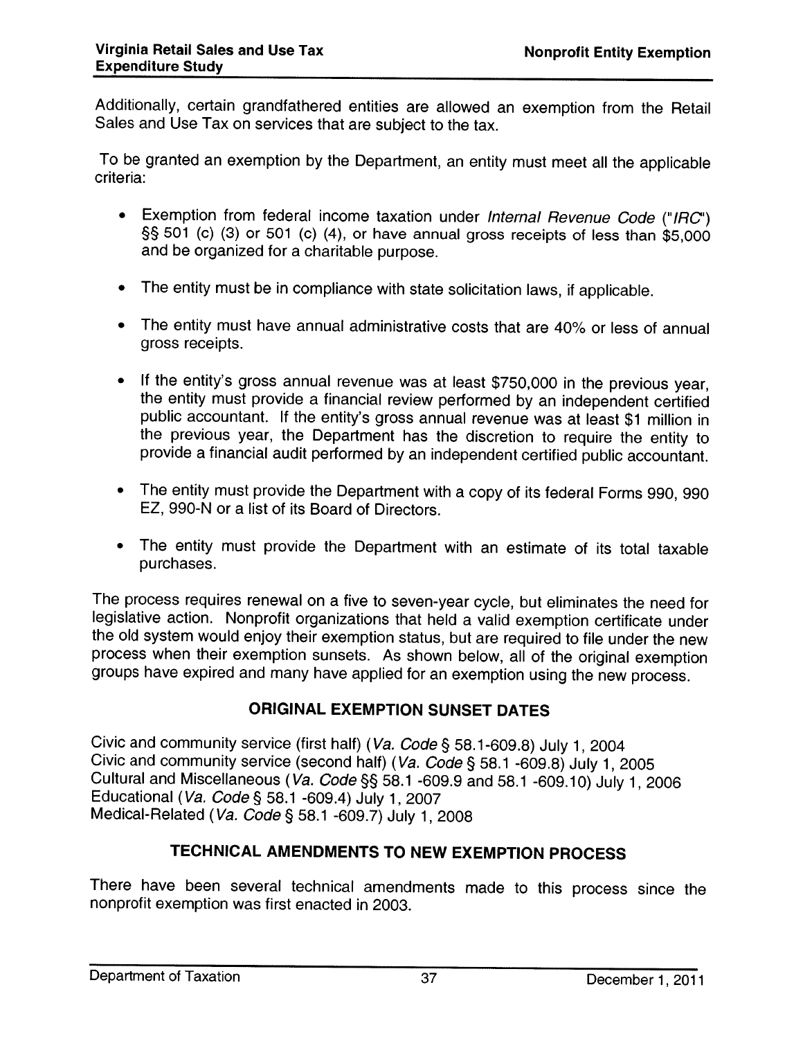Additionally, certain grandfathered entities are allowed an exemption from the Retail Sales and Use Tax on services that are subject to the tax.

To be granted an exemption by the Department, an entity must meet all the applicable criteria:

- Exemption from federal income taxation under *Internal Revenue Code* ("*IRC*") §§ 501 (c) (3) or 501 (c) (4), or have annual gross receipts of less than $5,000 and be organized for a charitable purpose.
- The entity must be in compliance with state solicitation laws, if applicable.
- The entity must have annual administrative costs that are 40% or less of annual gross receipts.
- If the entity's gross annual revenue was at least $750,000 in the previous year, the entity must provide a financial review performed by an independent certified public accountant. If the entity's gross annual revenue was at least $1 million in the previous year, the Department has the discretion to require the entity to provide a financial audit performed by an independent certified public accountant.
- The entity must provide the Department with a copy of its federal Forms 990, 990 EZ, 990-N or a list of its Board of Directors.
- The entity must provide the Department with an estimate of its total taxable purchases.

The process requires renewal on a five to seven-year cycle, but eliminates the need for legislative action. Nonprofit organizations that held a valid exemption certificate under the old system would enjoy their exemption status, but are required to file under the new process when their exemption sunsets. As shown below, all of the original exemption groups have expired and many have applied for an exemption using the new process.

## ORIGINAL EXEMPTION SUNSET DATES

Civic and community service (first half) (*Va. Code* § 58.1-609.8) July 1, 2004
Civic and community service (second half) (*Va. Code* § 58.1 -609.8) July 1, 2005
Cultural and Miscellaneous (*Va. Code* §§ 58.1 -609.9 and 58.1 -609.10) July 1, 2006
Educational (*Va. Code* § 58.1 -609.4) July 1, 2007
Medical-Related (*Va. Code* § 58.1 -609.7) July 1, 2008

## TECHNICAL AMENDMENTS TO NEW EXEMPTION PROCESS

There have been several technical amendments made to this process since the nonprofit exemption was first enacted in 2003.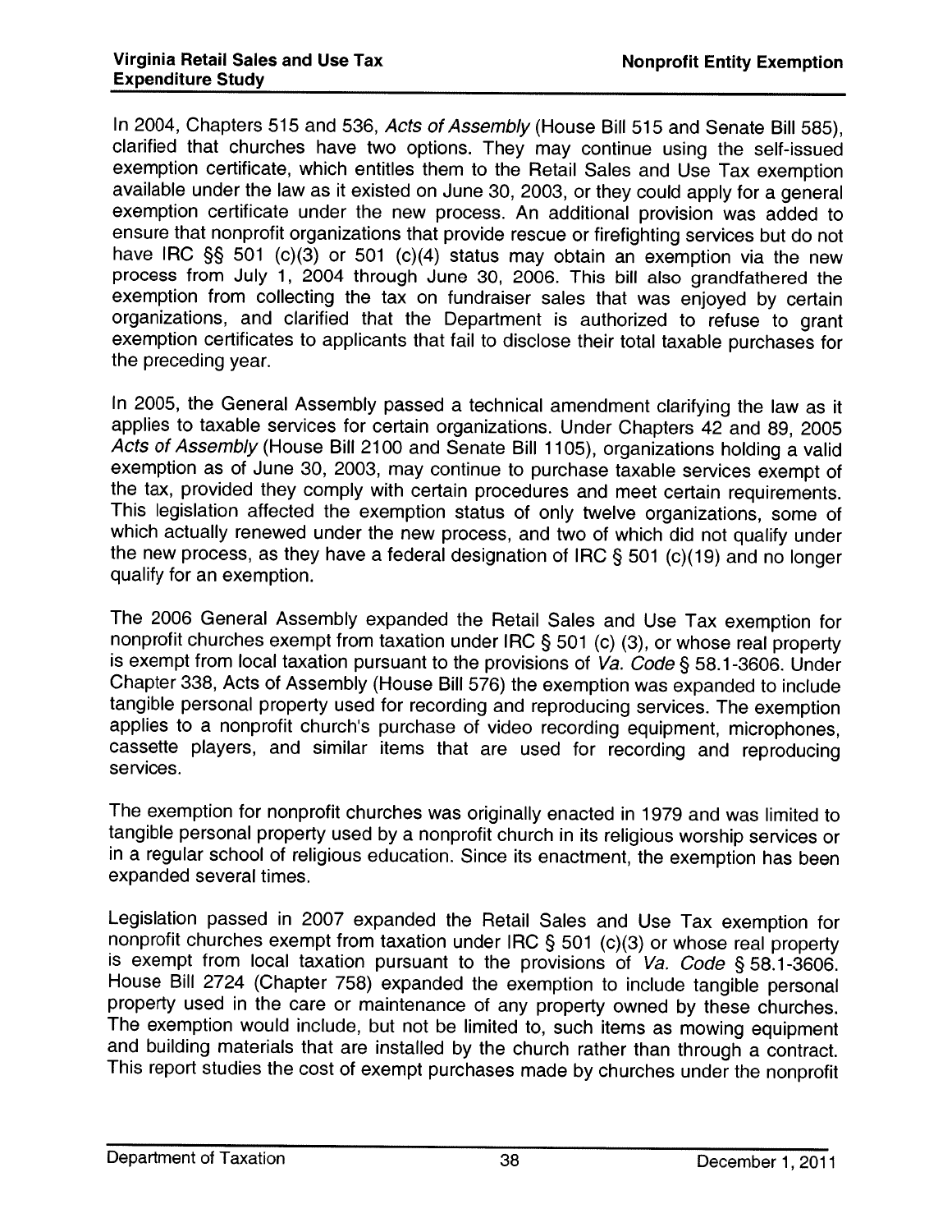In 2004, Chapters 515 and 536, *Acts of Assembly* (House Bill 515 and Senate Bill 585), clarified that churches have two options. They may continue using the self-issued exemption certificate, which entitles them to the Retail Sales and Use Tax exemption available under the law as it existed on June 30, 2003, or they could apply for a general exemption certificate under the new process. An additional provision was added to ensure that nonprofit organizations that provide rescue or firefighting services but do not have IRC §§ 501 (c)(3) or 501 (c)(4) status may obtain an exemption via the new process from July 1, 2004 through June 30, 2006. This bill also grandfathered the exemption from collecting the tax on fundraiser sales that was enjoyed by certain organizations, and clarified that the Department is authorized to refuse to grant exemption certificates to applicants that fail to disclose their total taxable purchases for the preceding year.

In 2005, the General Assembly passed a technical amendment clarifying the law as it applies to taxable services for certain organizations. Under Chapters 42 and 89, 2005 *Acts of Assembly* (House Bill 2100 and Senate Bill 1105), organizations holding a valid exemption as of June 30, 2003, may continue to purchase taxable services exempt of the tax, provided they comply with certain procedures and meet certain requirements. This legislation affected the exemption status of only twelve organizations, some of which actually renewed under the new process, and two of which did not qualify under the new process, as they have a federal designation of IRC § 501 (c)(19) and no longer qualify for an exemption.

The 2006 General Assembly expanded the Retail Sales and Use Tax exemption for nonprofit churches exempt from taxation under IRC § 501 (c) (3), or whose real property is exempt from local taxation pursuant to the provisions of *Va. Code* § 58.1-3606. Under Chapter 338, Acts of Assembly (House Bill 576) the exemption was expanded to include tangible personal property used for recording and reproducing services. The exemption applies to a nonprofit church's purchase of video recording equipment, microphones, cassette players, and similar items that are used for recording and reproducing services.

The exemption for nonprofit churches was originally enacted in 1979 and was limited to tangible personal property used by a nonprofit church in its religious worship services or in a regular school of religious education. Since its enactment, the exemption has been expanded several times.

Legislation passed in 2007 expanded the Retail Sales and Use Tax exemption for nonprofit churches exempt from taxation under IRC § 501 (c)(3) or whose real property is exempt from local taxation pursuant to the provisions of *Va. Code* § 58.1-3606. House Bill 2724 (Chapter 758) expanded the exemption to include tangible personal property used in the care or maintenance of any property owned by these churches. The exemption would include, but not be limited to, such items as mowing equipment and building materials that are installed by the church rather than through a contract. This report studies the cost of exempt purchases made by churches under the nonprofit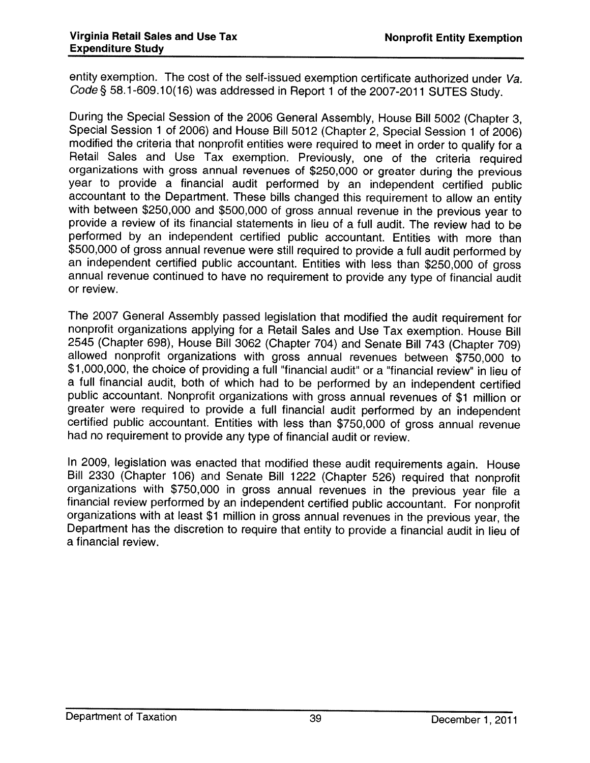entity exemption. The cost of the self-issued exemption certificate authorized under *Va. Code* § 58.1-609.10(16) was addressed in Report 1 of the 2007-2011 SUTES Study.

During the Special Session of the 2006 General Assembly, House Bill 5002 (Chapter 3, Special Session 1 of 2006) and House Bill 5012 (Chapter 2, Special Session 1 of 2006) modified the criteria that nonprofit entities were required to meet in order to qualify for a Retail Sales and Use Tax exemption. Previously, one of the criteria required organizations with gross annual revenues of $250,000 or greater during the previous year to provide a financial audit performed by an independent certified public accountant to the Department. These bills changed this requirement to allow an entity with between $250,000 and $500,000 of gross annual revenue in the previous year to provide a review of its financial statements in lieu of a full audit. The review had to be performed by an independent certified public accountant. Entities with more than $500,000 of gross annual revenue were still required to provide a full audit performed by an independent certified public accountant. Entities with less than $250,000 of gross annual revenue continued to have no requirement to provide any type of financial audit or review.

The 2007 General Assembly passed legislation that modified the audit requirement for nonprofit organizations applying for a Retail Sales and Use Tax exemption. House Bill 2545 (Chapter 698), House Bill 3062 (Chapter 704) and Senate Bill 743 (Chapter 709) allowed nonprofit organizations with gross annual revenues between $750,000 to $1,000,000, the choice of providing a full "financial audit" or a "financial review" in lieu of a full financial audit, both of which had to be performed by an independent certified public accountant. Nonprofit organizations with gross annual revenues of $1 million or greater were required to provide a full financial audit performed by an independent certified public accountant. Entities with less than $750,000 of gross annual revenue had no requirement to provide any type of financial audit or review.

In 2009, legislation was enacted that modified these audit requirements again. House Bill 2330 (Chapter 106) and Senate Bill 1222 (Chapter 526) required that nonprofit organizations with $750,000 in gross annual revenues in the previous year file a financial review performed by an independent certified public accountant. For nonprofit organizations with at least $1 million in gross annual revenues in the previous year, the Department has the discretion to require that entity to provide a financial audit in lieu of a financial review.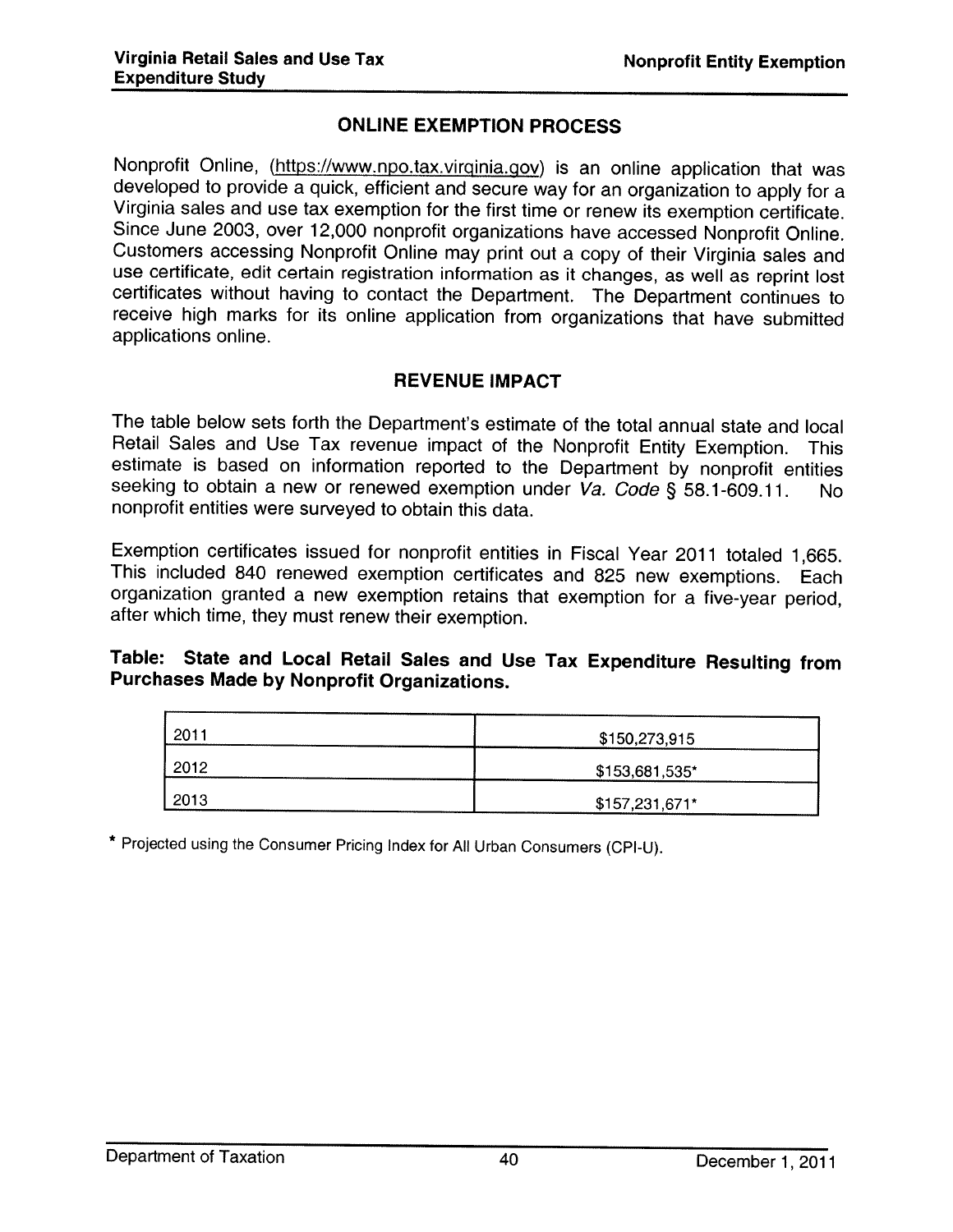## ONLINE EXEMPTION PROCESS

Nonprofit Online, (https://www.npo.tax.virginia.gov) is an online application that was developed to provide a quick, efficient and secure way for an organization to apply for a Virginia sales and use tax exemption for the first time or renew its exemption certificate. Since June 2003, over 12,000 nonprofit organizations have accessed Nonprofit Online. Customers accessing Nonprofit Online may print out a copy of their Virginia sales and use certificate, edit certain registration information as it changes, as well as reprint lost certificates without having to contact the Department. The Department continues to receive high marks for its online application from organizations that have submitted applications online.

## REVENUE IMPACT

The table below sets forth the Department's estimate of the total annual state and local Retail Sales and Use Tax revenue impact of the Nonprofit Entity Exemption. This estimate is based on information reported to the Department by nonprofit entities seeking to obtain a new or renewed exemption under *Va. Code* § 58.1-609.11. No nonprofit entities were surveyed to obtain this data.

Exemption certificates issued for nonprofit entities in Fiscal Year 2011 totaled 1,665. This included 840 renewed exemption certificates and 825 new exemptions. Each organization granted a new exemption retains that exemption for a five-year period, after which time, they must renew their exemption.

**Table: State and Local Retail Sales and Use Tax Expenditure Resulting from Purchases Made by Nonprofit Organizations.**

| Year | Amount |
|---|---|
| 2011 | $150,273,915 |
| 2012 | $153,681,535* |
| 2013 | $157,231,671* |

\* Projected using the Consumer Pricing Index for All Urban Consumers (CPI-U).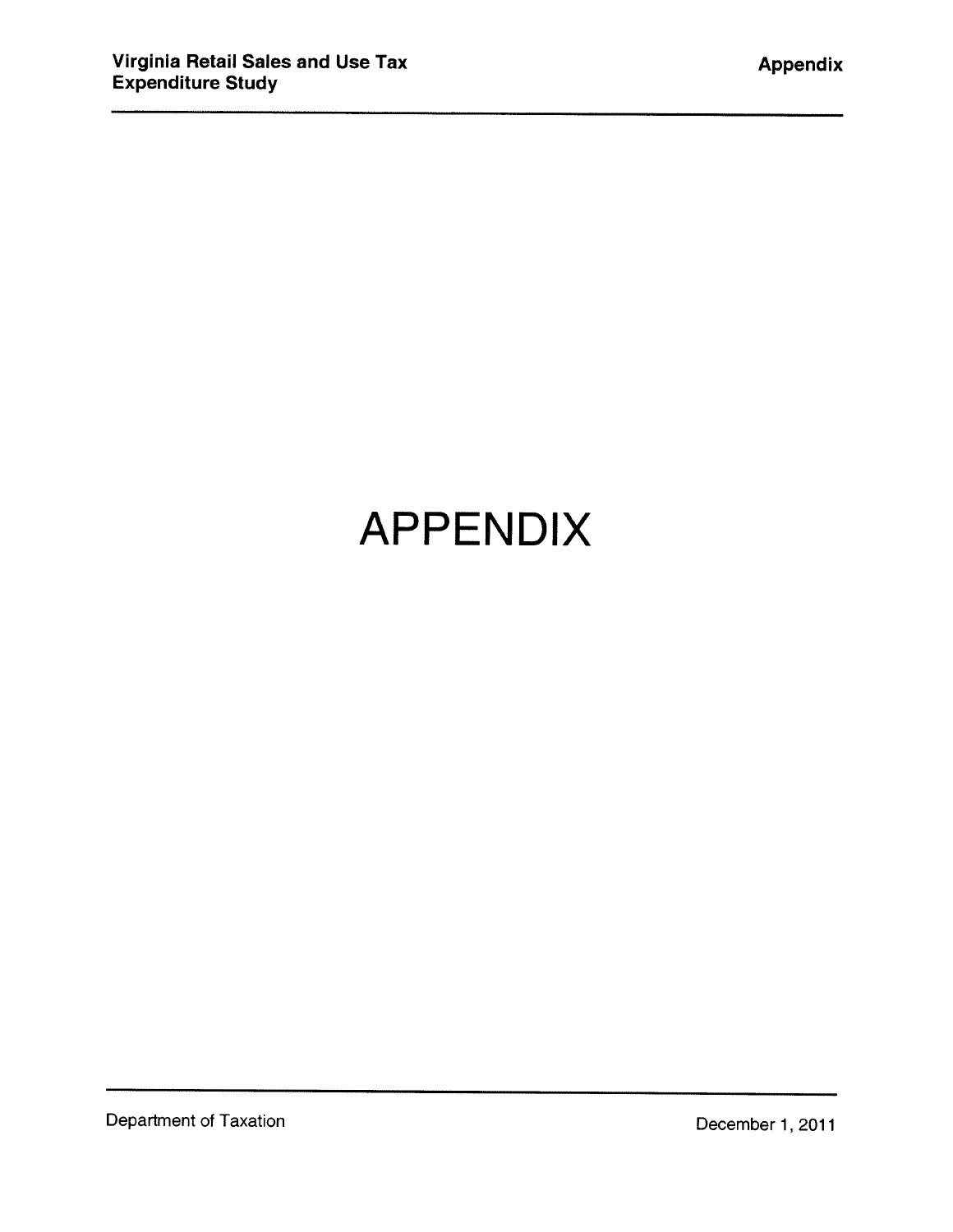# APPENDIX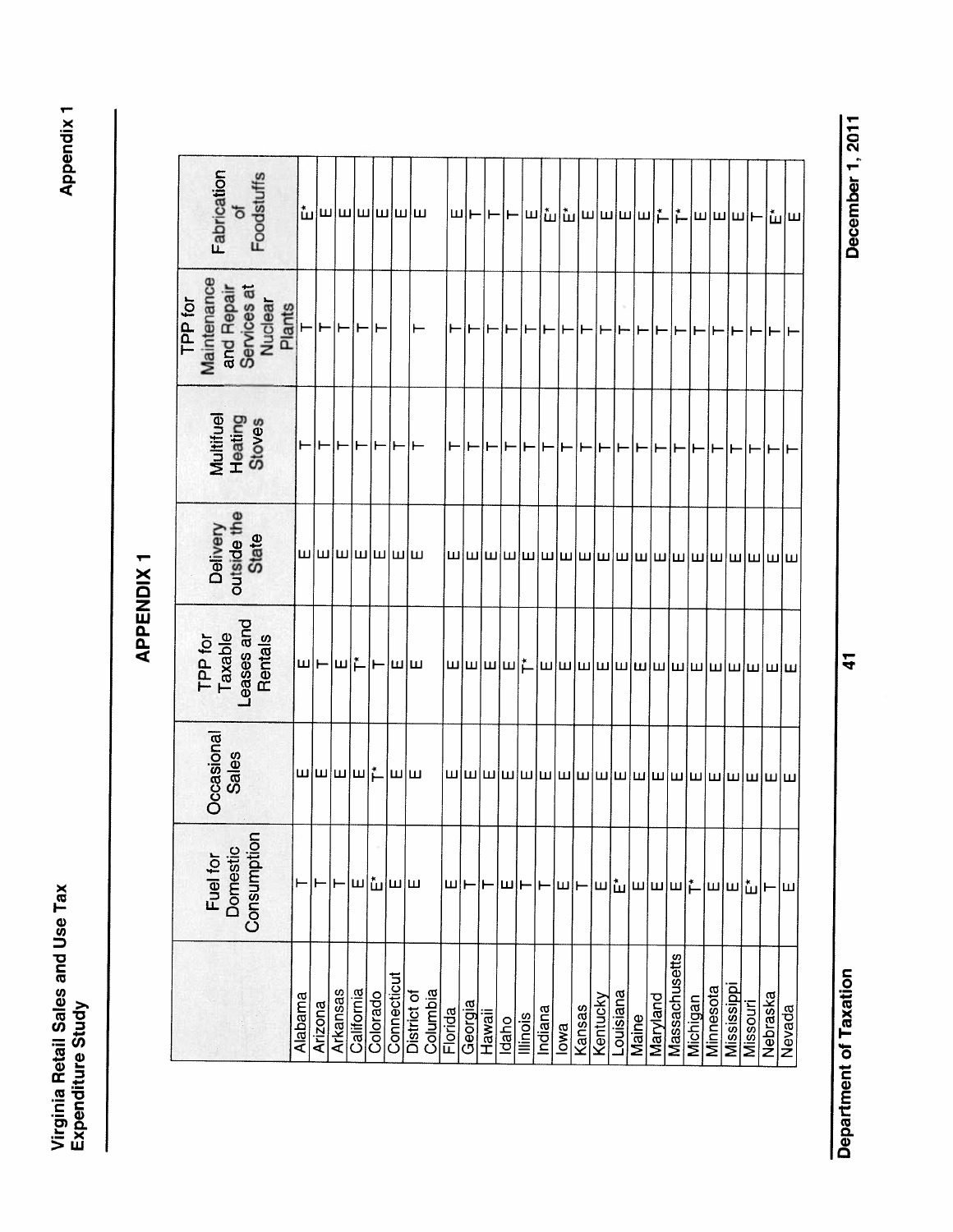# APPENDIX 1

| | Fuel for Domestic Consumption | Occasional Sales | TPP for Taxable Leases and Rentals | Delivery outside the State | Multifuel Heating Stoves | TPP for Maintenance and Repair Services at Nuclear Plants | Fabrication of Foodstuffs |
|---|---|---|---|---|---|---|---|
| Alabama | T | E | E | E | T | T | E* |
| Arizona | T | E | T | E | T | T | E |
| Arkansas | T | E | E | E | T | T | E |
| California | E | E | T* | E | T | T | E |
| Colorado | E* | T* | T | E | T | T | E |
| Connecticut | E | E | E | E | T | | E |
| District of Columbia | E | E | E | E | T | T | E |
| Florida | E | E | E | E | T | T | E |
| Georgia | T | E | E | E | T | T | T |
| Hawaii | T | E | E | E | T | T | T |
| Idaho | E | E | E | E | T | T | T |
| Illinois | T | E | T* | E | T | T | E |
| Indiana | T | E | E | E | T | T | E* |
| Iowa | E | E | E | E | T | T | E* |
| Kansas | T | E | E | E | T | T | E |
| Kentucky | E | E | E | E | T | T | E |
| Louisiana | E* | E | E | E | T | T | E |
| Maine | E | E | E | E | T | T | E |
| Maryland | E | E | E | E | T | T | T* |
| Massachusetts | E | E | E | E | T | T | T* |
| Michigan | T* | E | E | E | T | T | E |
| Minnesota | E | E | E | E | T | T | E |
| Mississippi | E | E | E | E | T | T | E |
| Missouri | E* | E | E | E | T | T | T |
| Nebraska | T | E | E | E | T | T | E* |
| Nevada | E | E | E | E | T | T | E |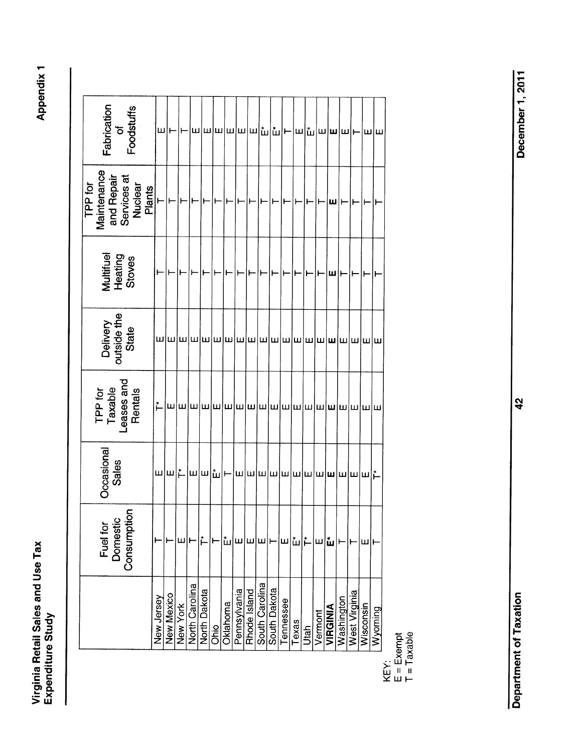# Appendix 1

| | Fuel for Domestic Consumption | Occasional Sales | TPP for Taxable Leases and Rentals | Delivery outside the State | Multifuel Heating Stoves | TPP for Maintenance and Repair Services at Nuclear Plants | Fabrication of Foodstuffs |
|---|---|---|---|---|---|---|---|
| New Jersey | T | E | T* | E | T | T | E |
| New Mexico | T | E | E | E | T | T | T |
| New York | E | T* | E | E | T | T | T |
| North Carolina | T | E | E | E | T | T | E |
| North Dakota | T* | E | E | E | T | T | E |
| Ohio | T | E* | E | E | T | T | E |
| Oklahoma | E* | T | E | E | T | T | E |
| Pennsylvania | E | E | E | E | T | T | E |
| Rhode Island | E | E | E | E | T | T | E |
| South Carolina | E | E | E | E | T | T | E* |
| South Dakota | T | E | E | E | T | T | E* |
| Tennessee | E | E | E | E | T | T | T |
| Texas | E* | E | E | E | T | T | E |
| Utah | T* | E | E | E | T | T | E* |
| Vermont | E | E | E | E | T | T | E |
| **VIRGINIA** | **E*** | **E** | **E** | **E** | **E** | **E** | **E** |
| Washington | T | E | E | E | T | T | E |
| West Virginia | T | E | E | E | T | T | T |
| Wisconsin | E | E | E | E | T | T | E |
| Wyoming | T | T* | E | E | T | T | E |

KEY:
E = Exempt
T = Taxable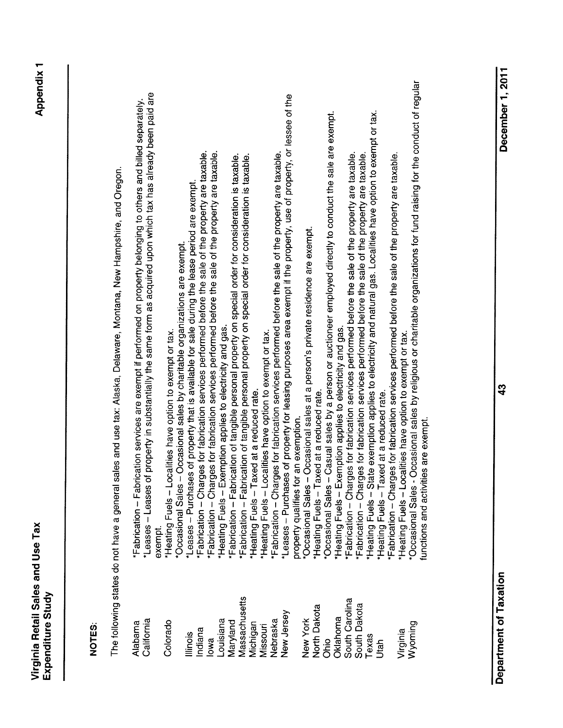**NOTES:**

The following states do not have a general sales and use tax: Alaska, Delaware, Montana, New Hampshire, and Oregon.

| State | Note |
|---|---|
| Alabama | *Fabrication – Fabrication services are exempt if performed on property belonging to others and billed separately. |
| California | *Leases – Leases of property in substantially the same form as acquired upon which tax has already been paid are exempt. |
| Colorado | *Heating Fuels – Localities have option to exempt or tax. |
| | *Occasional Sales – Occasional sales by charitable organizations are exempt. |
| Illinois | *Leases – Purchases of property that is available for sale during the lease period are exempt. |
| Indiana | *Fabrication – Charges for fabrication services performed before the sale of the property are taxable. |
| Iowa | *Fabrication – Charges for fabrication services performed before the sale of the property are taxable. |
| Louisiana | *Heating Fuels – Exemption applies to electricity and gas. |
| Maryland | *Fabrication – Fabrication of tangible personal property on special order for consideration is taxable. |
| Massachusetts | *Fabrication – Fabrication of tangible personal property on special order for consideration is taxable. |
| Michigan | *Heating Fuels – Taxed at a reduced rate. |
| Missouri | *Heating Fuels – Localities have option to exempt or tax. |
| Nebraska | *Fabrication – Charges for fabrication services performed before the sale of the property are taxable. |
| New Jersey | *Leases – Purchases of property for leasing purposes area exempt if the property, use of property, or lessee of the property qualifies for an exemption. |
| New York | *Occasional Sales – Occasional sales at a person's private residence are exempt. |
| North Dakota | *Heating Fuels – Taxed at a reduced rate. |
| Ohio | *Occasional Sales – Casual sales by a person or auctioneer employed directly to conduct the sale are exempt. |
| Oklahoma | *Heating Fuels – Exemption applies to electricity and gas. |
| South Carolina | *Fabrication – Charges for fabrication services performed before the sale of the property are taxable. |
| South Dakota | *Fabrication – Charges for fabrication services performed before the sale of the property are taxable. |
| Texas | *Heating Fuels – State exemption applies to electricity and natural gas. Localities have option to exempt or tax. |
| Utah | *Heating Fuels – Taxed at a reduced rate. |
| | *Fabrication – Charges for fabrication services performed before the sale of the property are taxable. |
| Virginia | *Heating Fuels – Localities have option to exempt or tax. |
| Wyoming | *Occasional Sales - Occasional sales by religious or charitable organizations for fund raising for the conduct of regular functions and activities are exempt. |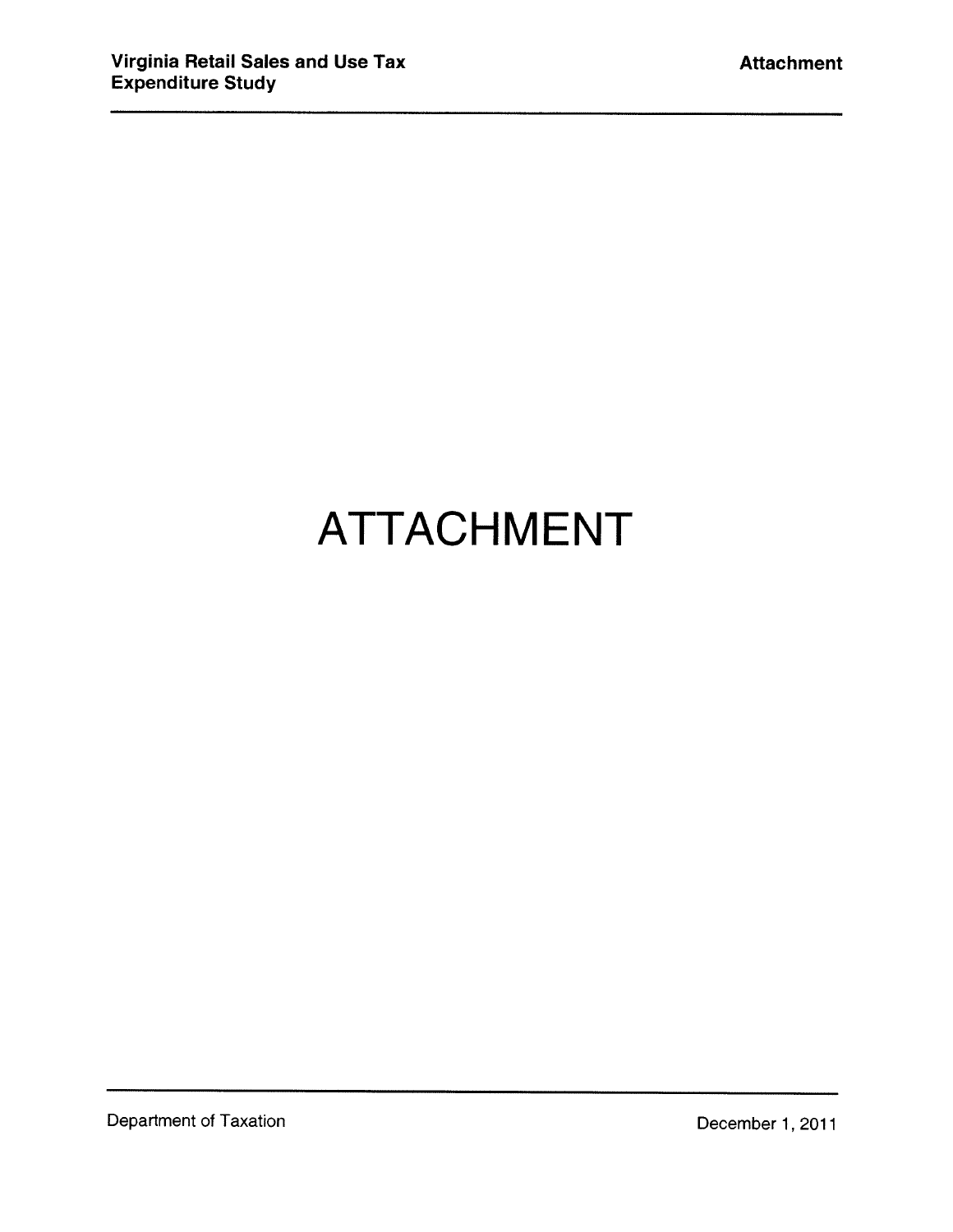# ATTACHMENT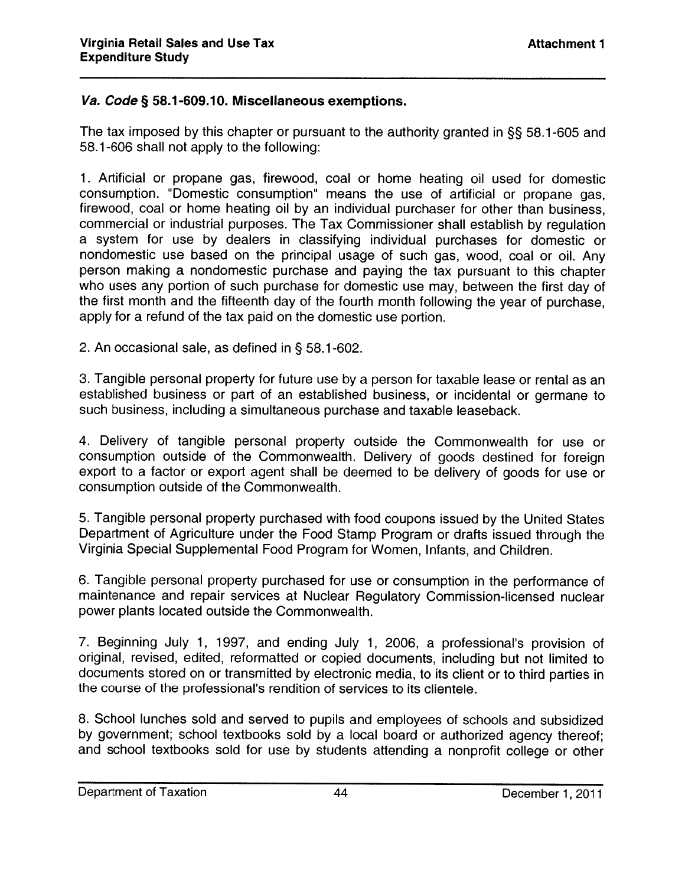### *Va. Code* § 58.1-609.10. Miscellaneous exemptions.

The tax imposed by this chapter or pursuant to the authority granted in §§ 58.1-605 and 58.1-606 shall not apply to the following:

1. Artificial or propane gas, firewood, coal or home heating oil used for domestic consumption. "Domestic consumption" means the use of artificial or propane gas, firewood, coal or home heating oil by an individual purchaser for other than business, commercial or industrial purposes. The Tax Commissioner shall establish by regulation a system for use by dealers in classifying individual purchases for domestic or nondomestic use based on the principal usage of such gas, wood, coal or oil. Any person making a nondomestic purchase and paying the tax pursuant to this chapter who uses any portion of such purchase for domestic use may, between the first day of the first month and the fifteenth day of the fourth month following the year of purchase, apply for a refund of the tax paid on the domestic use portion.

2. An occasional sale, as defined in § 58.1-602.

3. Tangible personal property for future use by a person for taxable lease or rental as an established business or part of an established business, or incidental or germane to such business, including a simultaneous purchase and taxable leaseback.

4. Delivery of tangible personal property outside the Commonwealth for use or consumption outside of the Commonwealth. Delivery of goods destined for foreign export to a factor or export agent shall be deemed to be delivery of goods for use or consumption outside of the Commonwealth.

5. Tangible personal property purchased with food coupons issued by the United States Department of Agriculture under the Food Stamp Program or drafts issued through the Virginia Special Supplemental Food Program for Women, Infants, and Children.

6. Tangible personal property purchased for use or consumption in the performance of maintenance and repair services at Nuclear Regulatory Commission-licensed nuclear power plants located outside the Commonwealth.

7. Beginning July 1, 1997, and ending July 1, 2006, a professional's provision of original, revised, edited, reformatted or copied documents, including but not limited to documents stored on or transmitted by electronic media, to its client or to third parties in the course of the professional's rendition of services to its clientele.

8. School lunches sold and served to pupils and employees of schools and subsidized by government; school textbooks sold by a local board or authorized agency thereof; and school textbooks sold for use by students attending a nonprofit college or other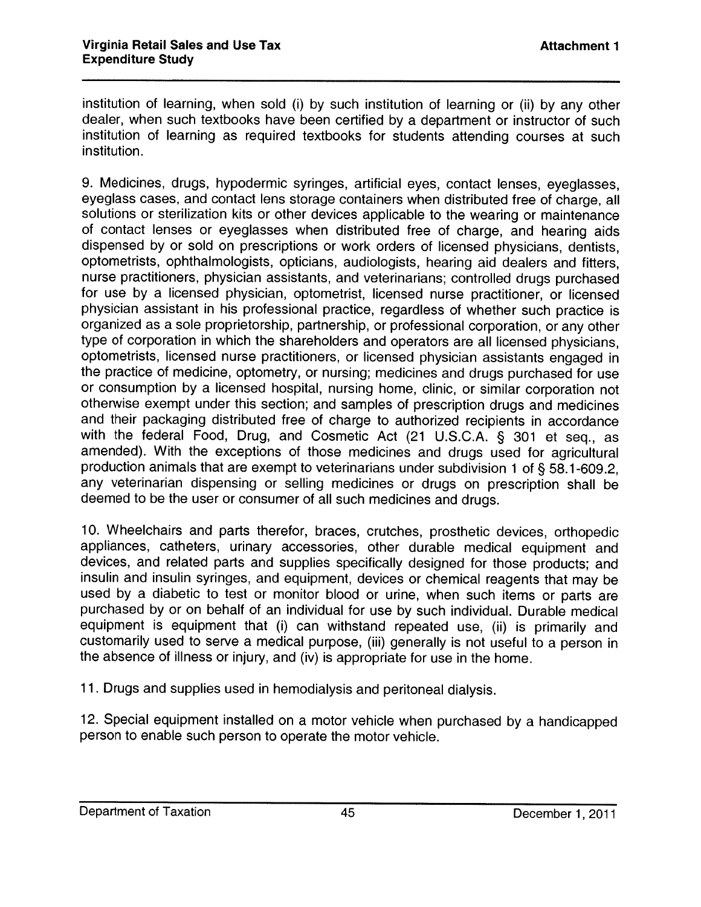institution of learning, when sold (i) by such institution of learning or (ii) by any other dealer, when such textbooks have been certified by a department or instructor of such institution of learning as required textbooks for students attending courses at such institution.

9. Medicines, drugs, hypodermic syringes, artificial eyes, contact lenses, eyeglasses, eyeglass cases, and contact lens storage containers when distributed free of charge, all solutions or sterilization kits or other devices applicable to the wearing or maintenance of contact lenses or eyeglasses when distributed free of charge, and hearing aids dispensed by or sold on prescriptions or work orders of licensed physicians, dentists, optometrists, ophthalmologists, opticians, audiologists, hearing aid dealers and fitters, nurse practitioners, physician assistants, and veterinarians; controlled drugs purchased for use by a licensed physician, optometrist, licensed nurse practitioner, or licensed physician assistant in his professional practice, regardless of whether such practice is organized as a sole proprietorship, partnership, or professional corporation, or any other type of corporation in which the shareholders and operators are all licensed physicians, optometrists, licensed nurse practitioners, or licensed physician assistants engaged in the practice of medicine, optometry, or nursing; medicines and drugs purchased for use or consumption by a licensed hospital, nursing home, clinic, or similar corporation not otherwise exempt under this section; and samples of prescription drugs and medicines and their packaging distributed free of charge to authorized recipients in accordance with the federal Food, Drug, and Cosmetic Act (21 U.S.C.A. § 301 et seq., as amended). With the exceptions of those medicines and drugs used for agricultural production animals that are exempt to veterinarians under subdivision 1 of § 58.1-609.2, any veterinarian dispensing or selling medicines or drugs on prescription shall be deemed to be the user or consumer of all such medicines and drugs.

10. Wheelchairs and parts therefor, braces, crutches, prosthetic devices, orthopedic appliances, catheters, urinary accessories, other durable medical equipment and devices, and related parts and supplies specifically designed for those products; and insulin and insulin syringes, and equipment, devices or chemical reagents that may be used by a diabetic to test or monitor blood or urine, when such items or parts are purchased by or on behalf of an individual for use by such individual. Durable medical equipment is equipment that (i) can withstand repeated use, (ii) is primarily and customarily used to serve a medical purpose, (iii) generally is not useful to a person in the absence of illness or injury, and (iv) is appropriate for use in the home.

11. Drugs and supplies used in hemodialysis and peritoneal dialysis.

12. Special equipment installed on a motor vehicle when purchased by a handicapped person to enable such person to operate the motor vehicle.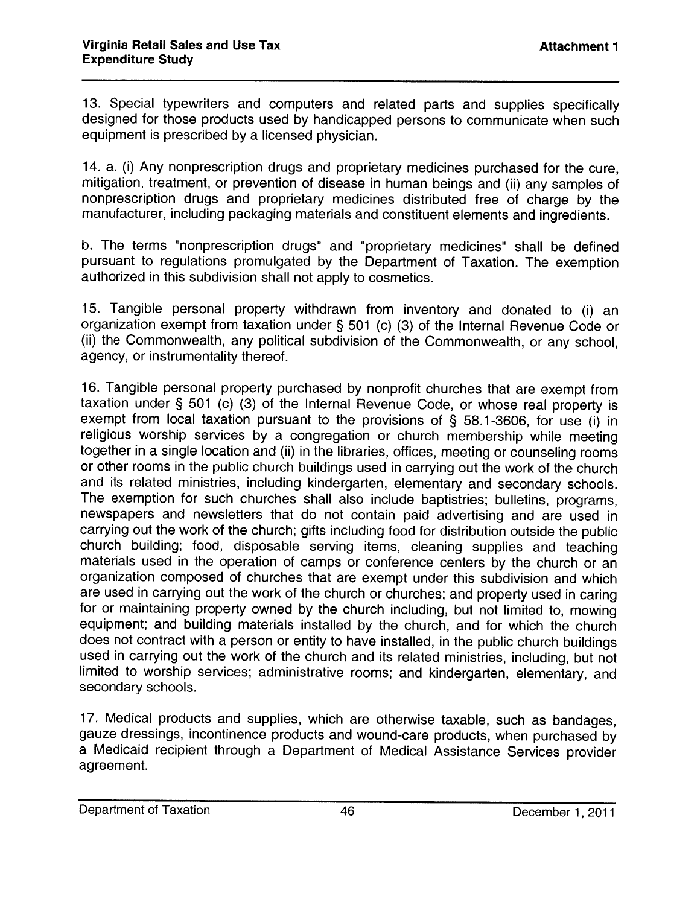13. Special typewriters and computers and related parts and supplies specifically designed for those products used by handicapped persons to communicate when such equipment is prescribed by a licensed physician.

14. a. (i) Any nonprescription drugs and proprietary medicines purchased for the cure, mitigation, treatment, or prevention of disease in human beings and (ii) any samples of nonprescription drugs and proprietary medicines distributed free of charge by the manufacturer, including packaging materials and constituent elements and ingredients.

b. The terms "nonprescription drugs" and "proprietary medicines" shall be defined pursuant to regulations promulgated by the Department of Taxation. The exemption authorized in this subdivision shall not apply to cosmetics.

15. Tangible personal property withdrawn from inventory and donated to (i) an organization exempt from taxation under § 501 (c) (3) of the Internal Revenue Code or (ii) the Commonwealth, any political subdivision of the Commonwealth, or any school, agency, or instrumentality thereof.

16. Tangible personal property purchased by nonprofit churches that are exempt from taxation under § 501 (c) (3) of the Internal Revenue Code, or whose real property is exempt from local taxation pursuant to the provisions of § 58.1-3606, for use (i) in religious worship services by a congregation or church membership while meeting together in a single location and (ii) in the libraries, offices, meeting or counseling rooms or other rooms in the public church buildings used in carrying out the work of the church and its related ministries, including kindergarten, elementary and secondary schools. The exemption for such churches shall also include baptistries; bulletins, programs, newspapers and newsletters that do not contain paid advertising and are used in carrying out the work of the church; gifts including food for distribution outside the public church building; food, disposable serving items, cleaning supplies and teaching materials used in the operation of camps or conference centers by the church or an organization composed of churches that are exempt under this subdivision and which are used in carrying out the work of the church or churches; and property used in caring for or maintaining property owned by the church including, but not limited to, mowing equipment; and building materials installed by the church, and for which the church does not contract with a person or entity to have installed, in the public church buildings used in carrying out the work of the church and its related ministries, including, but not limited to worship services; administrative rooms; and kindergarten, elementary, and secondary schools.

17. Medical products and supplies, which are otherwise taxable, such as bandages, gauze dressings, incontinence products and wound-care products, when purchased by a Medicaid recipient through a Department of Medical Assistance Services provider agreement.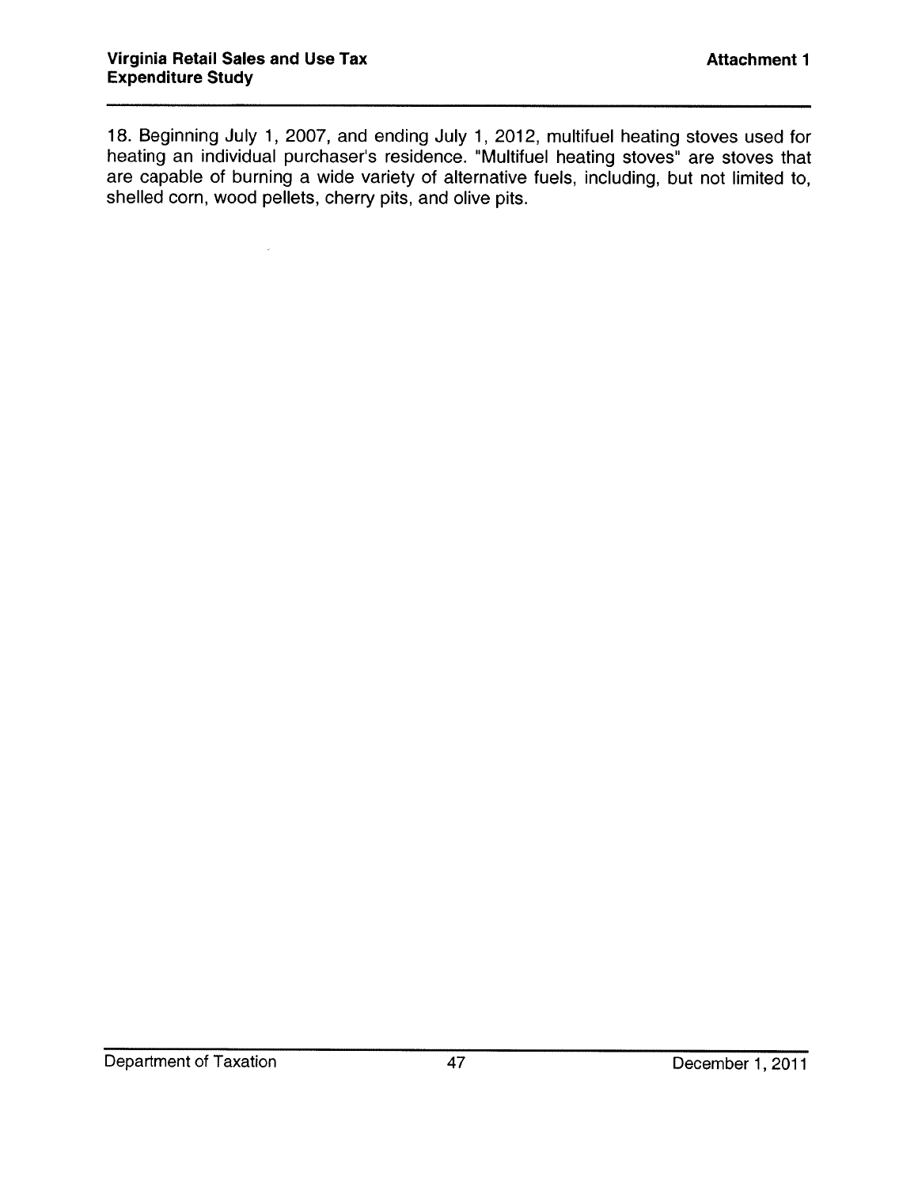18. Beginning July 1, 2007, and ending July 1, 2012, multifuel heating stoves used for heating an individual purchaser's residence. "Multifuel heating stoves" are stoves that are capable of burning a wide variety of alternative fuels, including, but not limited to, shelled corn, wood pellets, cherry pits, and olive pits.